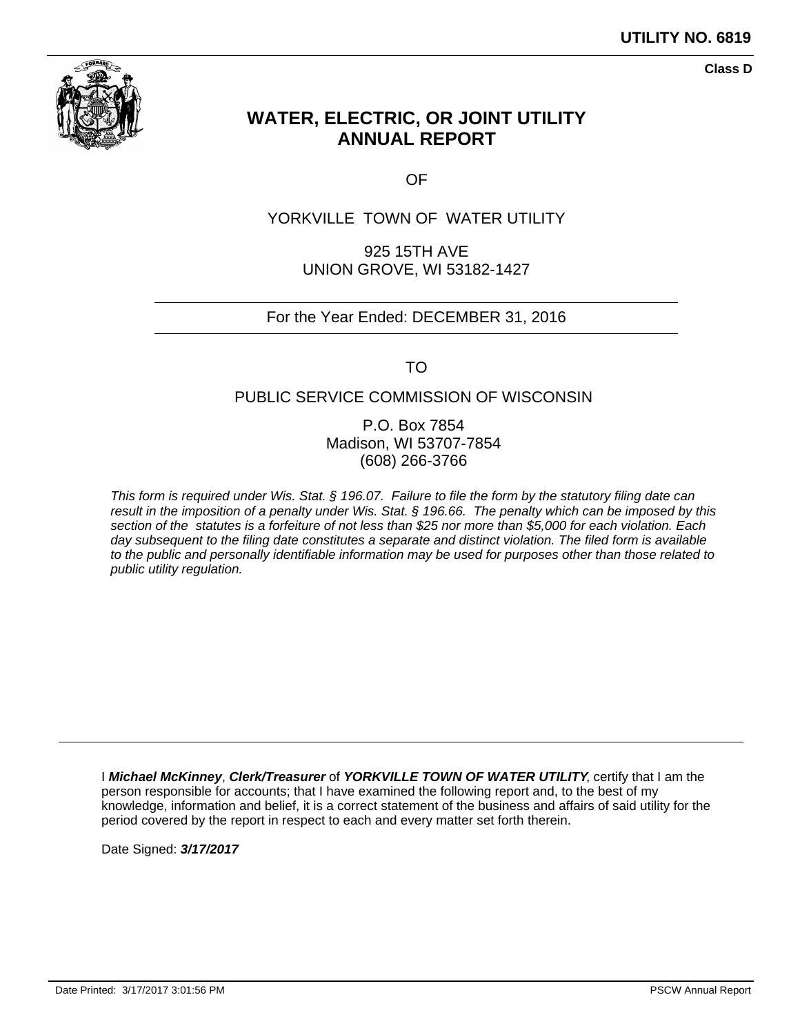**UTILITY NO. 6819**

**Class D**

# WATER, ELECTRIC, OR JOINT UTILITY ANNUAL REPORT

OF

YORKVILLE TOWN OF WATER UTILITY

925 15TH AVE
UNION GROVE, WI 53182-1427

For the Year Ended: DECEMBER 31, 2016

TO

PUBLIC SERVICE COMMISSION OF WISCONSIN

P.O. Box 7854
Madison, WI 53707-7854
(608) 266-3766

*This form is required under Wis. Stat. § 196.07. Failure to file the form by the statutory filing date can result in the imposition of a penalty under Wis. Stat. § 196.66. The penalty which can be imposed by this section of the statutes is a forfeiture of not less than $25 nor more than $5,000 for each violation. Each day subsequent to the filing date constitutes a separate and distinct violation. The filed form is available to the public and personally identifiable information may be used for purposes other than those related to public utility regulation.*

I ***Michael McKinney***, ***Clerk/Treasurer*** of ***YORKVILLE TOWN OF WATER UTILITY***, certify that I am the person responsible for accounts; that I have examined the following report and, to the best of my knowledge, information and belief, it is a correct statement of the business and affairs of said utility for the period covered by the report in respect to each and every matter set forth therein.

Date Signed: ***3/17/2017***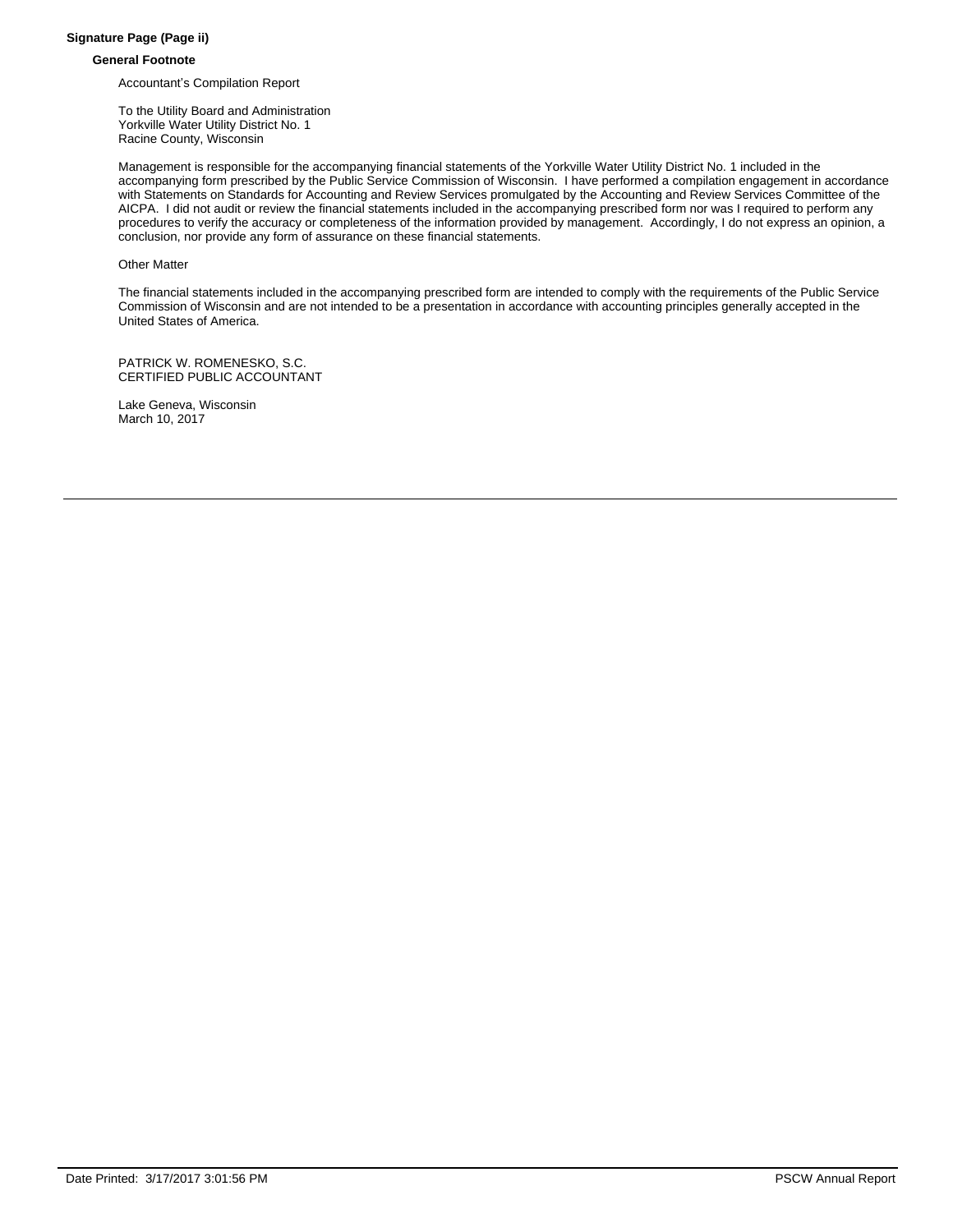**Signature Page (Page ii)**

**General Footnote**

Accountant's Compilation Report

To the Utility Board and Administration
Yorkville Water Utility District No. 1
Racine County, Wisconsin

Management is responsible for the accompanying financial statements of the Yorkville Water Utility District No. 1 included in the accompanying form prescribed by the Public Service Commission of Wisconsin. I have performed a compilation engagement in accordance with Statements on Standards for Accounting and Review Services promulgated by the Accounting and Review Services Committee of the AICPA. I did not audit or review the financial statements included in the accompanying prescribed form nor was I required to perform any procedures to verify the accuracy or completeness of the information provided by management. Accordingly, I do not express an opinion, a conclusion, nor provide any form of assurance on these financial statements.

Other Matter

The financial statements included in the accompanying prescribed form are intended to comply with the requirements of the Public Service Commission of Wisconsin and are not intended to be a presentation in accordance with accounting principles generally accepted in the United States of America.

PATRICK W. ROMENESKO, S.C.
CERTIFIED PUBLIC ACCOUNTANT

Lake Geneva, Wisconsin
March 10, 2017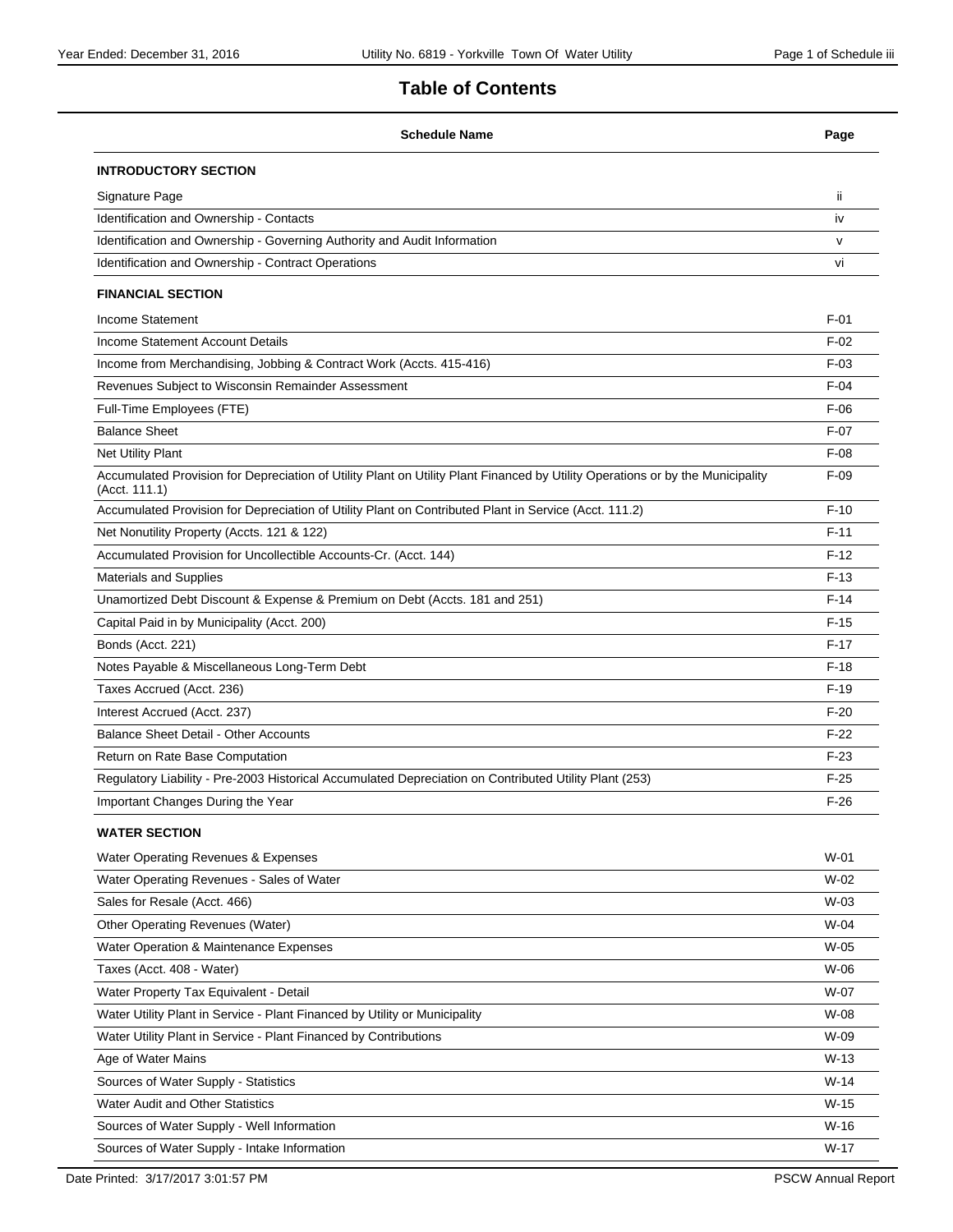# Table of Contents

| Schedule Name | Page |
|---|---|
| **INTRODUCTORY SECTION** | |
| Signature Page | ii |
| Identification and Ownership - Contacts | iv |
| Identification and Ownership - Governing Authority and Audit Information | v |
| Identification and Ownership - Contract Operations | vi |
| **FINANCIAL SECTION** | |
| Income Statement | F-01 |
| Income Statement Account Details | F-02 |
| Income from Merchandising, Jobbing & Contract Work (Accts. 415-416) | F-03 |
| Revenues Subject to Wisconsin Remainder Assessment | F-04 |
| Full-Time Employees (FTE) | F-06 |
| Balance Sheet | F-07 |
| Net Utility Plant | F-08 |
| Accumulated Provision for Depreciation of Utility Plant on Utility Plant Financed by Utility Operations or by the Municipality (Acct. 111.1) | F-09 |
| Accumulated Provision for Depreciation of Utility Plant on Contributed Plant in Service (Acct. 111.2) | F-10 |
| Net Nonutility Property (Accts. 121 & 122) | F-11 |
| Accumulated Provision for Uncollectible Accounts-Cr. (Acct. 144) | F-12 |
| Materials and Supplies | F-13 |
| Unamortized Debt Discount & Expense & Premium on Debt (Accts. 181 and 251) | F-14 |
| Capital Paid in by Municipality (Acct. 200) | F-15 |
| Bonds (Acct. 221) | F-17 |
| Notes Payable & Miscellaneous Long-Term Debt | F-18 |
| Taxes Accrued (Acct. 236) | F-19 |
| Interest Accrued (Acct. 237) | F-20 |
| Balance Sheet Detail - Other Accounts | F-22 |
| Return on Rate Base Computation | F-23 |
| Regulatory Liability - Pre-2003 Historical Accumulated Depreciation on Contributed Utility Plant (253) | F-25 |
| Important Changes During the Year | F-26 |
| **WATER SECTION** | |
| Water Operating Revenues & Expenses | W-01 |
| Water Operating Revenues - Sales of Water | W-02 |
| Sales for Resale (Acct. 466) | W-03 |
| Other Operating Revenues (Water) | W-04 |
| Water Operation & Maintenance Expenses | W-05 |
| Taxes (Acct. 408 - Water) | W-06 |
| Water Property Tax Equivalent - Detail | W-07 |
| Water Utility Plant in Service - Plant Financed by Utility or Municipality | W-08 |
| Water Utility Plant in Service - Plant Financed by Contributions | W-09 |
| Age of Water Mains | W-13 |
| Sources of Water Supply - Statistics | W-14 |
| Water Audit and Other Statistics | W-15 |
| Sources of Water Supply - Well Information | W-16 |
| Sources of Water Supply - Intake Information | W-17 |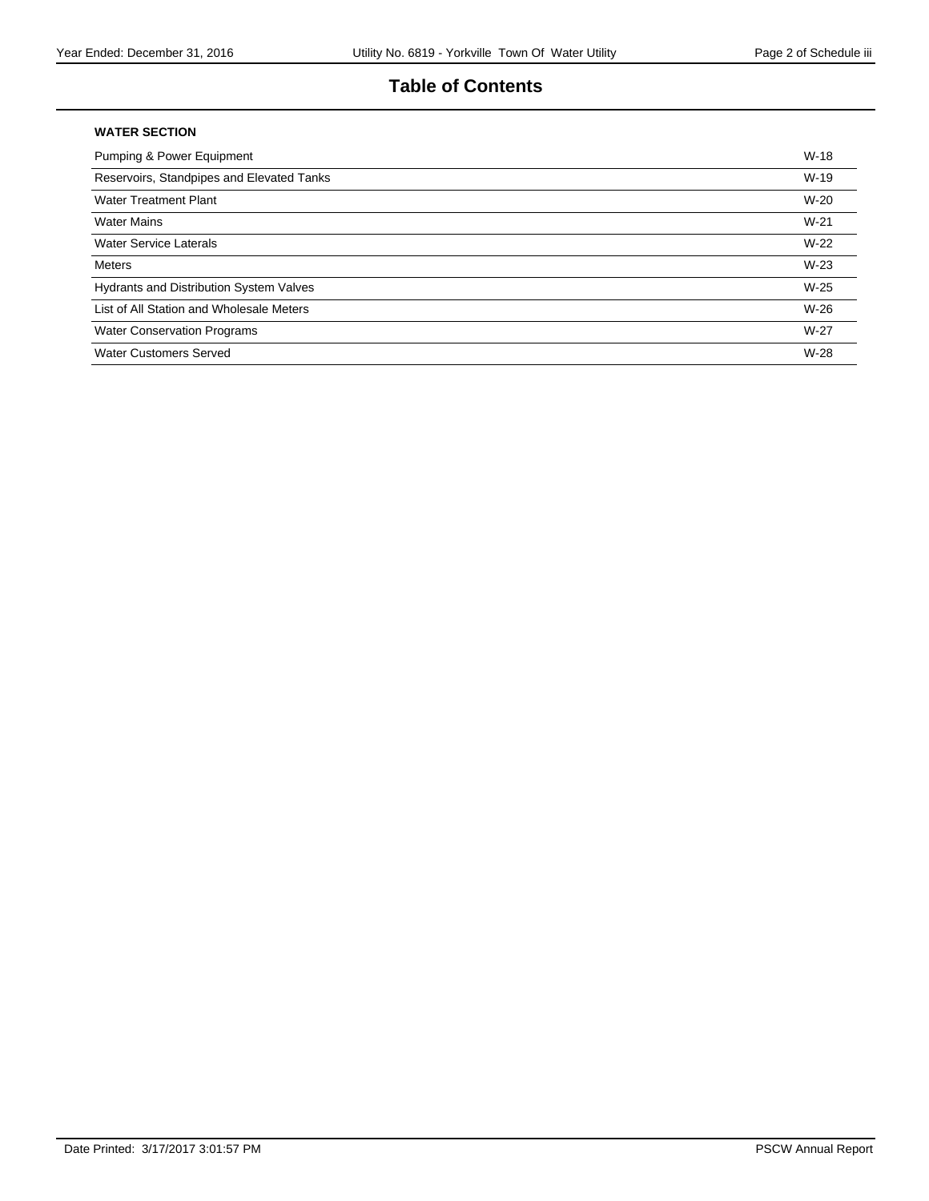# Table of Contents

**WATER SECTION**

| | |
|---|---|
| Pumping & Power Equipment | W-18 |
| Reservoirs, Standpipes and Elevated Tanks | W-19 |
| Water Treatment Plant | W-20 |
| Water Mains | W-21 |
| Water Service Laterals | W-22 |
| Meters | W-23 |
| Hydrants and Distribution System Valves | W-25 |
| List of All Station and Wholesale Meters | W-26 |
| Water Conservation Programs | W-27 |
| Water Customers Served | W-28 |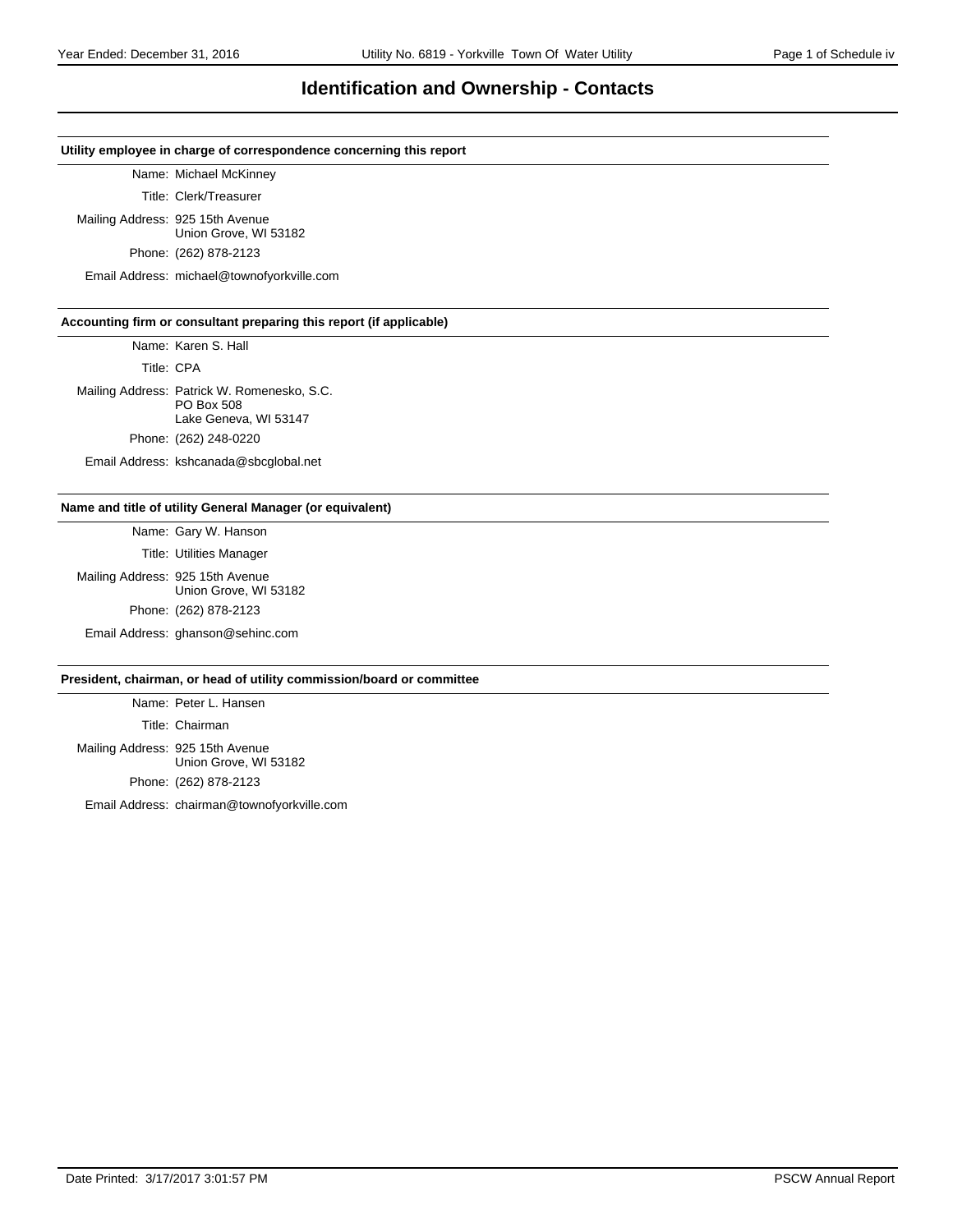# Identification and Ownership - Contacts

**Utility employee in charge of correspondence concerning this report**

Name: Michael McKinney

Title: Clerk/Treasurer

Mailing Address: 925 15th Avenue
Union Grove, WI 53182

Phone: (262) 878-2123

Email Address: michael@townofyorkville.com

**Accounting firm or consultant preparing this report (if applicable)**

Name: Karen S. Hall

Title: CPA

Mailing Address: Patrick W. Romenesko, S.C.
PO Box 508
Lake Geneva, WI 53147

Phone: (262) 248-0220

Email Address: kshcanada@sbcglobal.net

**Name and title of utility General Manager (or equivalent)**

Name: Gary W. Hanson

Title: Utilities Manager

Mailing Address: 925 15th Avenue
Union Grove, WI 53182

Phone: (262) 878-2123

Email Address: ghanson@sehinc.com

**President, chairman, or head of utility commission/board or committee**

Name: Peter L. Hansen

Title: Chairman

Mailing Address: 925 15th Avenue
Union Grove, WI 53182

Phone: (262) 878-2123

Email Address: chairman@townofyorkville.com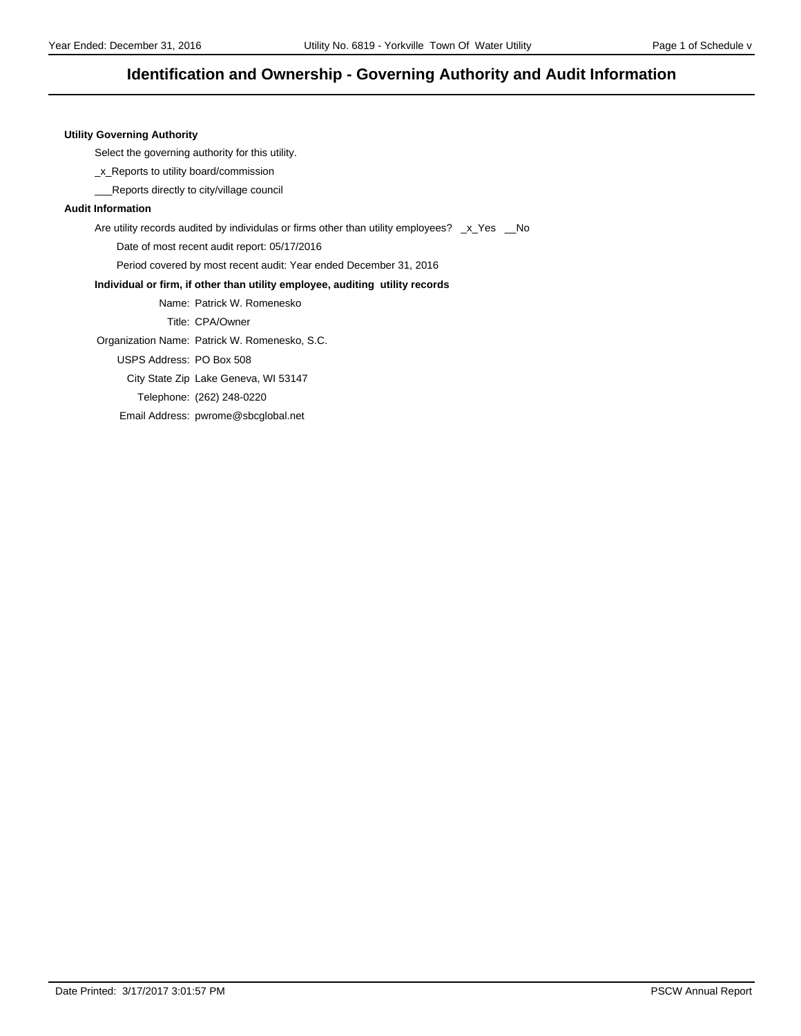# Identification and Ownership - Governing Authority and Audit Information

**Utility Governing Authority**

Select the governing authority for this utility.

_x_Reports to utility board/commission

___Reports directly to city/village council

**Audit Information**

Are utility records audited by individulas or firms other than utility employees? _x_Yes __No

Date of most recent audit report: 05/17/2016

Period covered by most recent audit: Year ended December 31, 2016

**Individual or firm, if other than utility employee, auditing utility records**

Name: Patrick W. Romenesko

Title: CPA/Owner

Organization Name: Patrick W. Romenesko, S.C.

USPS Address: PO Box 508

City State Zip Lake Geneva, WI 53147

Telephone: (262) 248-0220

Email Address: pwrome@sbcglobal.net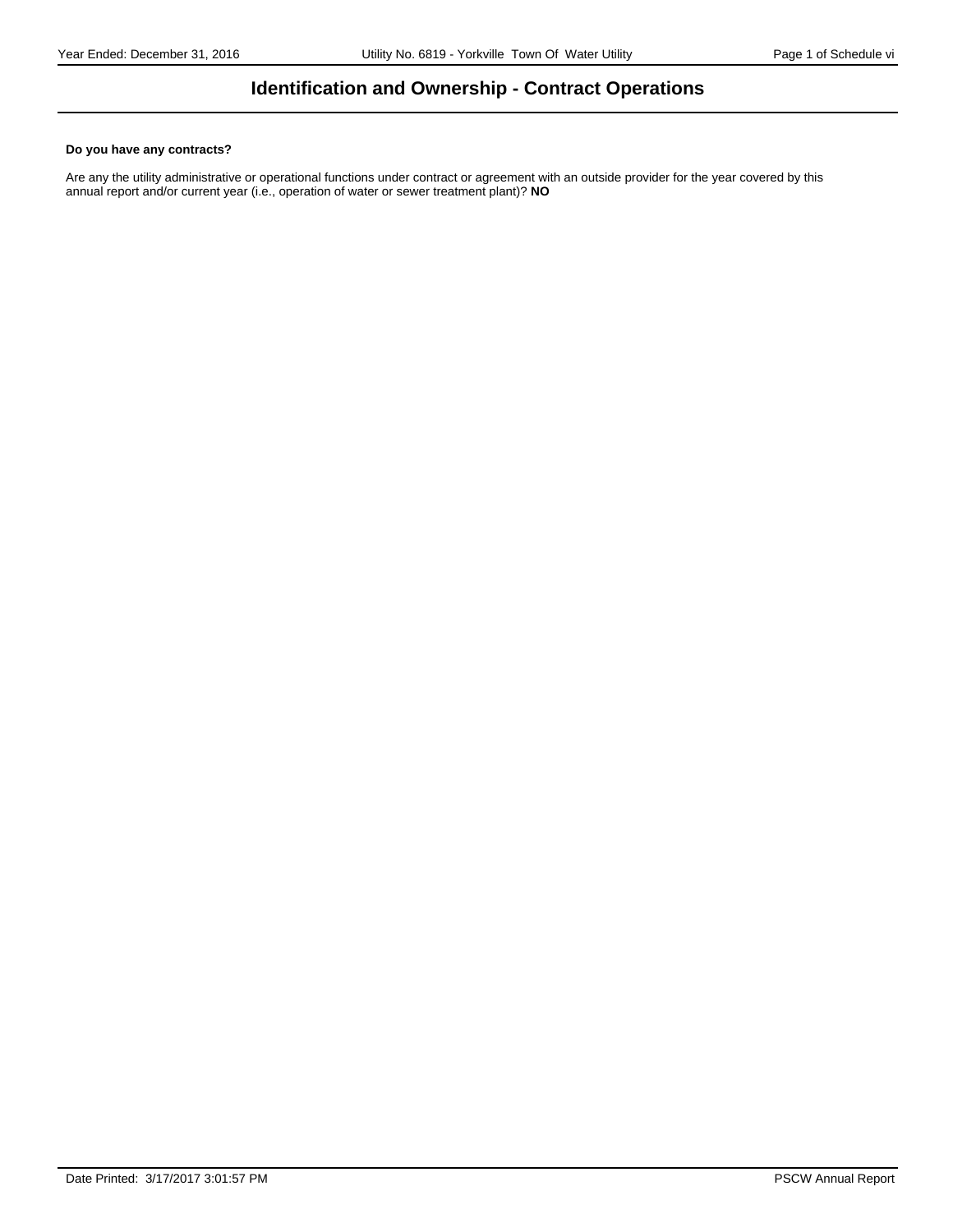# Identification and Ownership - Contract Operations

**Do you have any contracts?**

Are any the utility administrative or operational functions under contract or agreement with an outside provider for the year covered by this annual report and/or current year (i.e., operation of water or sewer treatment plant)? **NO**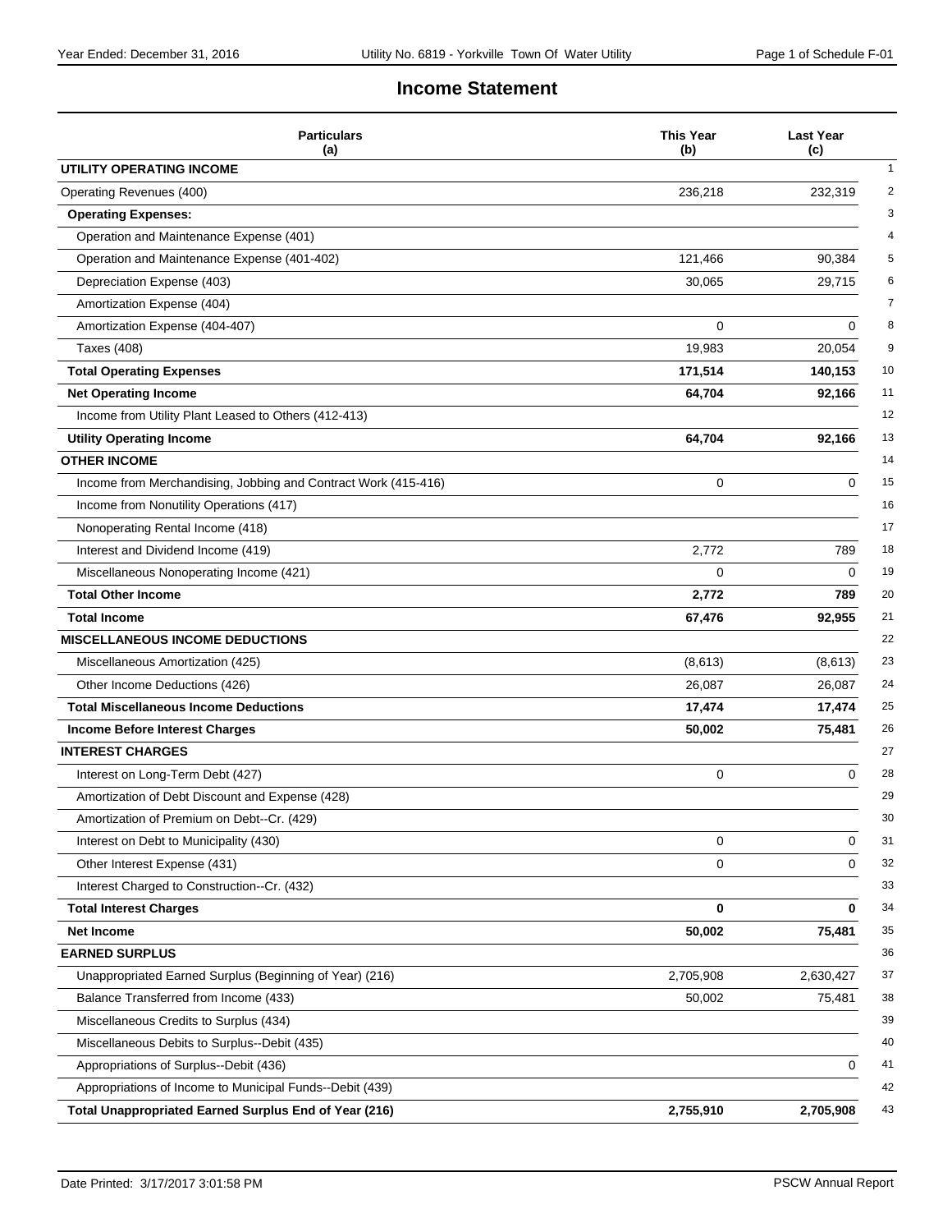# Income Statement

| Particulars (a) | This Year (b) | Last Year (c) | |
|---|---|---|---|
| **UTILITY OPERATING INCOME** | | | 1 |
| Operating Revenues (400) | 236,218 | 232,319 | 2 |
| **Operating Expenses:** | | | 3 |
| Operation and Maintenance Expense (401) | | | 4 |
| Operation and Maintenance Expense (401-402) | 121,466 | 90,384 | 5 |
| Depreciation Expense (403) | 30,065 | 29,715 | 6 |
| Amortization Expense (404) | | | 7 |
| Amortization Expense (404-407) | 0 | 0 | 8 |
| Taxes (408) | 19,983 | 20,054 | 9 |
| **Total Operating Expenses** | **171,514** | **140,153** | 10 |
| **Net Operating Income** | **64,704** | **92,166** | 11 |
| Income from Utility Plant Leased to Others (412-413) | | | 12 |
| **Utility Operating Income** | **64,704** | **92,166** | 13 |
| **OTHER INCOME** | | | 14 |
| Income from Merchandising, Jobbing and Contract Work (415-416) | 0 | 0 | 15 |
| Income from Nonutility Operations (417) | | | 16 |
| Nonoperating Rental Income (418) | | | 17 |
| Interest and Dividend Income (419) | 2,772 | 789 | 18 |
| Miscellaneous Nonoperating Income (421) | 0 | 0 | 19 |
| **Total Other Income** | **2,772** | **789** | 20 |
| **Total Income** | **67,476** | **92,955** | 21 |
| **MISCELLANEOUS INCOME DEDUCTIONS** | | | 22 |
| Miscellaneous Amortization (425) | (8,613) | (8,613) | 23 |
| Other Income Deductions (426) | 26,087 | 26,087 | 24 |
| **Total Miscellaneous Income Deductions** | **17,474** | **17,474** | 25 |
| **Income Before Interest Charges** | **50,002** | **75,481** | 26 |
| **INTEREST CHARGES** | | | 27 |
| Interest on Long-Term Debt (427) | 0 | 0 | 28 |
| Amortization of Debt Discount and Expense (428) | | | 29 |
| Amortization of Premium on Debt--Cr. (429) | | | 30 |
| Interest on Debt to Municipality (430) | 0 | 0 | 31 |
| Other Interest Expense (431) | 0 | 0 | 32 |
| Interest Charged to Construction--Cr. (432) | | | 33 |
| **Total Interest Charges** | **0** | **0** | 34 |
| **Net Income** | **50,002** | **75,481** | 35 |
| **EARNED SURPLUS** | | | 36 |
| Unappropriated Earned Surplus (Beginning of Year) (216) | 2,705,908 | 2,630,427 | 37 |
| Balance Transferred from Income (433) | 50,002 | 75,481 | 38 |
| Miscellaneous Credits to Surplus (434) | | | 39 |
| Miscellaneous Debits to Surplus--Debit (435) | | | 40 |
| Appropriations of Surplus--Debit (436) | | 0 | 41 |
| Appropriations of Income to Municipal Funds--Debit (439) | | | 42 |
| **Total Unappropriated Earned Surplus End of Year (216)** | **2,755,910** | **2,705,908** | 43 |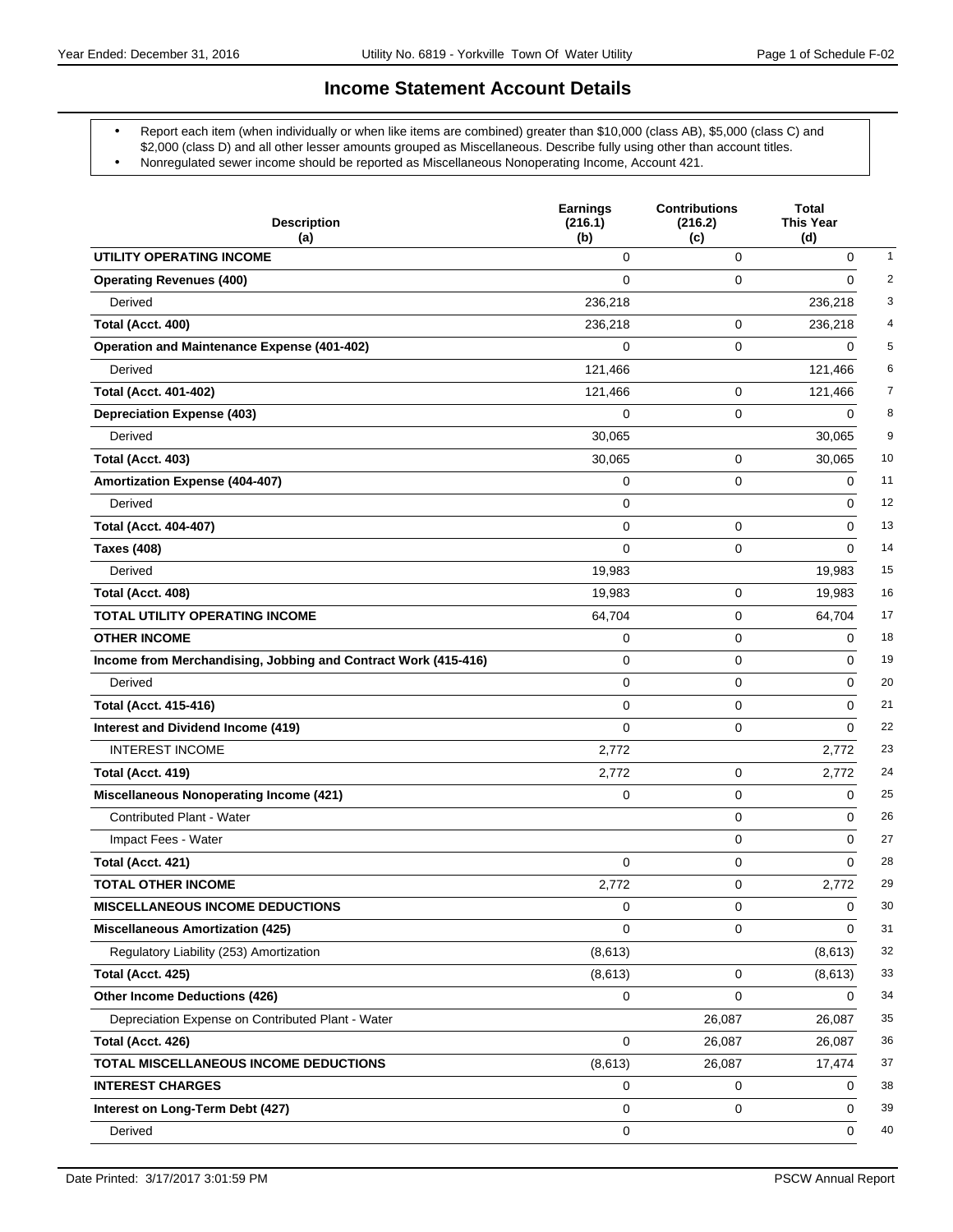# Income Statement Account Details

- Report each item (when individually or when like items are combined) greater than $10,000 (class AB), $5,000 (class C) and $2,000 (class D) and all other lesser amounts grouped as Miscellaneous. Describe fully using other than account titles.
- Nonregulated sewer income should be reported as Miscellaneous Nonoperating Income, Account 421.

| Description (a) | Earnings (216.1) (b) | Contributions (216.2) (c) | Total This Year (d) | |
|---|---|---|---|---|
| **UTILITY OPERATING INCOME** | 0 | 0 | 0 | 1 |
| **Operating Revenues (400)** | 0 | 0 | 0 | 2 |
| Derived | 236,218 | | 236,218 | 3 |
| **Total (Acct. 400)** | 236,218 | 0 | 236,218 | 4 |
| **Operation and Maintenance Expense (401-402)** | 0 | 0 | 0 | 5 |
| Derived | 121,466 | | 121,466 | 6 |
| **Total (Acct. 401-402)** | 121,466 | 0 | 121,466 | 7 |
| **Depreciation Expense (403)** | 0 | 0 | 0 | 8 |
| Derived | 30,065 | | 30,065 | 9 |
| **Total (Acct. 403)** | 30,065 | 0 | 30,065 | 10 |
| **Amortization Expense (404-407)** | 0 | 0 | 0 | 11 |
| Derived | 0 | | 0 | 12 |
| **Total (Acct. 404-407)** | 0 | 0 | 0 | 13 |
| **Taxes (408)** | 0 | 0 | 0 | 14 |
| Derived | 19,983 | | 19,983 | 15 |
| **Total (Acct. 408)** | 19,983 | 0 | 19,983 | 16 |
| **TOTAL UTILITY OPERATING INCOME** | 64,704 | 0 | 64,704 | 17 |
| **OTHER INCOME** | 0 | 0 | 0 | 18 |
| **Income from Merchandising, Jobbing and Contract Work (415-416)** | 0 | 0 | 0 | 19 |
| Derived | 0 | 0 | 0 | 20 |
| **Total (Acct. 415-416)** | 0 | 0 | 0 | 21 |
| **Interest and Dividend Income (419)** | 0 | 0 | 0 | 22 |
| INTEREST INCOME | 2,772 | | 2,772 | 23 |
| **Total (Acct. 419)** | 2,772 | 0 | 2,772 | 24 |
| **Miscellaneous Nonoperating Income (421)** | 0 | 0 | 0 | 25 |
| Contributed Plant - Water | | 0 | 0 | 26 |
| Impact Fees - Water | | 0 | 0 | 27 |
| **Total (Acct. 421)** | 0 | 0 | 0 | 28 |
| **TOTAL OTHER INCOME** | 2,772 | 0 | 2,772 | 29 |
| **MISCELLANEOUS INCOME DEDUCTIONS** | 0 | 0 | 0 | 30 |
| **Miscellaneous Amortization (425)** | 0 | 0 | 0 | 31 |
| Regulatory Liability (253) Amortization | (8,613) | | (8,613) | 32 |
| **Total (Acct. 425)** | (8,613) | 0 | (8,613) | 33 |
| **Other Income Deductions (426)** | 0 | 0 | 0 | 34 |
| Depreciation Expense on Contributed Plant - Water | | 26,087 | 26,087 | 35 |
| **Total (Acct. 426)** | 0 | 26,087 | 26,087 | 36 |
| **TOTAL MISCELLANEOUS INCOME DEDUCTIONS** | (8,613) | 26,087 | 17,474 | 37 |
| **INTEREST CHARGES** | 0 | 0 | 0 | 38 |
| **Interest on Long-Term Debt (427)** | 0 | 0 | 0 | 39 |
| Derived | 0 | | 0 | 40 |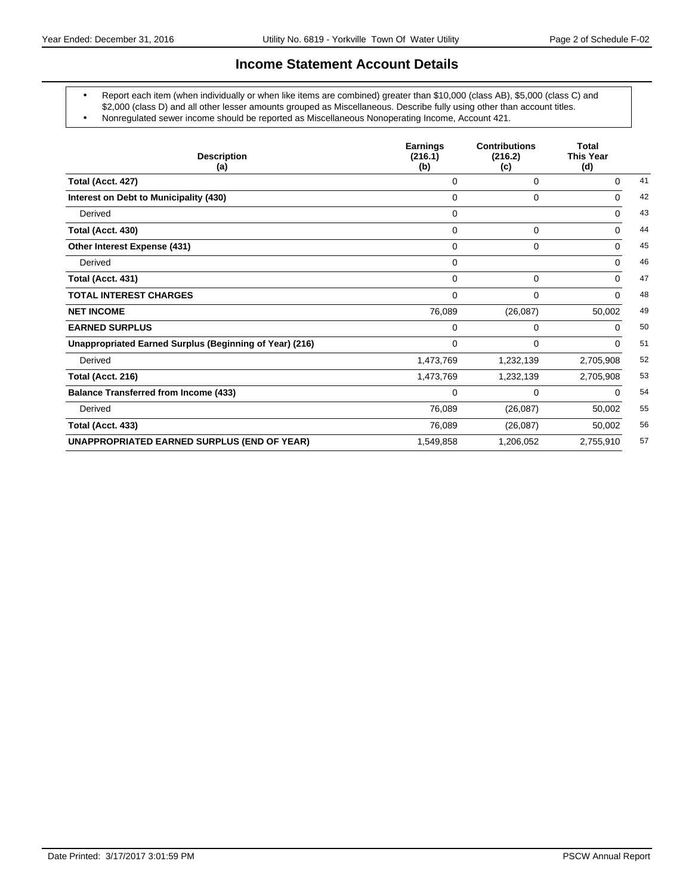# Income Statement Account Details

- Report each item (when individually or when like items are combined) greater than $10,000 (class AB), $5,000 (class C) and $2,000 (class D) and all other lesser amounts grouped as Miscellaneous. Describe fully using other than account titles.
- Nonregulated sewer income should be reported as Miscellaneous Nonoperating Income, Account 421.

| Description (a) | Earnings (216.1) (b) | Contributions (216.2) (c) | Total This Year (d) | |
|---|---|---|---|---|
| **Total (Acct. 427)** | 0 | 0 | 0 | 41 |
| **Interest on Debt to Municipality (430)** | 0 | 0 | 0 | 42 |
| Derived | 0 | | 0 | 43 |
| **Total (Acct. 430)** | 0 | 0 | 0 | 44 |
| **Other Interest Expense (431)** | 0 | 0 | 0 | 45 |
| Derived | 0 | | 0 | 46 |
| **Total (Acct. 431)** | 0 | 0 | 0 | 47 |
| **TOTAL INTEREST CHARGES** | 0 | 0 | 0 | 48 |
| **NET INCOME** | 76,089 | (26,087) | 50,002 | 49 |
| **EARNED SURPLUS** | 0 | 0 | 0 | 50 |
| **Unappropriated Earned Surplus (Beginning of Year) (216)** | 0 | 0 | 0 | 51 |
| Derived | 1,473,769 | 1,232,139 | 2,705,908 | 52 |
| **Total (Acct. 216)** | 1,473,769 | 1,232,139 | 2,705,908 | 53 |
| **Balance Transferred from Income (433)** | 0 | 0 | 0 | 54 |
| Derived | 76,089 | (26,087) | 50,002 | 55 |
| **Total (Acct. 433)** | 76,089 | (26,087) | 50,002 | 56 |
| **UNAPPROPRIATED EARNED SURPLUS (END OF YEAR)** | 1,549,858 | 1,206,052 | 2,755,910 | 57 |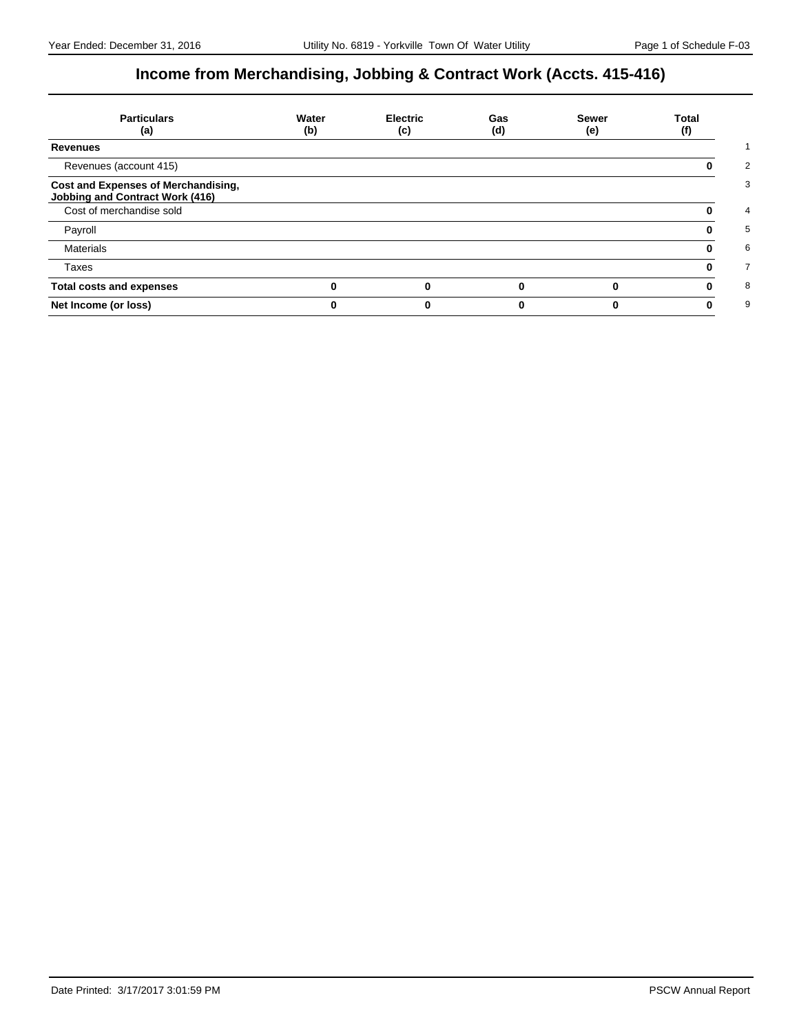## Income from Merchandising, Jobbing & Contract Work (Accts. 415-416)

| Particulars (a) | Water (b) | Electric (c) | Gas (d) | Sewer (e) | Total (f) | |
|---|---|---|---|---|---|---|
| **Revenues** | | | | | | 1 |
| Revenues (account 415) | | | | | **0** | 2 |
| **Cost and Expenses of Merchandising, Jobbing and Contract Work (416)** | | | | | | 3 |
| Cost of merchandise sold | | | | | **0** | 4 |
| Payroll | | | | | **0** | 5 |
| Materials | | | | | **0** | 6 |
| Taxes | | | | | **0** | 7 |
| **Total costs and expenses** | **0** | **0** | **0** | **0** | **0** | 8 |
| **Net Income (or loss)** | **0** | **0** | **0** | **0** | **0** | 9 |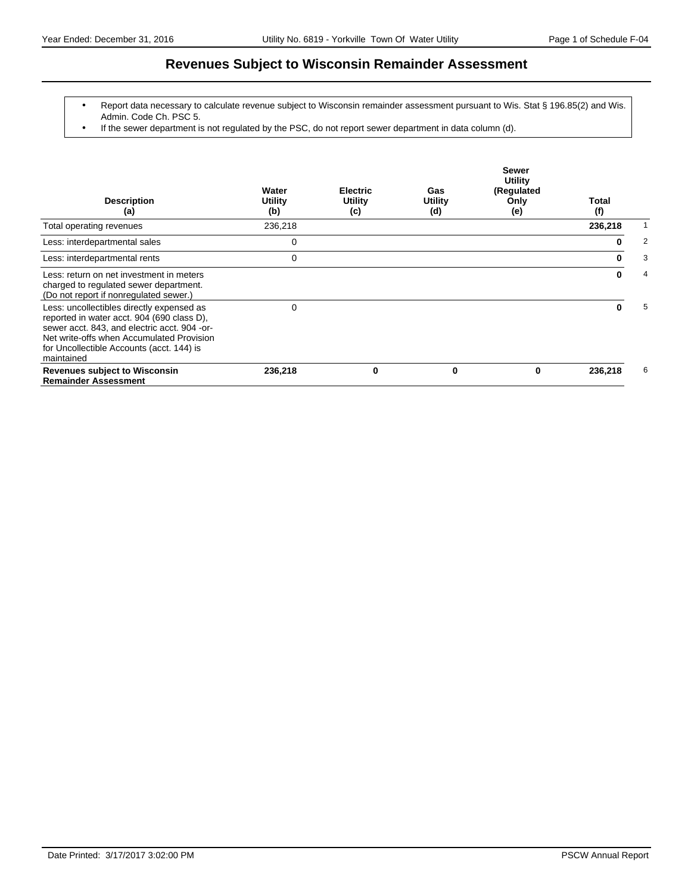# Revenues Subject to Wisconsin Remainder Assessment

- Report data necessary to calculate revenue subject to Wisconsin remainder assessment pursuant to Wis. Stat § 196.85(2) and Wis. Admin. Code Ch. PSC 5.
- If the sewer department is not regulated by the PSC, do not report sewer department in data column (d).

| Description (a) | Water Utility (b) | Electric Utility (c) | Gas Utility (d) | Sewer Utility (Regulated Only (e) | Total (f) | |
|---|---|---|---|---|---|---|
| Total operating revenues | 236,218 | | | | **236,218** | 1 |
| Less: interdepartmental sales | 0 | | | | **0** | 2 |
| Less: interdepartmental rents | 0 | | | | **0** | 3 |
| Less: return on net investment in meters charged to regulated sewer department. (Do not report if nonregulated sewer.) | | | | | **0** | 4 |
| Less: uncollectibles directly expensed as reported in water acct. 904 (690 class D), sewer acct. 843, and electric acct. 904 -or- Net write-offs when Accumulated Provision for Uncollectible Accounts (acct. 144) is maintained | 0 | | | | **0** | 5 |
| **Revenues subject to Wisconsin Remainder Assessment** | **236,218** | **0** | **0** | **0** | **236,218** | 6 |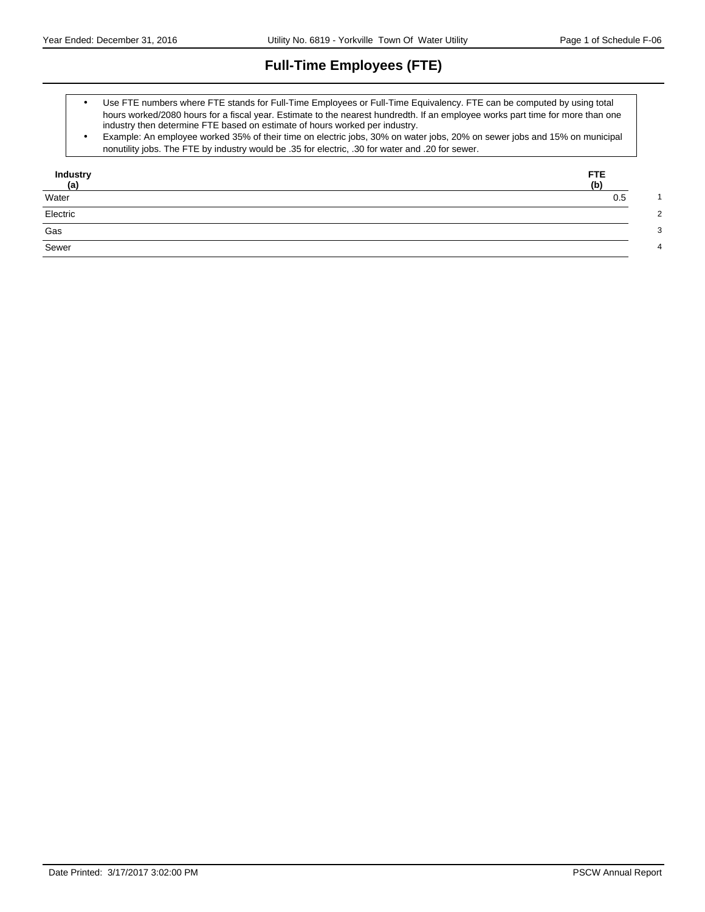# Full-Time Employees (FTE)

- Use FTE numbers where FTE stands for Full-Time Employees or Full-Time Equivalency. FTE can be computed by using total hours worked/2080 hours for a fiscal year. Estimate to the nearest hundredth. If an employee works part time for more than one industry then determine FTE based on estimate of hours worked per industry.
- Example: An employee worked 35% of their time on electric jobs, 30% on water jobs, 20% on sewer jobs and 15% on municipal nonutility jobs. The FTE by industry would be .35 for electric, .30 for water and .20 for sewer.

| Industry (a) | FTE (b) | |
|---|---|---|
| Water | 0.5 | 1 |
| Electric | | 2 |
| Gas | | 3 |
| Sewer | | 4 |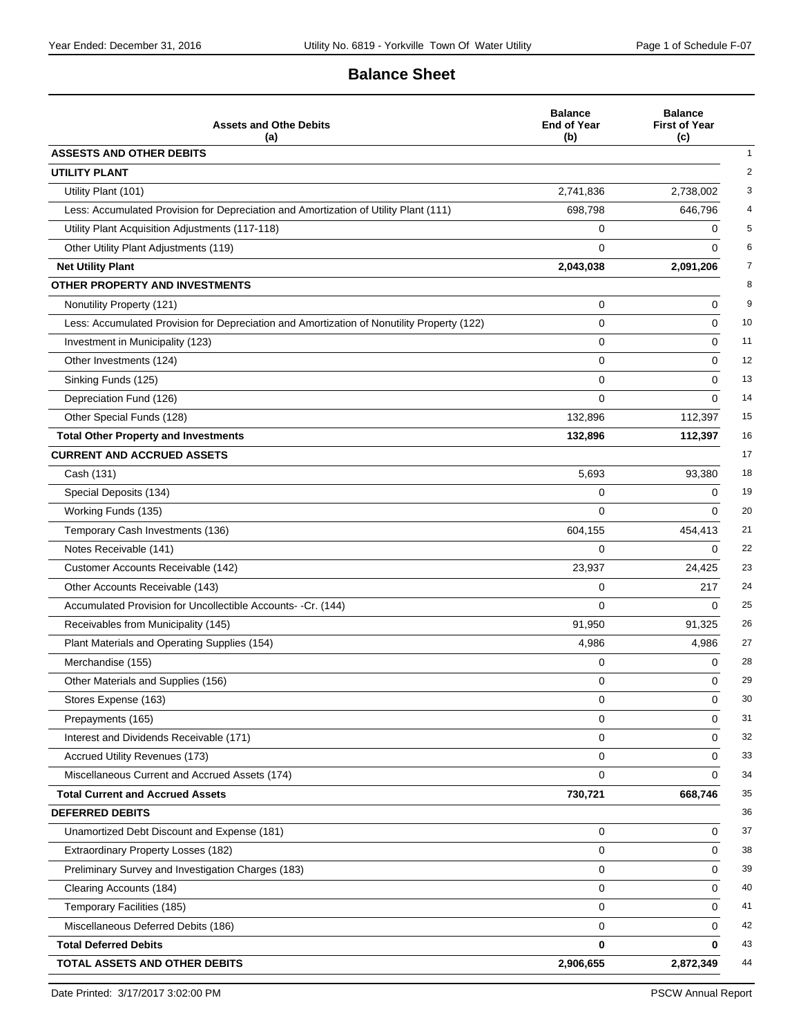## Balance Sheet

| Assets and Othe Debits (a) | Balance End of Year (b) | Balance First of Year (c) | |
|---|---|---|---|
| **ASSESTS AND OTHER DEBITS** | | | 1 |
| **UTILITY PLANT** | | | 2 |
| Utility Plant (101) | 2,741,836 | 2,738,002 | 3 |
| Less: Accumulated Provision for Depreciation and Amortization of Utility Plant (111) | 698,798 | 646,796 | 4 |
| Utility Plant Acquisition Adjustments (117-118) | 0 | 0 | 5 |
| Other Utility Plant Adjustments (119) | 0 | 0 | 6 |
| **Net Utility Plant** | **2,043,038** | **2,091,206** | 7 |
| **OTHER PROPERTY AND INVESTMENTS** | | | 8 |
| Nonutility Property (121) | 0 | 0 | 9 |
| Less: Accumulated Provision for Depreciation and Amortization of Nonutility Property (122) | 0 | 0 | 10 |
| Investment in Municipality (123) | 0 | 0 | 11 |
| Other Investments (124) | 0 | 0 | 12 |
| Sinking Funds (125) | 0 | 0 | 13 |
| Depreciation Fund (126) | 0 | 0 | 14 |
| Other Special Funds (128) | 132,896 | 112,397 | 15 |
| **Total Other Property and Investments** | **132,896** | **112,397** | 16 |
| **CURRENT AND ACCRUED ASSETS** | | | 17 |
| Cash (131) | 5,693 | 93,380 | 18 |
| Special Deposits (134) | 0 | 0 | 19 |
| Working Funds (135) | 0 | 0 | 20 |
| Temporary Cash Investments (136) | 604,155 | 454,413 | 21 |
| Notes Receivable (141) | 0 | 0 | 22 |
| Customer Accounts Receivable (142) | 23,937 | 24,425 | 23 |
| Other Accounts Receivable (143) | 0 | 217 | 24 |
| Accumulated Provision for Uncollectible Accounts- -Cr. (144) | 0 | 0 | 25 |
| Receivables from Municipality (145) | 91,950 | 91,325 | 26 |
| Plant Materials and Operating Supplies (154) | 4,986 | 4,986 | 27 |
| Merchandise (155) | 0 | 0 | 28 |
| Other Materials and Supplies (156) | 0 | 0 | 29 |
| Stores Expense (163) | 0 | 0 | 30 |
| Prepayments (165) | 0 | 0 | 31 |
| Interest and Dividends Receivable (171) | 0 | 0 | 32 |
| Accrued Utility Revenues (173) | 0 | 0 | 33 |
| Miscellaneous Current and Accrued Assets (174) | 0 | 0 | 34 |
| **Total Current and Accrued Assets** | **730,721** | **668,746** | 35 |
| **DEFERRED DEBITS** | | | 36 |
| Unamortized Debt Discount and Expense (181) | 0 | 0 | 37 |
| Extraordinary Property Losses (182) | 0 | 0 | 38 |
| Preliminary Survey and Investigation Charges (183) | 0 | 0 | 39 |
| Clearing Accounts (184) | 0 | 0 | 40 |
| Temporary Facilities (185) | 0 | 0 | 41 |
| Miscellaneous Deferred Debits (186) | 0 | 0 | 42 |
| **Total Deferred Debits** | **0** | **0** | 43 |
| **TOTAL ASSETS AND OTHER DEBITS** | **2,906,655** | **2,872,349** | 44 |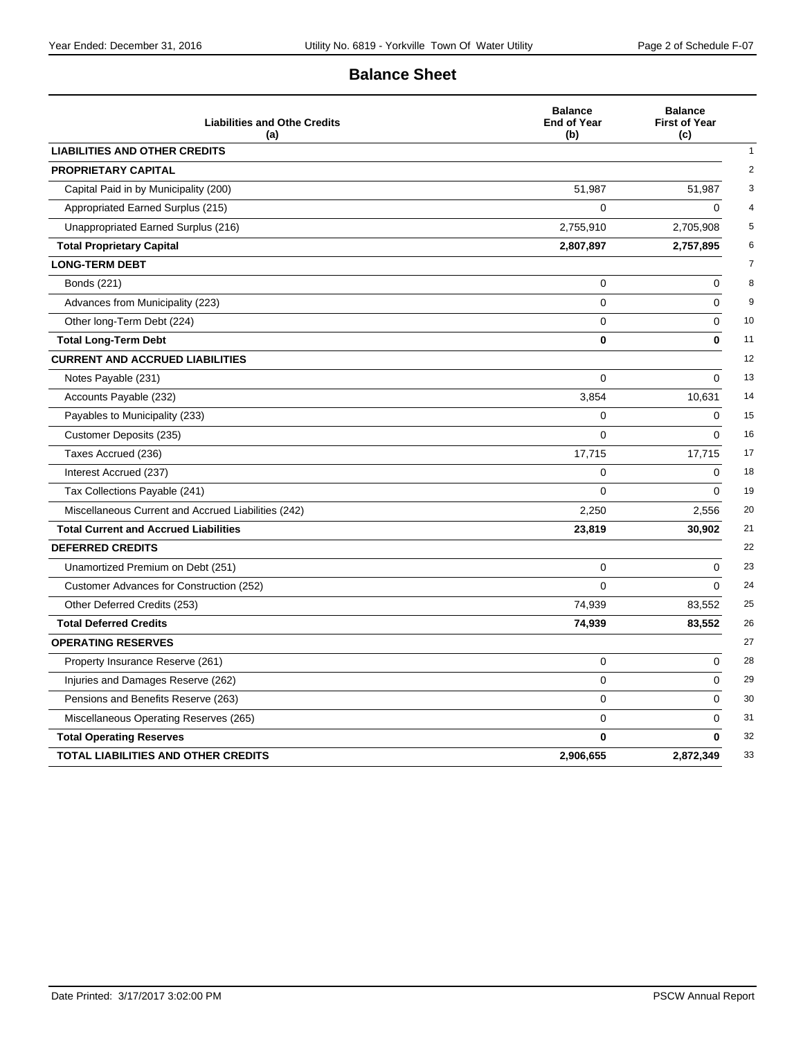## Balance Sheet

| Liabilities and Othe Credits (a) | Balance End of Year (b) | Balance First of Year (c) | |
|---|---|---|---|
| **LIABILITIES AND OTHER CREDITS** | | | 1 |
| **PROPRIETARY CAPITAL** | | | 2 |
| Capital Paid in by Municipality (200) | 51,987 | 51,987 | 3 |
| Appropriated Earned Surplus (215) | 0 | 0 | 4 |
| Unappropriated Earned Surplus (216) | 2,755,910 | 2,705,908 | 5 |
| **Total Proprietary Capital** | **2,807,897** | **2,757,895** | 6 |
| **LONG-TERM DEBT** | | | 7 |
| Bonds (221) | 0 | 0 | 8 |
| Advances from Municipality (223) | 0 | 0 | 9 |
| Other long-Term Debt (224) | 0 | 0 | 10 |
| **Total Long-Term Debt** | **0** | **0** | 11 |
| **CURRENT AND ACCRUED LIABILITIES** | | | 12 |
| Notes Payable (231) | 0 | 0 | 13 |
| Accounts Payable (232) | 3,854 | 10,631 | 14 |
| Payables to Municipality (233) | 0 | 0 | 15 |
| Customer Deposits (235) | 0 | 0 | 16 |
| Taxes Accrued (236) | 17,715 | 17,715 | 17 |
| Interest Accrued (237) | 0 | 0 | 18 |
| Tax Collections Payable (241) | 0 | 0 | 19 |
| Miscellaneous Current and Accrued Liabilities (242) | 2,250 | 2,556 | 20 |
| **Total Current and Accrued Liabilities** | **23,819** | **30,902** | 21 |
| **DEFERRED CREDITS** | | | 22 |
| Unamortized Premium on Debt (251) | 0 | 0 | 23 |
| Customer Advances for Construction (252) | 0 | 0 | 24 |
| Other Deferred Credits (253) | 74,939 | 83,552 | 25 |
| **Total Deferred Credits** | **74,939** | **83,552** | 26 |
| **OPERATING RESERVES** | | | 27 |
| Property Insurance Reserve (261) | 0 | 0 | 28 |
| Injuries and Damages Reserve (262) | 0 | 0 | 29 |
| Pensions and Benefits Reserve (263) | 0 | 0 | 30 |
| Miscellaneous Operating Reserves (265) | 0 | 0 | 31 |
| **Total Operating Reserves** | **0** | **0** | 32 |
| **TOTAL LIABILITIES AND OTHER CREDITS** | **2,906,655** | **2,872,349** | 33 |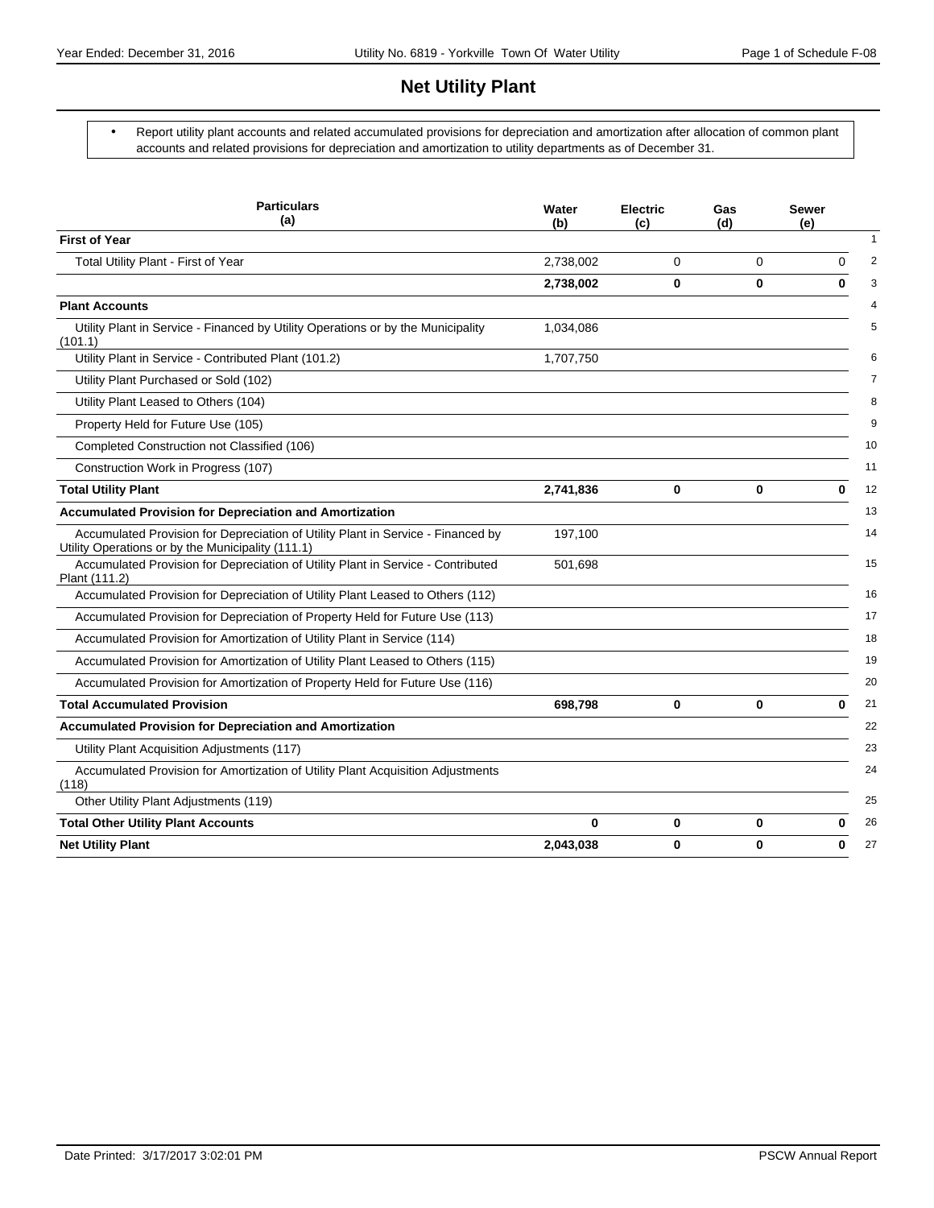# Net Utility Plant

- Report utility plant accounts and related accumulated provisions for depreciation and amortization after allocation of common plant accounts and related provisions for depreciation and amortization to utility departments as of December 31.

| Particulars (a) | Water (b) | Electric (c) | Gas (d) | Sewer (e) | |
|---|---|---|---|---|---|
| **First of Year** | | | | | 1 |
| Total Utility Plant - First of Year | 2,738,002 | 0 | 0 | 0 | 2 |
| | **2,738,002** | **0** | **0** | **0** | 3 |
| **Plant Accounts** | | | | | 4 |
| Utility Plant in Service - Financed by Utility Operations or by the Municipality (101.1) | 1,034,086 | | | | 5 |
| Utility Plant in Service - Contributed Plant (101.2) | 1,707,750 | | | | 6 |
| Utility Plant Purchased or Sold (102) | | | | | 7 |
| Utility Plant Leased to Others (104) | | | | | 8 |
| Property Held for Future Use (105) | | | | | 9 |
| Completed Construction not Classified (106) | | | | | 10 |
| Construction Work in Progress (107) | | | | | 11 |
| **Total Utility Plant** | **2,741,836** | **0** | **0** | **0** | 12 |
| **Accumulated Provision for Depreciation and Amortization** | | | | | 13 |
| Accumulated Provision for Depreciation of Utility Plant in Service - Financed by Utility Operations or by the Municipality (111.1) | 197,100 | | | | 14 |
| Accumulated Provision for Depreciation of Utility Plant in Service - Contributed Plant (111.2) | 501,698 | | | | 15 |
| Accumulated Provision for Depreciation of Utility Plant Leased to Others (112) | | | | | 16 |
| Accumulated Provision for Depreciation of Property Held for Future Use (113) | | | | | 17 |
| Accumulated Provision for Amortization of Utility Plant in Service (114) | | | | | 18 |
| Accumulated Provision for Amortization of Utility Plant Leased to Others (115) | | | | | 19 |
| Accumulated Provision for Amortization of Property Held for Future Use (116) | | | | | 20 |
| **Total Accumulated Provision** | **698,798** | **0** | **0** | **0** | 21 |
| **Accumulated Provision for Depreciation and Amortization** | | | | | 22 |
| Utility Plant Acquisition Adjustments (117) | | | | | 23 |
| Accumulated Provision for Amortization of Utility Plant Acquisition Adjustments (118) | | | | | 24 |
| Other Utility Plant Adjustments (119) | | | | | 25 |
| **Total Other Utility Plant Accounts** | **0** | **0** | **0** | **0** | 26 |
| **Net Utility Plant** | **2,043,038** | **0** | **0** | **0** | 27 |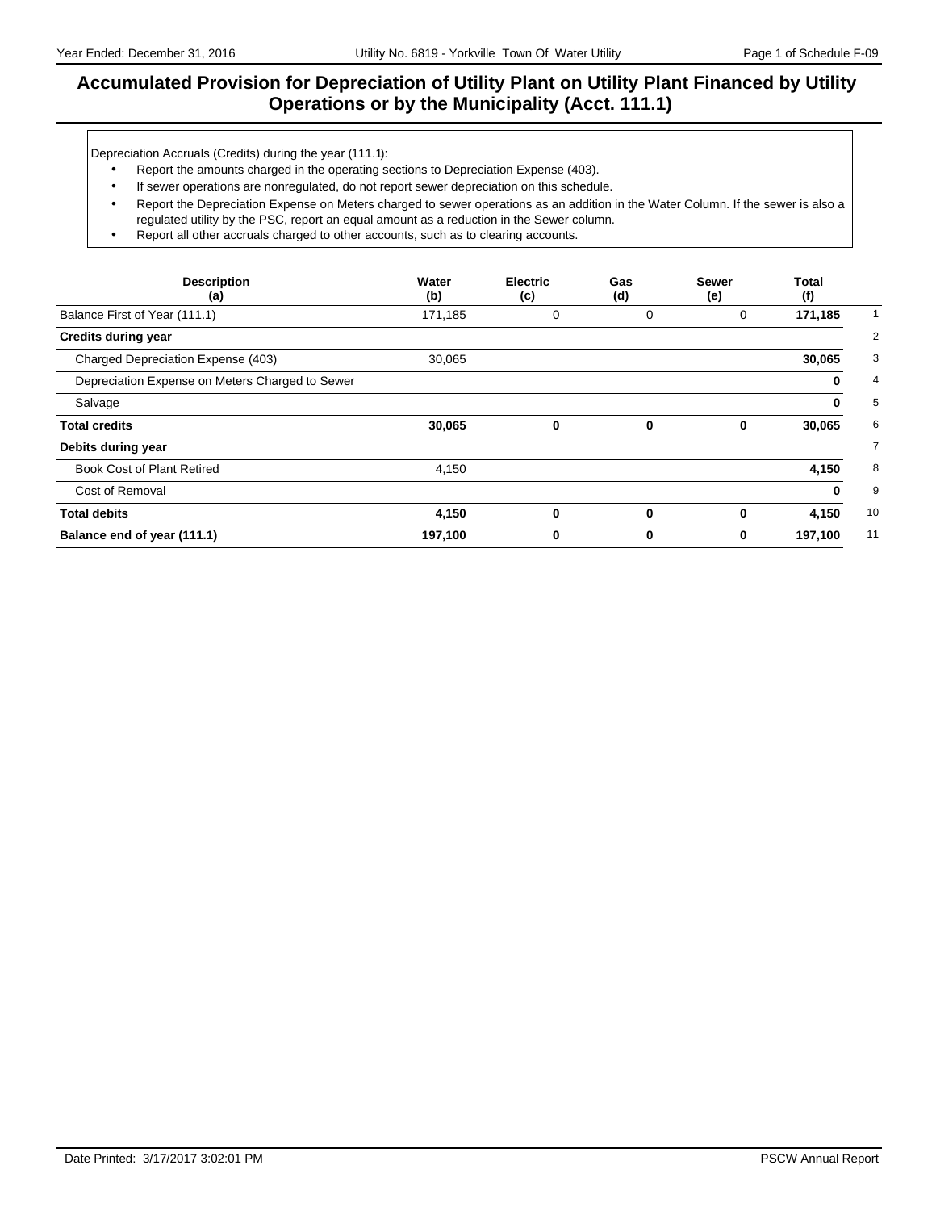# Accumulated Provision for Depreciation of Utility Plant on Utility Plant Financed by Utility Operations or by the Municipality (Acct. 111.1)

Depreciation Accruals (Credits) during the year (111.1):

- Report the amounts charged in the operating sections to Depreciation Expense (403).
- If sewer operations are nonregulated, do not report sewer depreciation on this schedule.
- Report the Depreciation Expense on Meters charged to sewer operations as an addition in the Water Column. If the sewer is also a regulated utility by the PSC, report an equal amount as a reduction in the Sewer column.
- Report all other accruals charged to other accounts, such as to clearing accounts.

| Description (a) | Water (b) | Electric (c) | Gas (d) | Sewer (e) | Total (f) | |
|---|---|---|---|---|---|---|
| Balance First of Year (111.1) | 171,185 | 0 | 0 | 0 | **171,185** | 1 |
| **Credits during year** | | | | | | 2 |
| Charged Depreciation Expense (403) | 30,065 | | | | **30,065** | 3 |
| Depreciation Expense on Meters Charged to Sewer | | | | | **0** | 4 |
| Salvage | | | | | **0** | 5 |
| **Total credits** | **30,065** | **0** | **0** | **0** | **30,065** | 6 |
| **Debits during year** | | | | | | 7 |
| Book Cost of Plant Retired | 4,150 | | | | **4,150** | 8 |
| Cost of Removal | | | | | **0** | 9 |
| **Total debits** | **4,150** | **0** | **0** | **0** | **4,150** | 10 |
| **Balance end of year (111.1)** | **197,100** | **0** | **0** | **0** | **197,100** | 11 |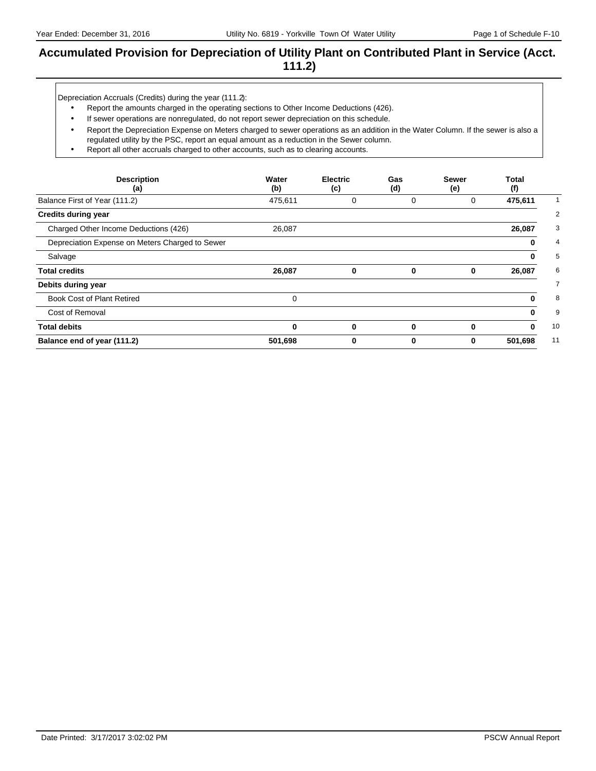# Accumulated Provision for Depreciation of Utility Plant on Contributed Plant in Service (Acct. 111.2)

Depreciation Accruals (Credits) during the year (111.2):

- Report the amounts charged in the operating sections to Other Income Deductions (426).
- If sewer operations are nonregulated, do not report sewer depreciation on this schedule.
- Report the Depreciation Expense on Meters charged to sewer operations as an addition in the Water Column. If the sewer is also a regulated utility by the PSC, report an equal amount as a reduction in the Sewer column.
- Report all other accruals charged to other accounts, such as to clearing accounts.

| Description (a) | Water (b) | Electric (c) | Gas (d) | Sewer (e) | Total (f) | |
|---|---|---|---|---|---|---|
| Balance First of Year (111.2) | 475,611 | 0 | 0 | 0 | **475,611** | 1 |
| **Credits during year** | | | | | | 2 |
| Charged Other Income Deductions (426) | 26,087 | | | | **26,087** | 3 |
| Depreciation Expense on Meters Charged to Sewer | | | | | **0** | 4 |
| Salvage | | | | | **0** | 5 |
| **Total credits** | **26,087** | **0** | **0** | **0** | **26,087** | 6 |
| **Debits during year** | | | | | | 7 |
| Book Cost of Plant Retired | 0 | | | | **0** | 8 |
| Cost of Removal | | | | | **0** | 9 |
| **Total debits** | **0** | **0** | **0** | **0** | **0** | 10 |
| **Balance end of year (111.2)** | **501,698** | **0** | **0** | **0** | **501,698** | 11 |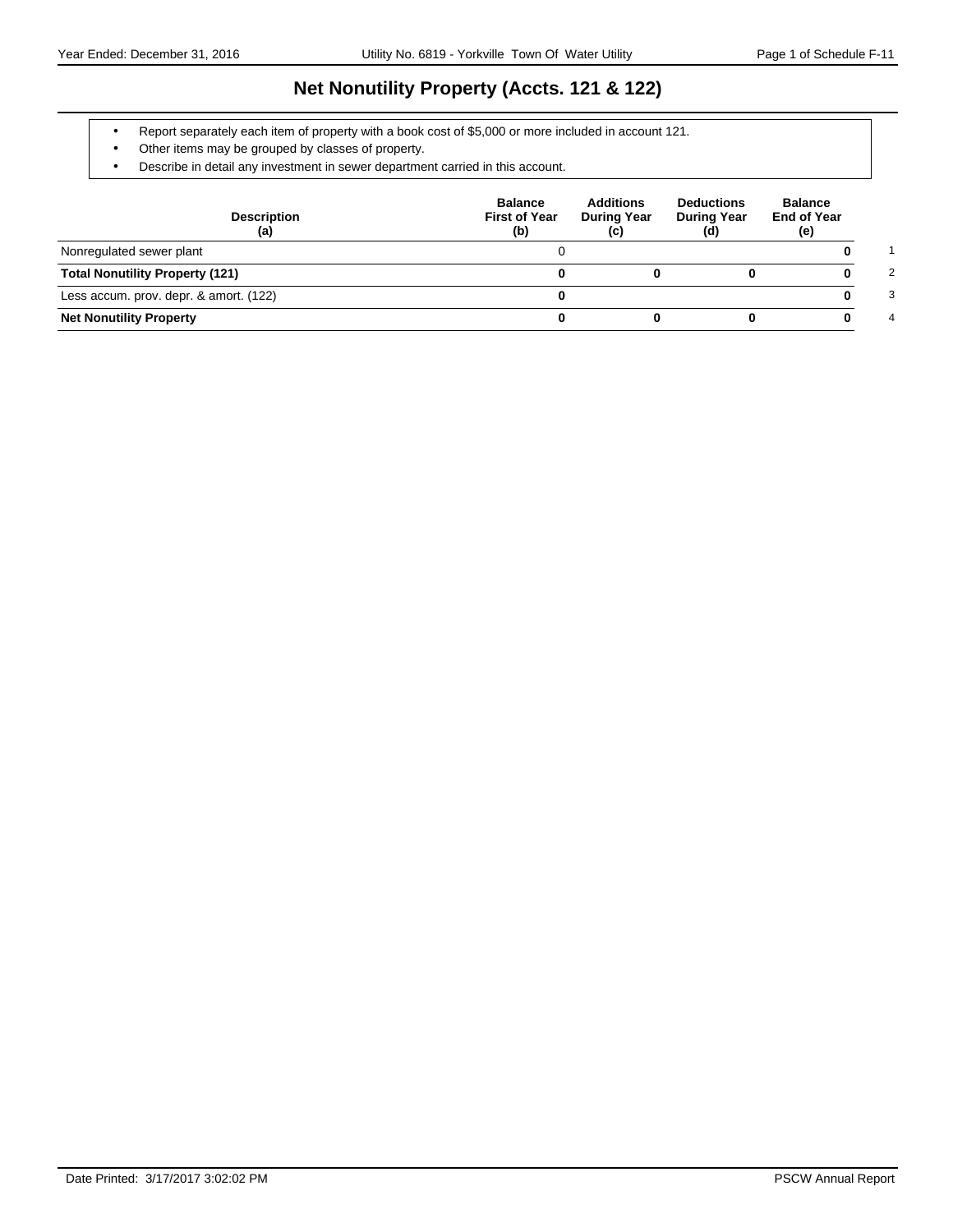# Net Nonutility Property (Accts. 121 & 122)

- Report separately each item of property with a book cost of $5,000 or more included in account 121.
- Other items may be grouped by classes of property.
- Describe in detail any investment in sewer department carried in this account.

| Description (a) | Balance First of Year (b) | Additions During Year (c) | Deductions During Year (d) | Balance End of Year (e) | |
|---|---|---|---|---|---|
| Nonregulated sewer plant | 0 | | | **0** | 1 |
| **Total Nonutility Property (121)** | **0** | **0** | **0** | **0** | 2 |
| Less accum. prov. depr. & amort. (122) | **0** | | | **0** | 3 |
| **Net Nonutility Property** | **0** | **0** | **0** | **0** | 4 |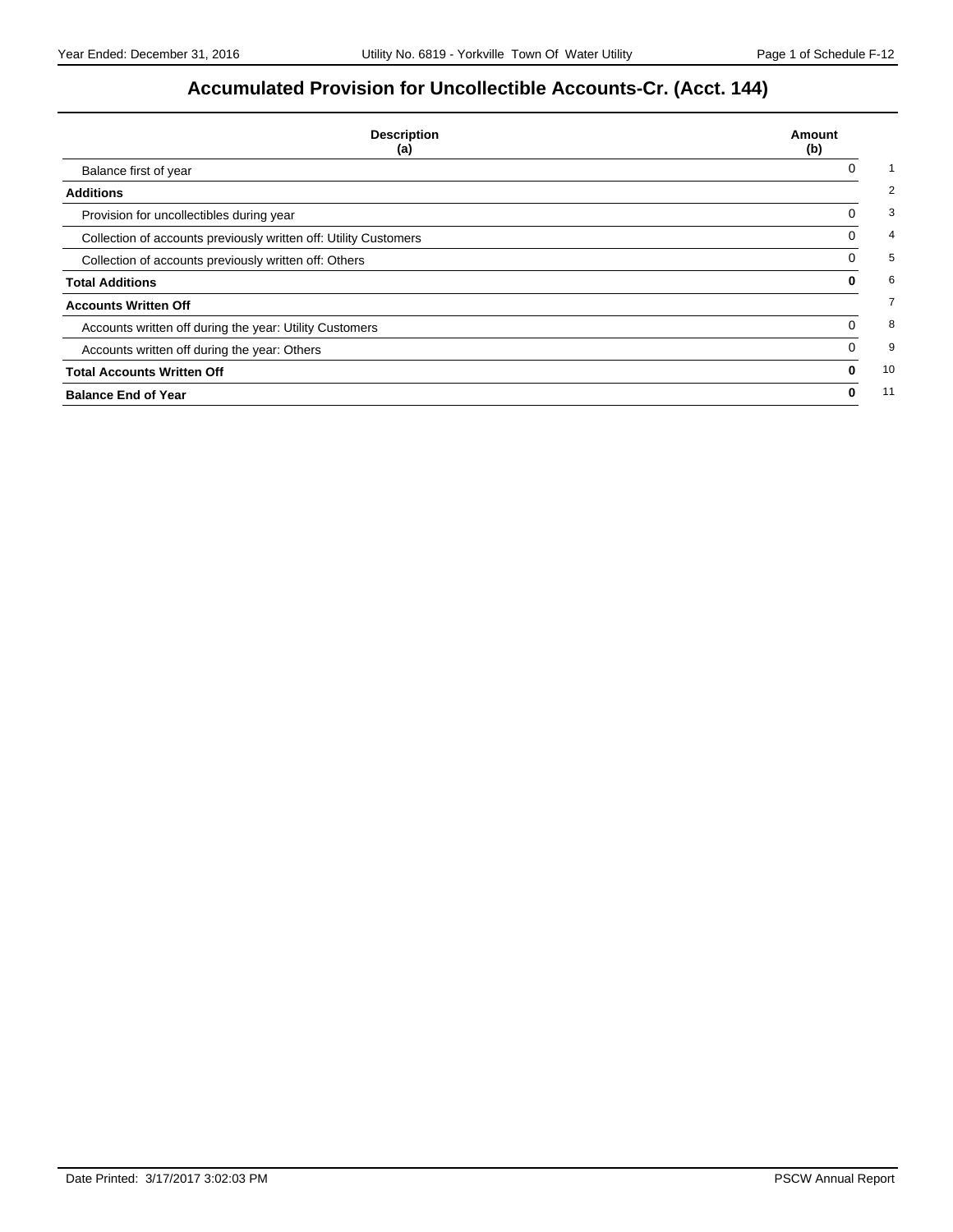# Accumulated Provision for Uncollectible Accounts-Cr. (Acct. 144)

| Description (a) | Amount (b) | |
|---|---|---|
| Balance first of year | 0 | 1 |
| **Additions** | | 2 |
| Provision for uncollectibles during year | 0 | 3 |
| Collection of accounts previously written off: Utility Customers | 0 | 4 |
| Collection of accounts previously written off: Others | 0 | 5 |
| **Total Additions** | **0** | 6 |
| **Accounts Written Off** | | 7 |
| Accounts written off during the year: Utility Customers | 0 | 8 |
| Accounts written off during the year: Others | 0 | 9 |
| **Total Accounts Written Off** | **0** | 10 |
| **Balance End of Year** | **0** | 11 |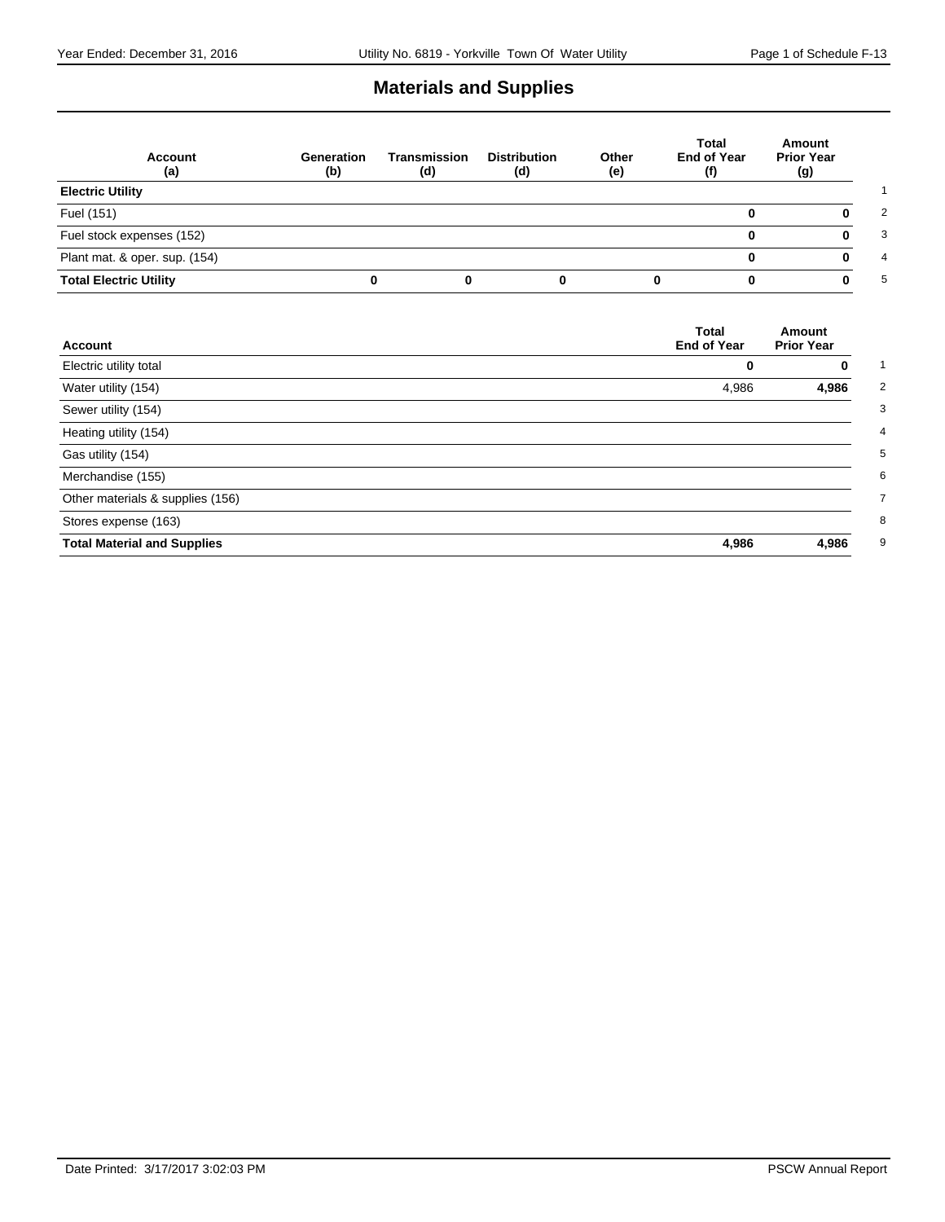# Materials and Supplies

| Account (a) | Generation (b) | Transmission (d) | Distribution (d) | Other (e) | Total End of Year (f) | Amount Prior Year (g) | |
|---|---|---|---|---|---|---|---|
| **Electric Utility** | | | | | | | 1 |
| Fuel (151) | | | | | **0** | **0** | 2 |
| Fuel stock expenses (152) | | | | | **0** | **0** | 3 |
| Plant mat. & oper. sup. (154) | | | | | **0** | **0** | 4 |
| **Total Electric Utility** | **0** | **0** | **0** | **0** | **0** | **0** | 5 |

| Account | Total End of Year | Amount Prior Year | |
|---|---|---|---|
| Electric utility total | **0** | **0** | 1 |
| Water utility (154) | 4,986 | **4,986** | 2 |
| Sewer utility (154) | | | 3 |
| Heating utility (154) | | | 4 |
| Gas utility (154) | | | 5 |
| Merchandise (155) | | | 6 |
| Other materials & supplies (156) | | | 7 |
| Stores expense (163) | | | 8 |
| **Total Material and Supplies** | **4,986** | **4,986** | 9 |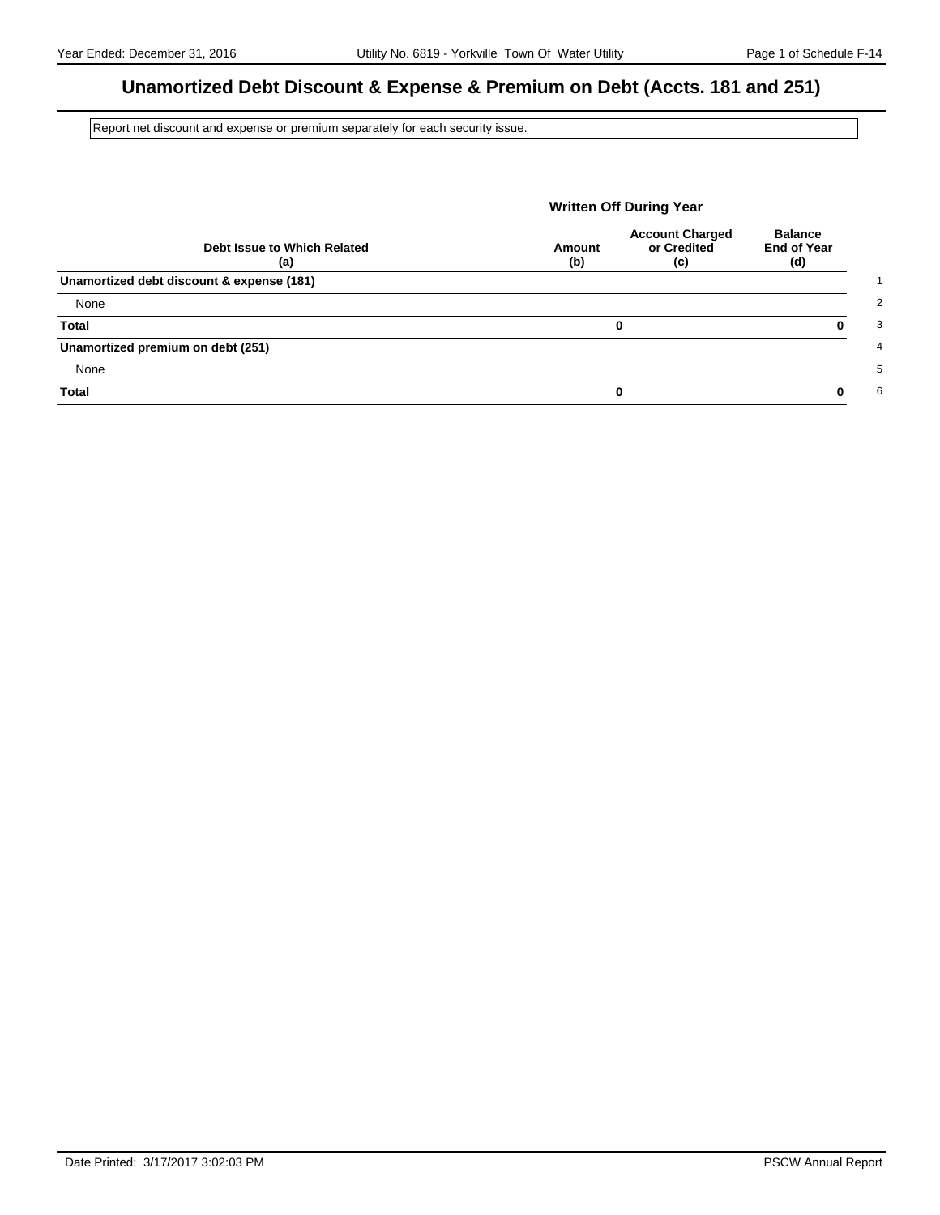# Unamortized Debt Discount & Expense & Premium on Debt (Accts. 181 and 251)

Report net discount and expense or premium separately for each security issue.

| Debt Issue to Which Related (a) | Written Off During Year Amount (b) | Written Off During Year Account Charged or Credited (c) | Balance End of Year (d) | |
|---|---|---|---|---|
| **Unamortized debt discount & expense (181)** | | | | 1 |
| None | | | | 2 |
| **Total** | **0** | | **0** | 3 |
| **Unamortized premium on debt (251)** | | | | 4 |
| None | | | | 5 |
| **Total** | **0** | | **0** | 6 |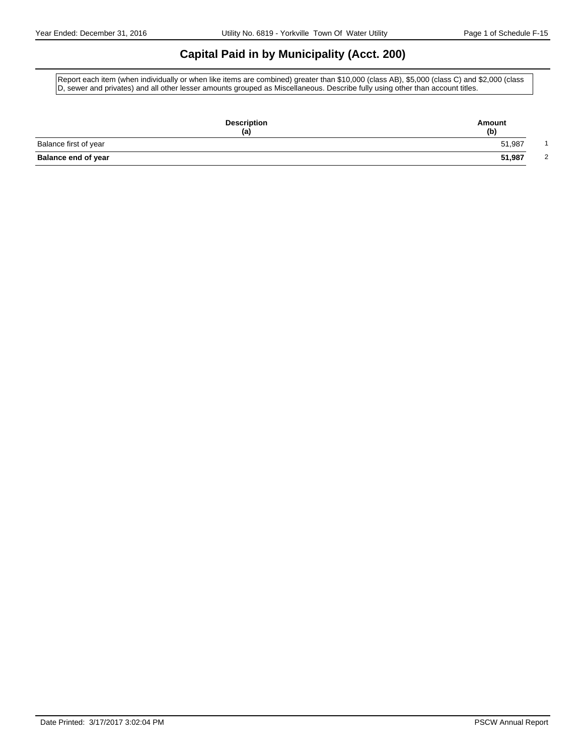# Capital Paid in by Municipality (Acct. 200)

Report each item (when individually or when like items are combined) greater than $10,000 (class AB), $5,000 (class C) and $2,000 (class D, sewer and privates) and all other lesser amounts grouped as Miscellaneous. Describe fully using other than account titles.

| Description (a) | Amount (b) | |
|---|---|---|
| Balance first of year | 51,987 | 1 |
| **Balance end of year** | **51,987** | 2 |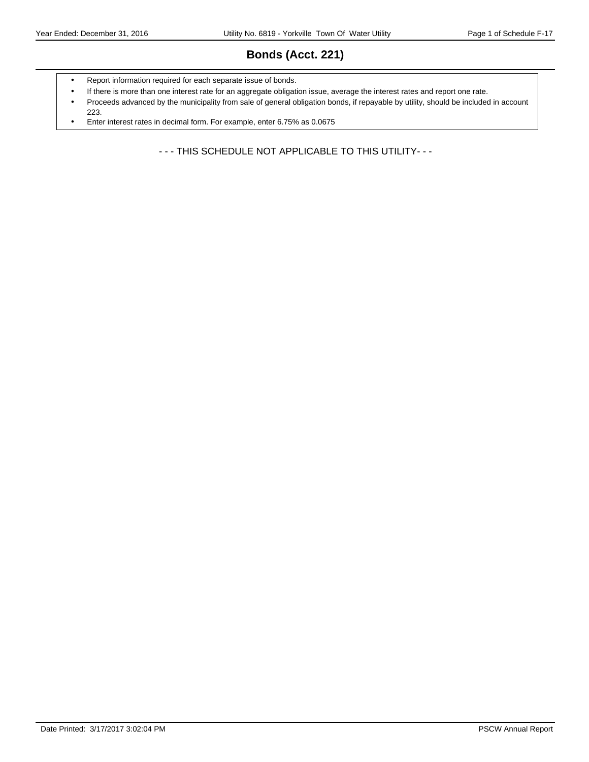# Bonds (Acct. 221)

- Report information required for each separate issue of bonds.
- If there is more than one interest rate for an aggregate obligation issue, average the interest rates and report one rate.
- Proceeds advanced by the municipality from sale of general obligation bonds, if repayable by utility, should be included in account 223.
- Enter interest rates in decimal form. For example, enter 6.75% as 0.0675

- - - THIS SCHEDULE NOT APPLICABLE TO THIS UTILITY- - -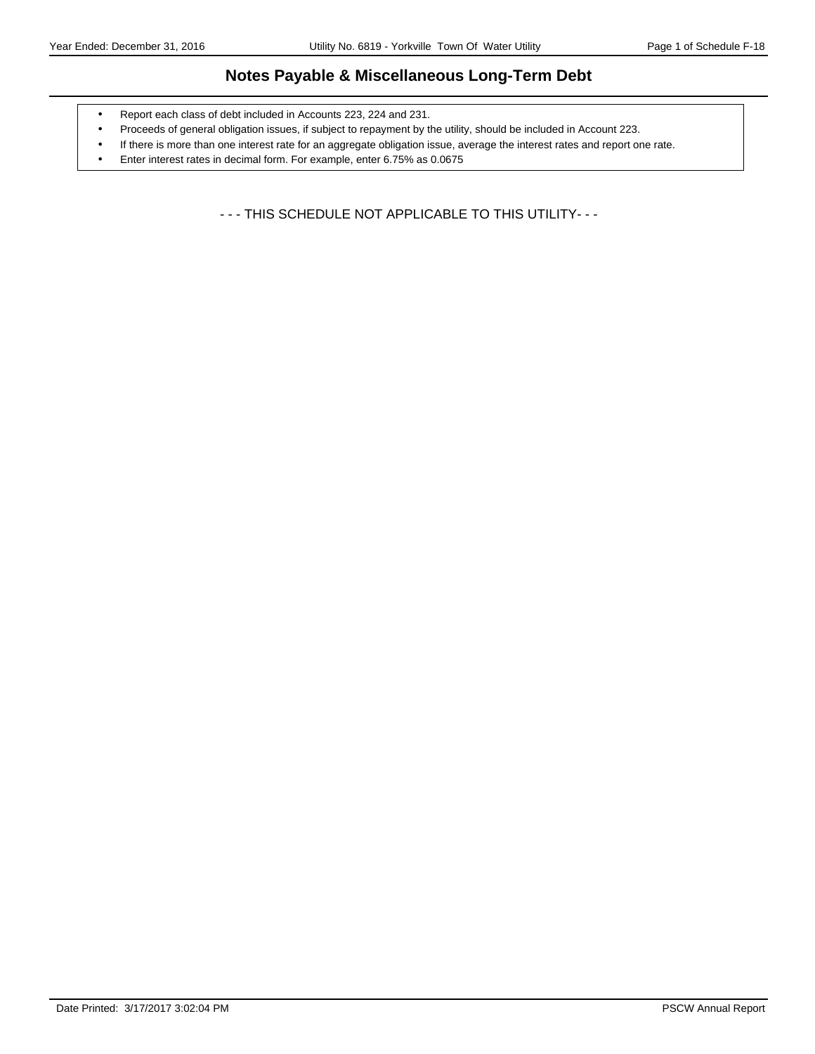# Notes Payable & Miscellaneous Long-Term Debt

- Report each class of debt included in Accounts 223, 224 and 231.
- Proceeds of general obligation issues, if subject to repayment by the utility, should be included in Account 223.
- If there is more than one interest rate for an aggregate obligation issue, average the interest rates and report one rate.
- Enter interest rates in decimal form. For example, enter 6.75% as 0.0675

- - - THIS SCHEDULE NOT APPLICABLE TO THIS UTILITY- - -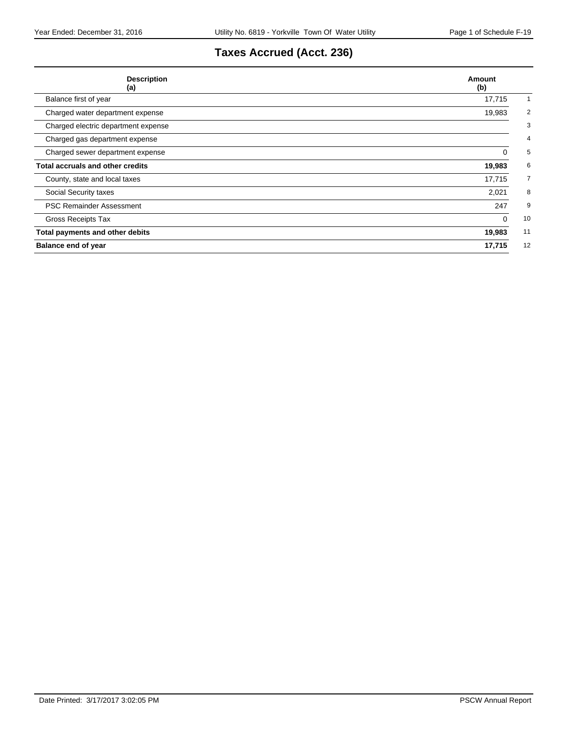# Taxes Accrued (Acct. 236)

| Description (a) | Amount (b) | |
|---|---|---|
| Balance first of year | 17,715 | 1 |
| Charged water department expense | 19,983 | 2 |
| Charged electric department expense | | 3 |
| Charged gas department expense | | 4 |
| Charged sewer department expense | 0 | 5 |
| **Total accruals and other credits** | **19,983** | 6 |
| County, state and local taxes | 17,715 | 7 |
| Social Security taxes | 2,021 | 8 |
| PSC Remainder Assessment | 247 | 9 |
| Gross Receipts Tax | 0 | 10 |
| **Total payments and other debits** | **19,983** | 11 |
| **Balance end of year** | **17,715** | 12 |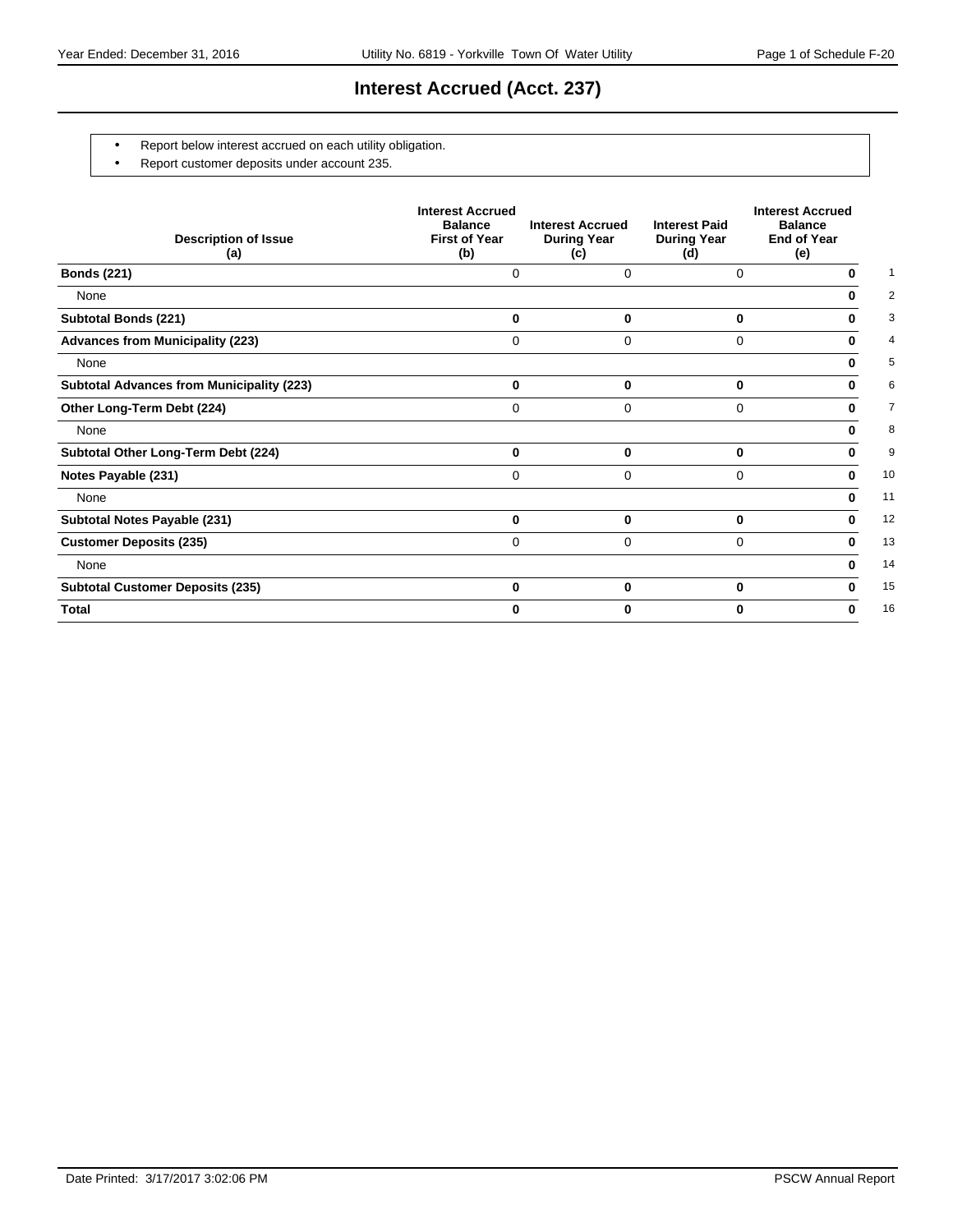# Interest Accrued (Acct. 237)

- Report below interest accrued on each utility obligation.
- Report customer deposits under account 235.

| Description of Issue (a) | Interest Accrued Balance First of Year (b) | Interest Accrued During Year (c) | Interest Paid During Year (d) | Interest Accrued Balance End of Year (e) | |
|---|---|---|---|---|---|
| **Bonds (221)** | 0 | 0 | 0 | **0** | 1 |
| None | | | | **0** | 2 |
| **Subtotal Bonds (221)** | **0** | **0** | **0** | **0** | 3 |
| **Advances from Municipality (223)** | 0 | 0 | 0 | **0** | 4 |
| None | | | | **0** | 5 |
| **Subtotal Advances from Municipality (223)** | **0** | **0** | **0** | **0** | 6 |
| **Other Long-Term Debt (224)** | 0 | 0 | 0 | **0** | 7 |
| None | | | | **0** | 8 |
| **Subtotal Other Long-Term Debt (224)** | **0** | **0** | **0** | **0** | 9 |
| **Notes Payable (231)** | 0 | 0 | 0 | **0** | 10 |
| None | | | | **0** | 11 |
| **Subtotal Notes Payable (231)** | **0** | **0** | **0** | **0** | 12 |
| **Customer Deposits (235)** | 0 | 0 | 0 | **0** | 13 |
| None | | | | **0** | 14 |
| **Subtotal Customer Deposits (235)** | **0** | **0** | **0** | **0** | 15 |
| **Total** | **0** | **0** | **0** | **0** | 16 |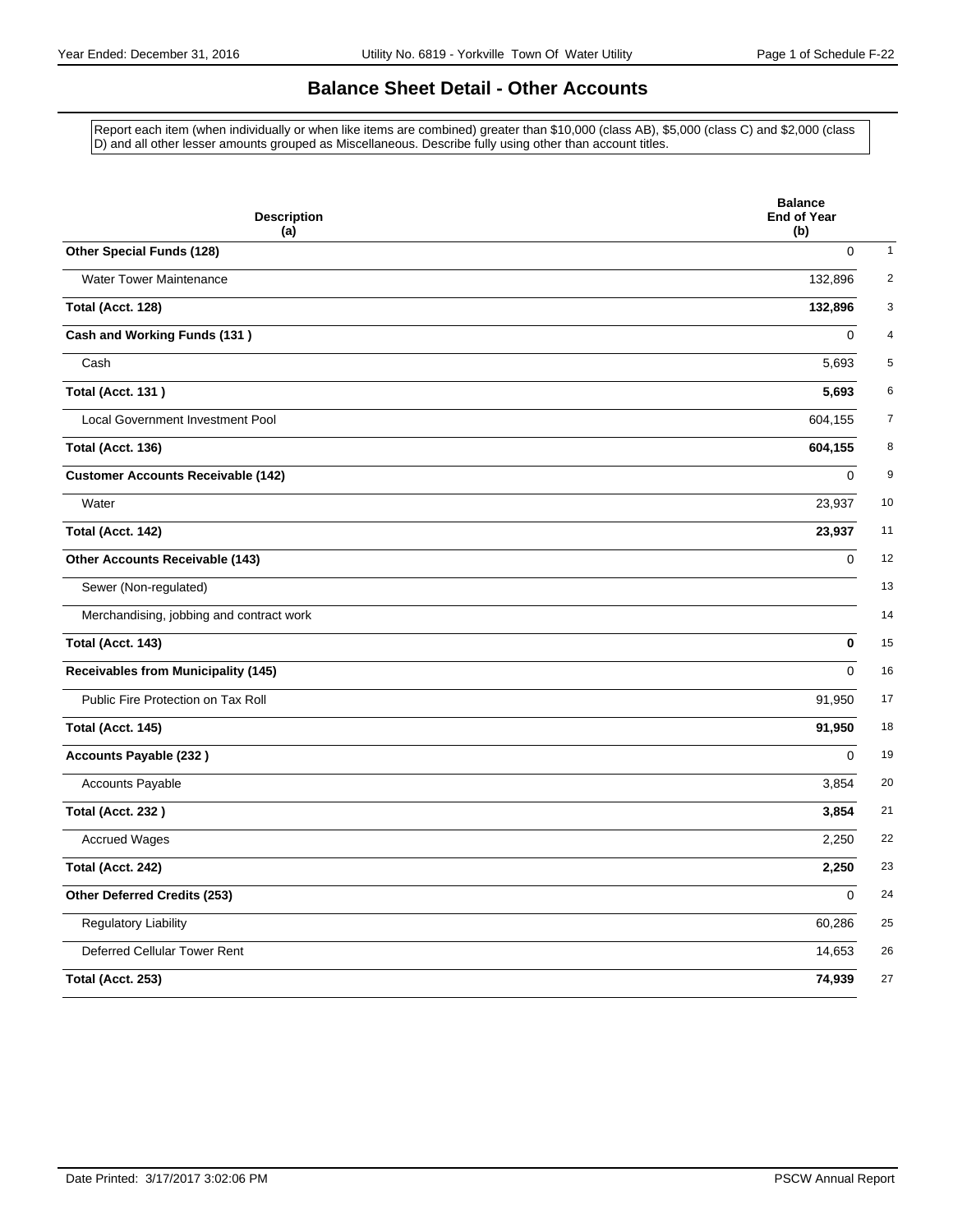# Balance Sheet Detail - Other Accounts

Report each item (when individually or when like items are combined) greater than $10,000 (class AB), $5,000 (class C) and $2,000 (class D) and all other lesser amounts grouped as Miscellaneous. Describe fully using other than account titles.

| Description (a) | Balance End of Year (b) | |
|---|---|---|
| **Other Special Funds (128)** | 0 | 1 |
| Water Tower Maintenance | 132,896 | 2 |
| **Total (Acct. 128)** | **132,896** | 3 |
| **Cash and Working Funds (131 )** | 0 | 4 |
| Cash | 5,693 | 5 |
| **Total (Acct. 131 )** | **5,693** | 6 |
| Local Government Investment Pool | 604,155 | 7 |
| **Total (Acct. 136)** | **604,155** | 8 |
| **Customer Accounts Receivable (142)** | 0 | 9 |
| Water | 23,937 | 10 |
| **Total (Acct. 142)** | **23,937** | 11 |
| **Other Accounts Receivable (143)** | 0 | 12 |
| Sewer (Non-regulated) | | 13 |
| Merchandising, jobbing and contract work | | 14 |
| **Total (Acct. 143)** | **0** | 15 |
| **Receivables from Municipality (145)** | 0 | 16 |
| Public Fire Protection on Tax Roll | 91,950 | 17 |
| **Total (Acct. 145)** | **91,950** | 18 |
| **Accounts Payable (232 )** | 0 | 19 |
| Accounts Payable | 3,854 | 20 |
| **Total (Acct. 232 )** | **3,854** | 21 |
| Accrued Wages | 2,250 | 22 |
| **Total (Acct. 242)** | **2,250** | 23 |
| **Other Deferred Credits (253)** | 0 | 24 |
| Regulatory Liability | 60,286 | 25 |
| Deferred Cellular Tower Rent | 14,653 | 26 |
| **Total (Acct. 253)** | **74,939** | 27 |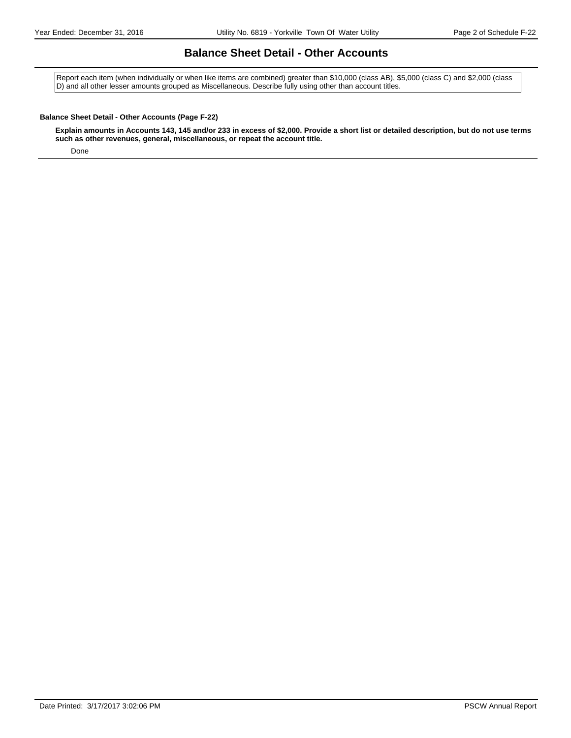# Balance Sheet Detail - Other Accounts

Report each item (when individually or when like items are combined) greater than $10,000 (class AB), $5,000 (class C) and $2,000 (class D) and all other lesser amounts grouped as Miscellaneous. Describe fully using other than account titles.

**Balance Sheet Detail - Other Accounts (Page F-22)**

**Explain amounts in Accounts 143, 145 and/or 233 in excess of $2,000. Provide a short list or detailed description, but do not use terms such as other revenues, general, miscellaneous, or repeat the account title.**

Done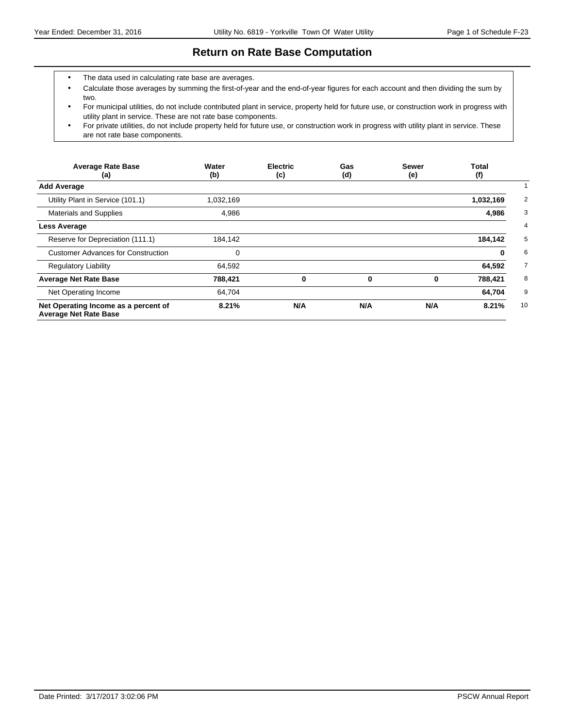# Return on Rate Base Computation

- The data used in calculating rate base are averages.
- Calculate those averages by summing the first-of-year and the end-of-year figures for each account and then dividing the sum by two.
- For municipal utilities, do not include contributed plant in service, property held for future use, or construction work in progress with utility plant in service. These are not rate base components.
- For private utilities, do not include property held for future use, or construction work in progress with utility plant in service. These are not rate base components.

| Average Rate Base (a) | Water (b) | Electric (c) | Gas (d) | Sewer (e) | Total (f) | |
|---|---|---|---|---|---|---|
| **Add Average** | | | | | | 1 |
| Utility Plant in Service (101.1) | 1,032,169 | | | | **1,032,169** | 2 |
| Materials and Supplies | 4,986 | | | | **4,986** | 3 |
| **Less Average** | | | | | | 4 |
| Reserve for Depreciation (111.1) | 184,142 | | | | **184,142** | 5 |
| Customer Advances for Construction | 0 | | | | **0** | 6 |
| Regulatory Liability | 64,592 | | | | **64,592** | 7 |
| **Average Net Rate Base** | **788,421** | **0** | **0** | **0** | **788,421** | 8 |
| Net Operating Income | 64,704 | | | | **64,704** | 9 |
| **Net Operating Income as a percent of Average Net Rate Base** | **8.21%** | **N/A** | **N/A** | **N/A** | **8.21%** | 10 |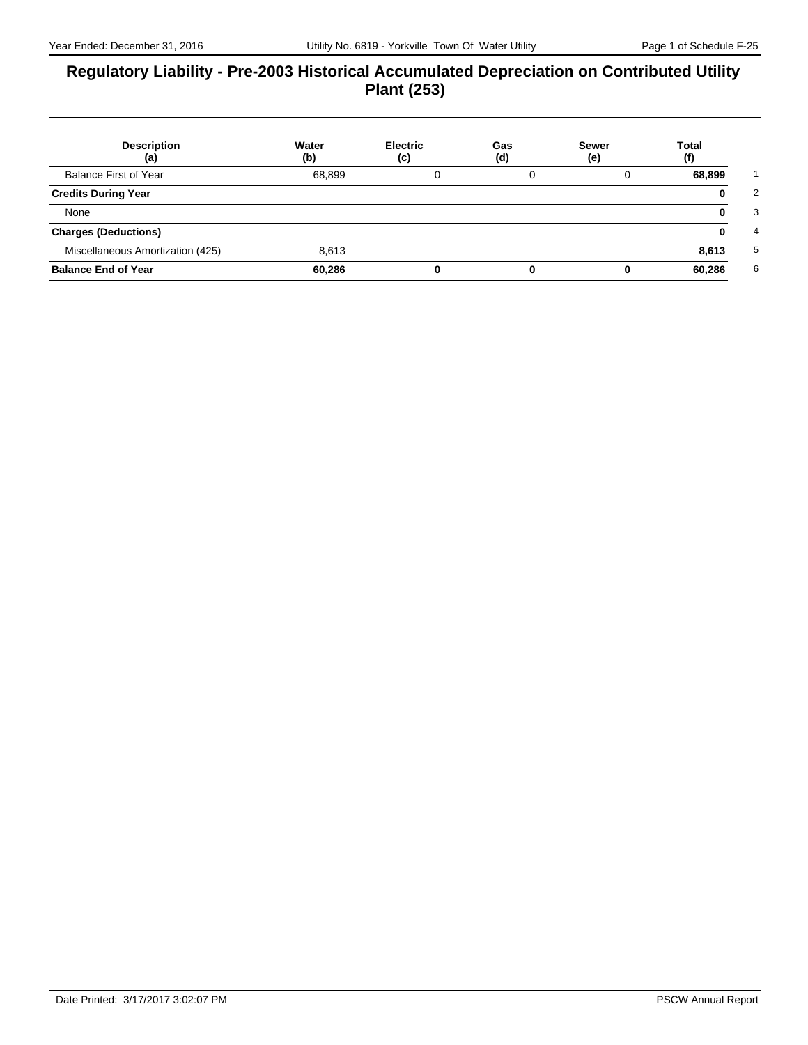# Regulatory Liability - Pre-2003 Historical Accumulated Depreciation on Contributed Utility Plant (253)

| Description (a) | Water (b) | Electric (c) | Gas (d) | Sewer (e) | Total (f) | |
|---|---|---|---|---|---|---|
| Balance First of Year | 68,899 | 0 | 0 | 0 | **68,899** | 1 |
| **Credits During Year** | | | | | **0** | 2 |
| None | | | | | **0** | 3 |
| **Charges (Deductions)** | | | | | **0** | 4 |
| Miscellaneous Amortization (425) | 8,613 | | | | **8,613** | 5 |
| **Balance End of Year** | **60,286** | **0** | **0** | **0** | **60,286** | 6 |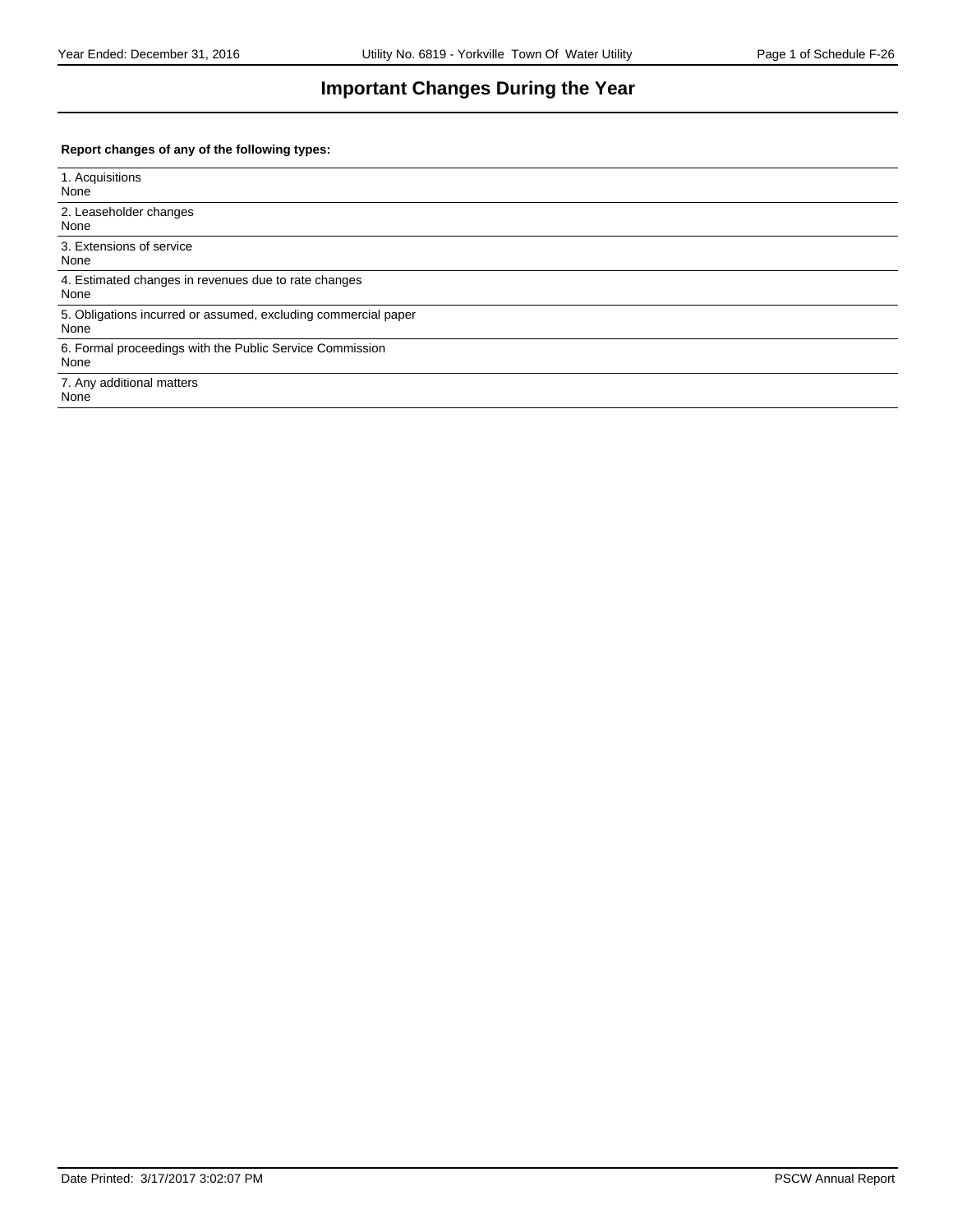# Important Changes During the Year

**Report changes of any of the following types:**

1. Acquisitions
None

2. Leaseholder changes
None

3. Extensions of service
None

4. Estimated changes in revenues due to rate changes
None

5. Obligations incurred or assumed, excluding commercial paper
None

6. Formal proceedings with the Public Service Commission
None

7. Any additional matters
None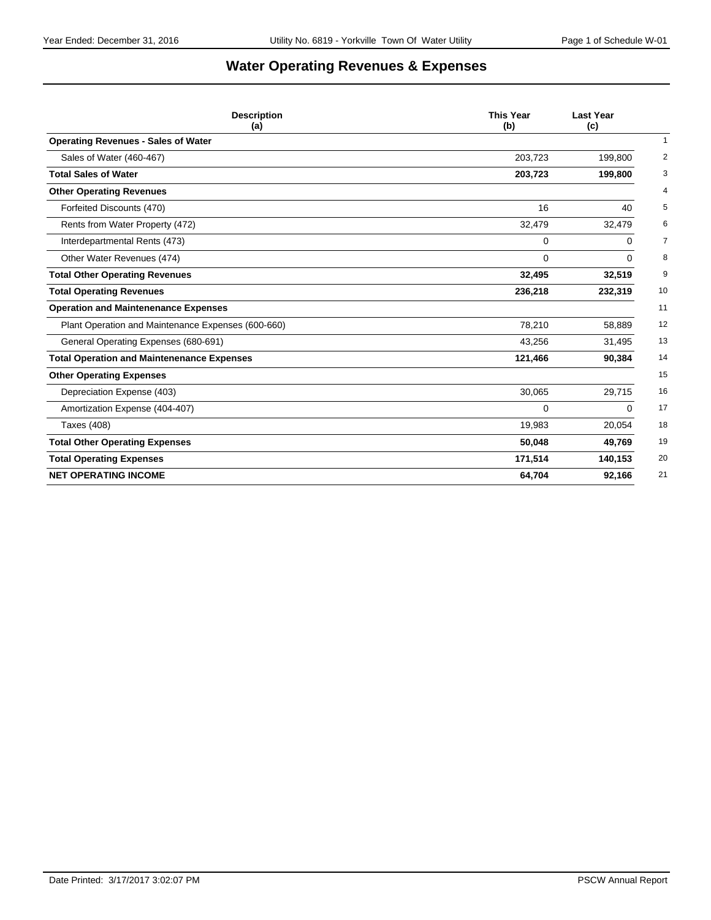# Water Operating Revenues & Expenses

| Description<br>(a) | This Year<br>(b) | Last Year<br>(c) | |
|---|---|---|---|
| **Operating Revenues - Sales of Water** | | | 1 |
| Sales of Water (460-467) | 203,723 | 199,800 | 2 |
| **Total Sales of Water** | **203,723** | **199,800** | 3 |
| **Other Operating Revenues** | | | 4 |
| Forfeited Discounts (470) | 16 | 40 | 5 |
| Rents from Water Property (472) | 32,479 | 32,479 | 6 |
| Interdepartmental Rents (473) | 0 | 0 | 7 |
| Other Water Revenues (474) | 0 | 0 | 8 |
| **Total Other Operating Revenues** | **32,495** | **32,519** | 9 |
| **Total Operating Revenues** | **236,218** | **232,319** | 10 |
| **Operation and Maintenenance Expenses** | | | 11 |
| Plant Operation and Maintenance Expenses (600-660) | 78,210 | 58,889 | 12 |
| General Operating Expenses (680-691) | 43,256 | 31,495 | 13 |
| **Total Operation and Maintenenance Expenses** | **121,466** | **90,384** | 14 |
| **Other Operating Expenses** | | | 15 |
| Depreciation Expense (403) | 30,065 | 29,715 | 16 |
| Amortization Expense (404-407) | 0 | 0 | 17 |
| Taxes (408) | 19,983 | 20,054 | 18 |
| **Total Other Operating Expenses** | **50,048** | **49,769** | 19 |
| **Total Operating Expenses** | **171,514** | **140,153** | 20 |
| **NET OPERATING INCOME** | **64,704** | **92,166** | 21 |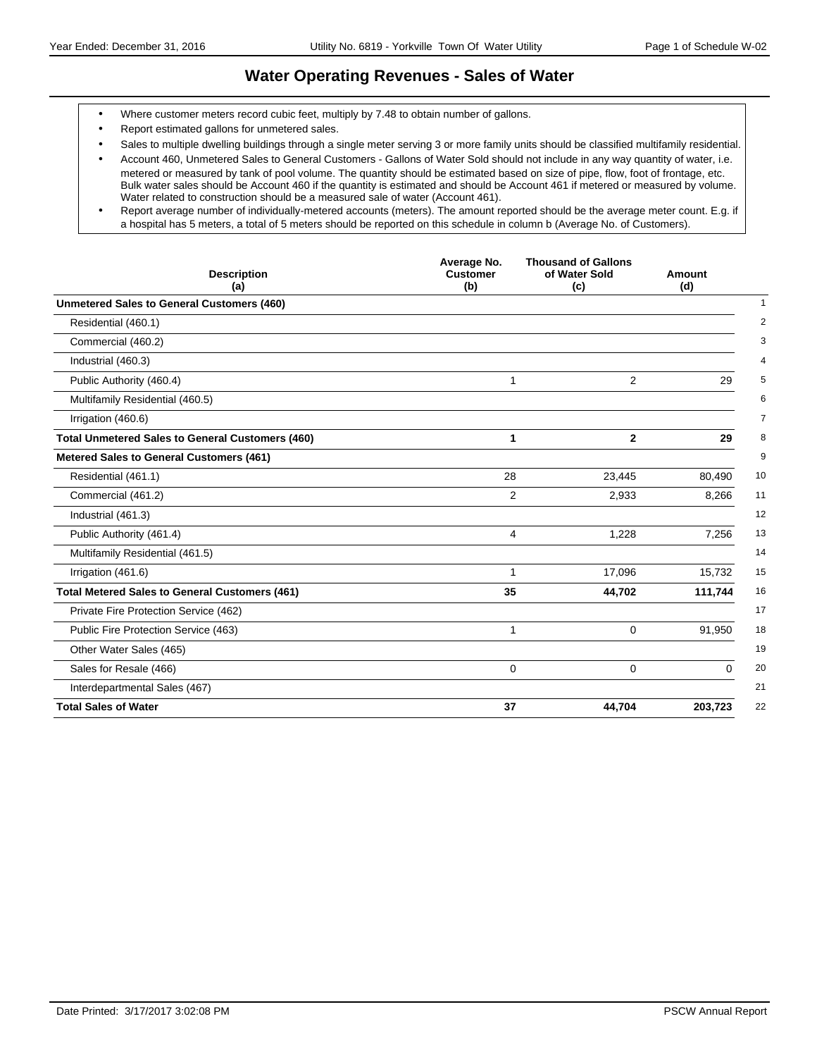# Water Operating Revenues - Sales of Water

- Where customer meters record cubic feet, multiply by 7.48 to obtain number of gallons.
- Report estimated gallons for unmetered sales.
- Sales to multiple dwelling buildings through a single meter serving 3 or more family units should be classified multifamily residential.
- Account 460, Unmetered Sales to General Customers - Gallons of Water Sold should not include in any way quantity of water, i.e. metered or measured by tank of pool volume. The quantity should be estimated based on size of pipe, flow, foot of frontage, etc. Bulk water sales should be Account 460 if the quantity is estimated and should be Account 461 if metered or measured by volume. Water related to construction should be a measured sale of water (Account 461).
- Report average number of individually-metered accounts (meters). The amount reported should be the average meter count. E.g. if a hospital has 5 meters, a total of 5 meters should be reported on this schedule in column b (Average No. of Customers).

| Description (a) | Average No. Customer (b) | Thousand of Gallons of Water Sold (c) | Amount (d) | |
|---|---|---|---|---|
| **Unmetered Sales to General Customers (460)** | | | | 1 |
| Residential (460.1) | | | | 2 |
| Commercial (460.2) | | | | 3 |
| Industrial (460.3) | | | | 4 |
| Public Authority (460.4) | 1 | 2 | 29 | 5 |
| Multifamily Residential (460.5) | | | | 6 |
| Irrigation (460.6) | | | | 7 |
| **Total Unmetered Sales to General Customers (460)** | **1** | **2** | **29** | 8 |
| **Metered Sales to General Customers (461)** | | | | 9 |
| Residential (461.1) | 28 | 23,445 | 80,490 | 10 |
| Commercial (461.2) | 2 | 2,933 | 8,266 | 11 |
| Industrial (461.3) | | | | 12 |
| Public Authority (461.4) | 4 | 1,228 | 7,256 | 13 |
| Multifamily Residential (461.5) | | | | 14 |
| Irrigation (461.6) | 1 | 17,096 | 15,732 | 15 |
| **Total Metered Sales to General Customers (461)** | **35** | **44,702** | **111,744** | 16 |
| Private Fire Protection Service (462) | | | | 17 |
| Public Fire Protection Service (463) | 1 | 0 | 91,950 | 18 |
| Other Water Sales (465) | | | | 19 |
| Sales for Resale (466) | 0 | 0 | 0 | 20 |
| Interdepartmental Sales (467) | | | | 21 |
| **Total Sales of Water** | **37** | **44,704** | **203,723** | 22 |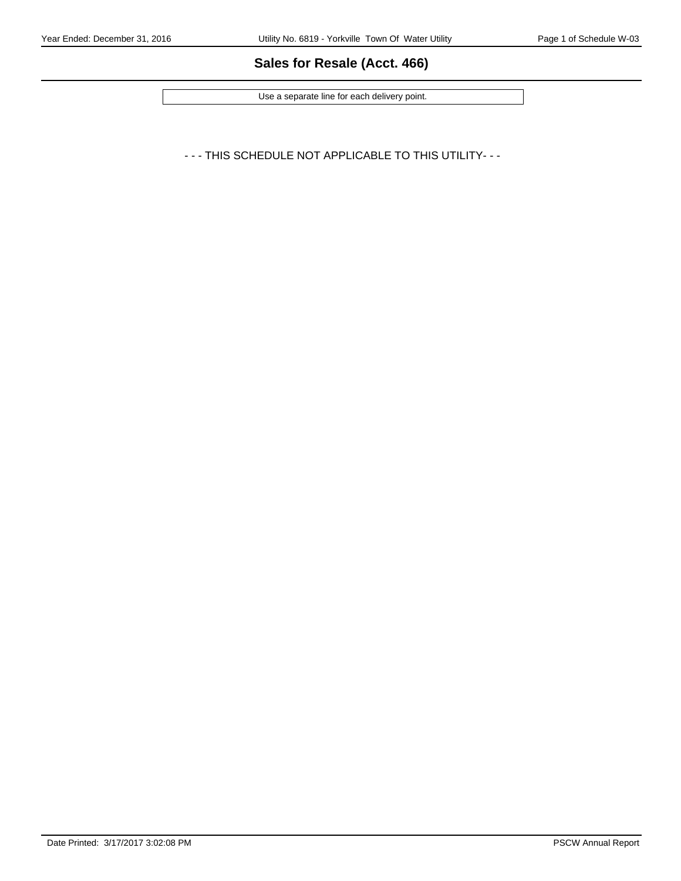## Sales for Resale (Acct. 466)

Use a separate line for each delivery point.

- - - THIS SCHEDULE NOT APPLICABLE TO THIS UTILITY- - -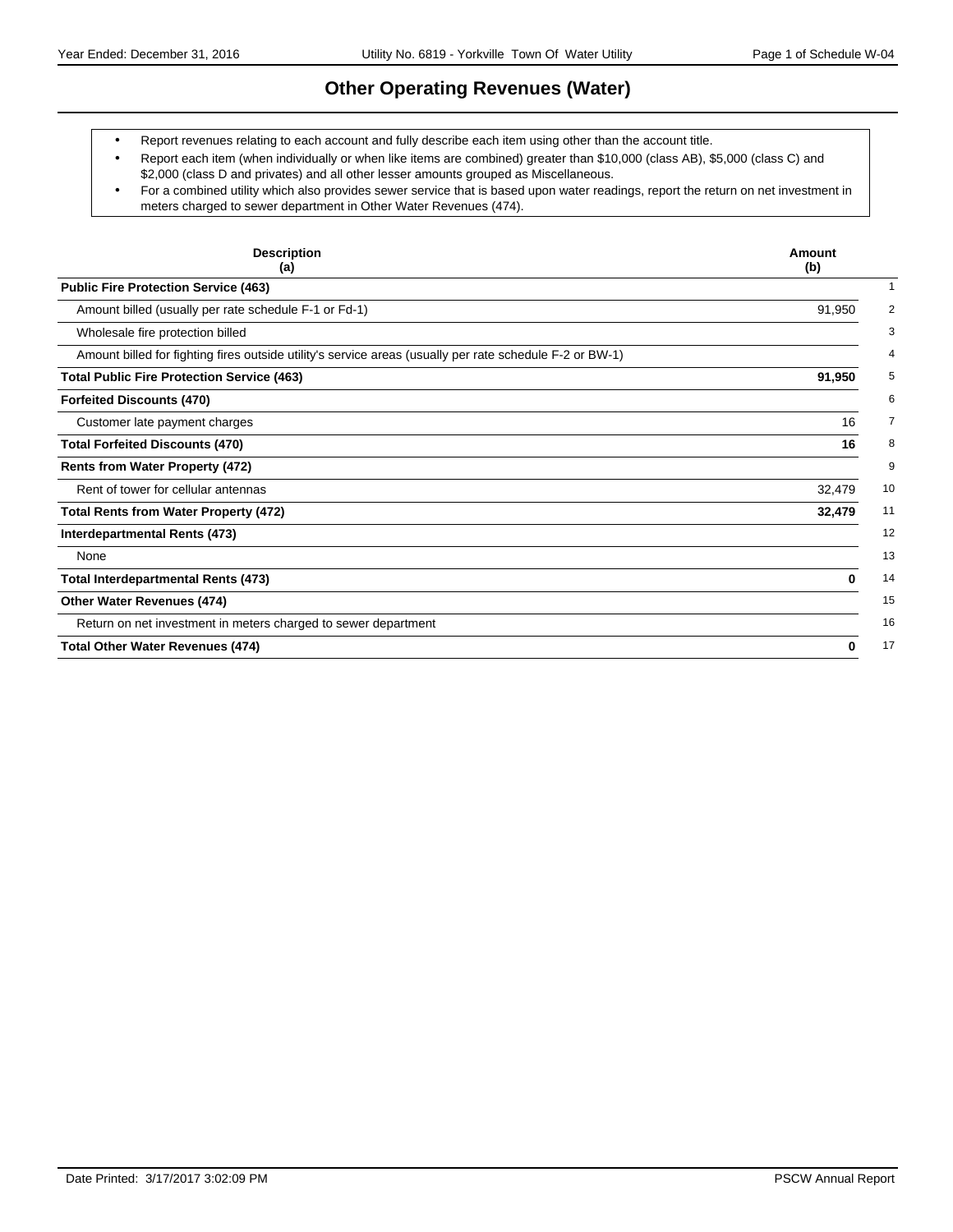# Other Operating Revenues (Water)

- Report revenues relating to each account and fully describe each item using other than the account title.
- Report each item (when individually or when like items are combined) greater than $10,000 (class AB), $5,000 (class C) and $2,000 (class D and privates) and all other lesser amounts grouped as Miscellaneous.
- For a combined utility which also provides sewer service that is based upon water readings, report the return on net investment in meters charged to sewer department in Other Water Revenues (474).

| Description (a) | Amount (b) | |
|---|---|---|
| **Public Fire Protection Service (463)** | | 1 |
| Amount billed (usually per rate schedule F-1 or Fd-1) | 91,950 | 2 |
| Wholesale fire protection billed | | 3 |
| Amount billed for fighting fires outside utility's service areas (usually per rate schedule F-2 or BW-1) | | 4 |
| **Total Public Fire Protection Service (463)** | **91,950** | 5 |
| **Forfeited Discounts (470)** | | 6 |
| Customer late payment charges | 16 | 7 |
| **Total Forfeited Discounts (470)** | **16** | 8 |
| **Rents from Water Property (472)** | | 9 |
| Rent of tower for cellular antennas | 32,479 | 10 |
| **Total Rents from Water Property (472)** | **32,479** | 11 |
| **Interdepartmental Rents (473)** | | 12 |
| None | | 13 |
| **Total Interdepartmental Rents (473)** | **0** | 14 |
| **Other Water Revenues (474)** | | 15 |
| Return on net investment in meters charged to sewer department | | 16 |
| **Total Other Water Revenues (474)** | **0** | 17 |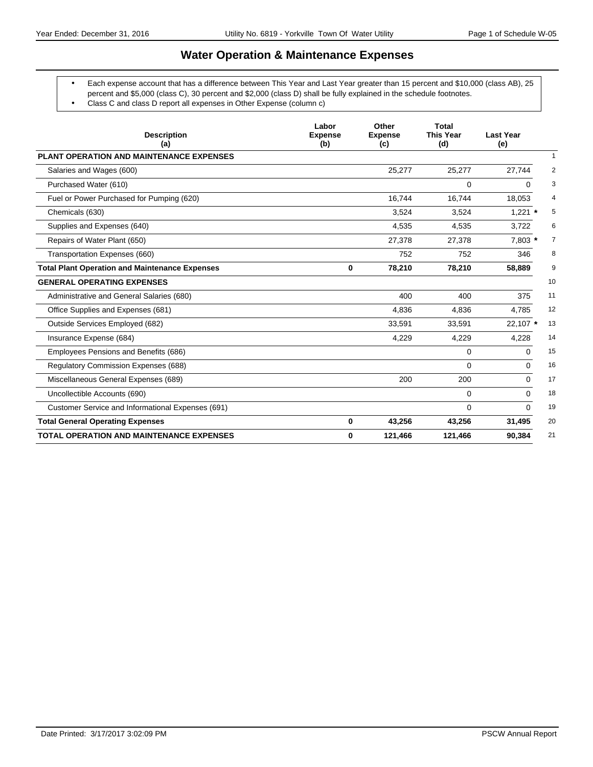# Water Operation & Maintenance Expenses

- Each expense account that has a difference between This Year and Last Year greater than 15 percent and $10,000 (class AB), 25 percent and $5,000 (class C), 30 percent and $2,000 (class D) shall be fully explained in the schedule footnotes.
- Class C and class D report all expenses in Other Expense (column c)

| Description (a) | Labor Expense (b) | Other Expense (c) | Total This Year (d) | Last Year (e) | |
|---|---|---|---|---|---|
| **PLANT OPERATION AND MAINTENANCE EXPENSES** | | | | | 1 |
| Salaries and Wages (600) | | 25,277 | 25,277 | 27,744 | 2 |
| Purchased Water (610) | | | 0 | 0 | 3 |
| Fuel or Power Purchased for Pumping (620) | | 16,744 | 16,744 | 18,053 | 4 |
| Chemicals (630) | | 3,524 | 3,524 | 1,221 * | 5 |
| Supplies and Expenses (640) | | 4,535 | 4,535 | 3,722 | 6 |
| Repairs of Water Plant (650) | | 27,378 | 27,378 | 7,803 * | 7 |
| Transportation Expenses (660) | | 752 | 752 | 346 | 8 |
| **Total Plant Operation and Maintenance Expenses** | **0** | **78,210** | **78,210** | **58,889** | 9 |
| **GENERAL OPERATING EXPENSES** | | | | | 10 |
| Administrative and General Salaries (680) | | 400 | 400 | 375 | 11 |
| Office Supplies and Expenses (681) | | 4,836 | 4,836 | 4,785 | 12 |
| Outside Services Employed (682) | | 33,591 | 33,591 | 22,107 * | 13 |
| Insurance Expense (684) | | 4,229 | 4,229 | 4,228 | 14 |
| Employees Pensions and Benefits (686) | | | 0 | 0 | 15 |
| Regulatory Commission Expenses (688) | | | 0 | 0 | 16 |
| Miscellaneous General Expenses (689) | | 200 | 200 | 0 | 17 |
| Uncollectible Accounts (690) | | | 0 | 0 | 18 |
| Customer Service and Informational Expenses (691) | | | 0 | 0 | 19 |
| **Total General Operating Expenses** | **0** | **43,256** | **43,256** | **31,495** | 20 |
| **TOTAL OPERATION AND MAINTENANCE EXPENSES** | **0** | **121,466** | **121,466** | **90,384** | 21 |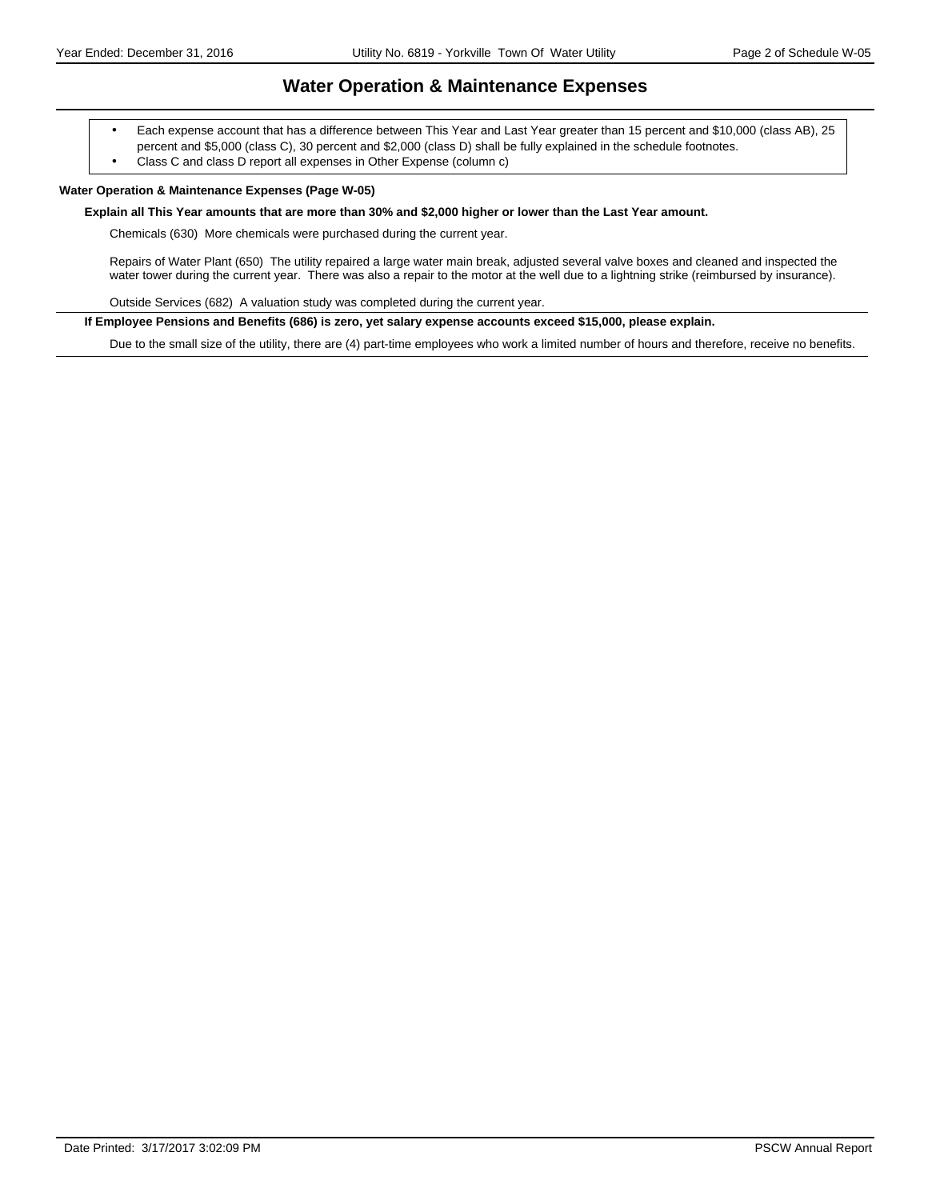# Water Operation & Maintenance Expenses

- Each expense account that has a difference between This Year and Last Year greater than 15 percent and $10,000 (class AB), 25 percent and $5,000 (class C), 30 percent and $2,000 (class D) shall be fully explained in the schedule footnotes.
- Class C and class D report all expenses in Other Expense (column c)

**Water Operation & Maintenance Expenses (Page W-05)**

**Explain all This Year amounts that are more than 30% and $2,000 higher or lower than the Last Year amount.**

Chemicals (630) More chemicals were purchased during the current year.

Repairs of Water Plant (650) The utility repaired a large water main break, adjusted several valve boxes and cleaned and inspected the water tower during the current year. There was also a repair to the motor at the well due to a lightning strike (reimbursed by insurance).

Outside Services (682) A valuation study was completed during the current year.

**If Employee Pensions and Benefits (686) is zero, yet salary expense accounts exceed $15,000, please explain.**

Due to the small size of the utility, there are (4) part-time employees who work a limited number of hours and therefore, receive no benefits.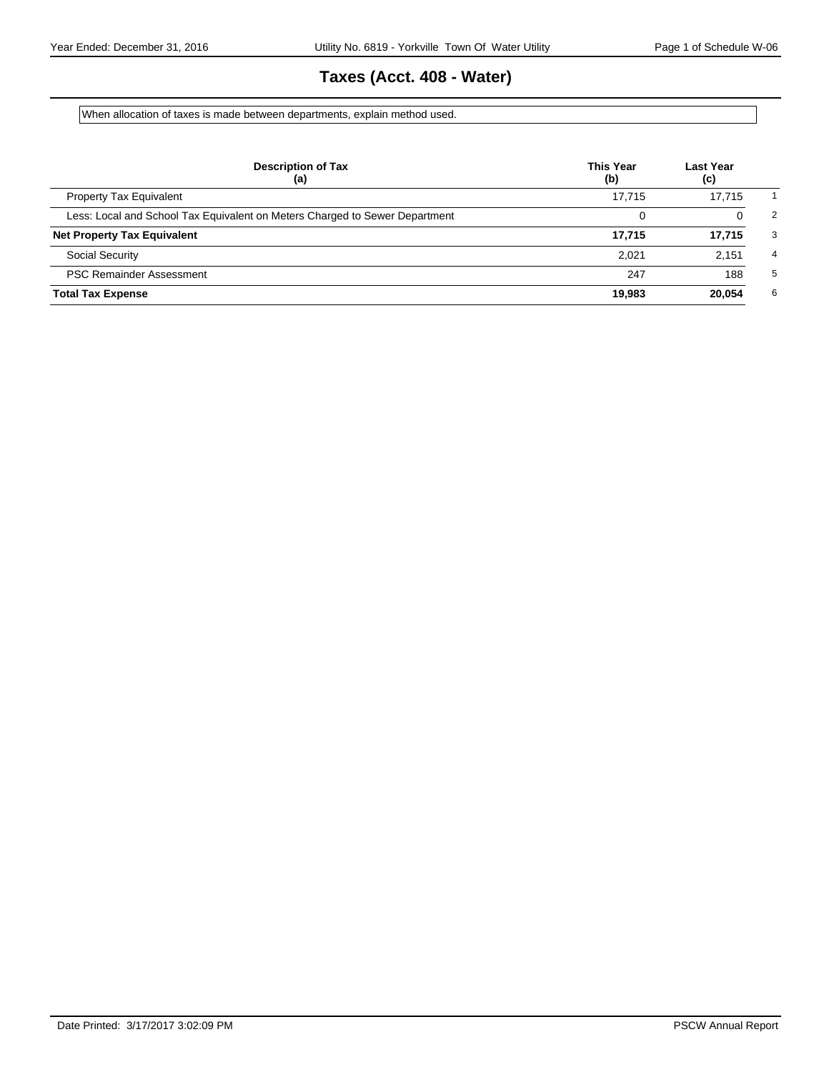# Taxes (Acct. 408 - Water)

When allocation of taxes is made between departments, explain method used.

| Description of Tax (a) | This Year (b) | Last Year (c) | |
|---|---|---|---|
| Property Tax Equivalent | 17,715 | 17,715 | 1 |
| Less: Local and School Tax Equivalent on Meters Charged to Sewer Department | 0 | 0 | 2 |
| **Net Property Tax Equivalent** | **17,715** | **17,715** | 3 |
| Social Security | 2,021 | 2,151 | 4 |
| PSC Remainder Assessment | 247 | 188 | 5 |
| **Total Tax Expense** | **19,983** | **20,054** | 6 |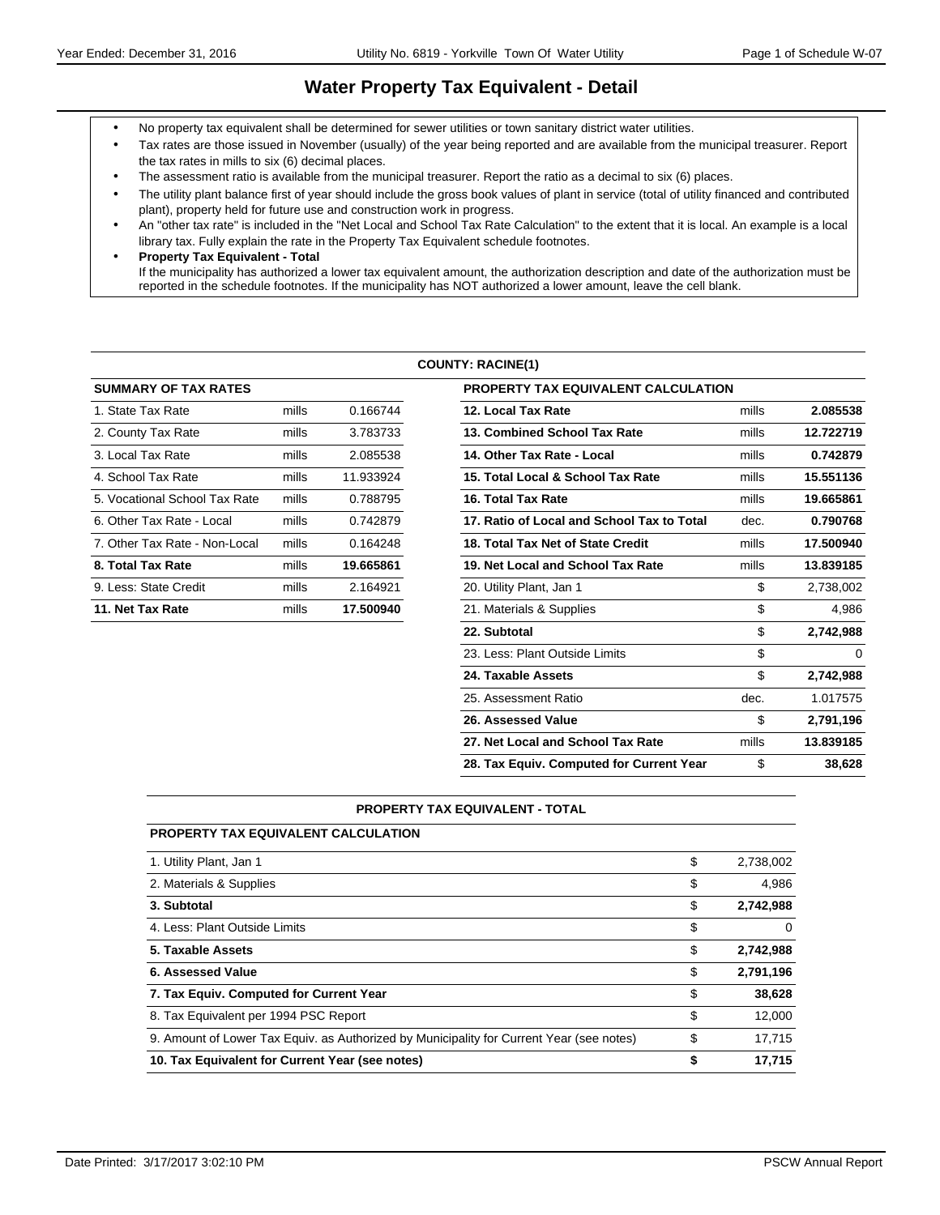# Water Property Tax Equivalent - Detail

- No property tax equivalent shall be determined for sewer utilities or town sanitary district water utilities.
- Tax rates are those issued in November (usually) of the year being reported and are available from the municipal treasurer. Report the tax rates in mills to six (6) decimal places.
- The assessment ratio is available from the municipal treasurer. Report the ratio as a decimal to six (6) places.
- The utility plant balance first of year should include the gross book values of plant in service (total of utility financed and contributed plant), property held for future use and construction work in progress.
- An "other tax rate" is included in the "Net Local and School Tax Rate Calculation" to the extent that it is local. An example is a local library tax. Fully explain the rate in the Property Tax Equivalent schedule footnotes.
- **Property Tax Equivalent - Total**
  If the municipality has authorized a lower tax equivalent amount, the authorization description and date of the authorization must be reported in the schedule footnotes. If the municipality has NOT authorized a lower amount, leave the cell blank.

## COUNTY: RACINE(1)

| SUMMARY OF TAX RATES | | |
|---|---|---|
| 1. State Tax Rate | mills | 0.166744 |
| 2. County Tax Rate | mills | 3.783733 |
| 3. Local Tax Rate | mills | 2.085538 |
| 4. School Tax Rate | mills | 11.933924 |
| 5. Vocational School Tax Rate | mills | 0.788795 |
| 6. Other Tax Rate - Local | mills | 0.742879 |
| 7. Other Tax Rate - Non-Local | mills | 0.164248 |
| **8. Total Tax Rate** | mills | **19.665861** |
| 9. Less: State Credit | mills | 2.164921 |
| **11. Net Tax Rate** | mills | **17.500940** |

| PROPERTY TAX EQUIVALENT CALCULATION | | |
|---|---|---|
| **12. Local Tax Rate** | mills | **2.085538** |
| **13. Combined School Tax Rate** | mills | **12.722719** |
| **14. Other Tax Rate - Local** | mills | **0.742879** |
| **15. Total Local & School Tax Rate** | mills | **15.551136** |
| **16. Total Tax Rate** | mills | **19.665861** |
| **17. Ratio of Local and School Tax to Total** | dec. | **0.790768** |
| **18. Total Tax Net of State Credit** | mills | **17.500940** |
| **19. Net Local and School Tax Rate** | mills | **13.839185** |
| 20. Utility Plant, Jan 1 | $ | 2,738,002 |
| 21. Materials & Supplies | $ | 4,986 |
| **22. Subtotal** | $ | **2,742,988** |
| 23. Less: Plant Outside Limits | $ | 0 |
| **24. Taxable Assets** | $ | **2,742,988** |
| 25. Assessment Ratio | dec. | 1.017575 |
| **26. Assessed Value** | $ | **2,791,196** |
| **27. Net Local and School Tax Rate** | mills | **13.839185** |
| **28. Tax Equiv. Computed for Current Year** | $ | **38,628** |

## PROPERTY TAX EQUIVALENT - TOTAL

| PROPERTY TAX EQUIVALENT CALCULATION | | |
|---|---|---|
| 1. Utility Plant, Jan 1 | $ | 2,738,002 |
| 2. Materials & Supplies | $ | 4,986 |
| **3. Subtotal** | $ | **2,742,988** |
| 4. Less: Plant Outside Limits | $ | 0 |
| **5. Taxable Assets** | $ | **2,742,988** |
| **6. Assessed Value** | $ | **2,791,196** |
| **7. Tax Equiv. Computed for Current Year** | $ | **38,628** |
| 8. Tax Equivalent per 1994 PSC Report | $ | 12,000 |
| 9. Amount of Lower Tax Equiv. as Authorized by Municipality for Current Year (see notes) | $ | 17,715 |
| **10. Tax Equivalent for Current Year (see notes)** | **$** | **17,715** |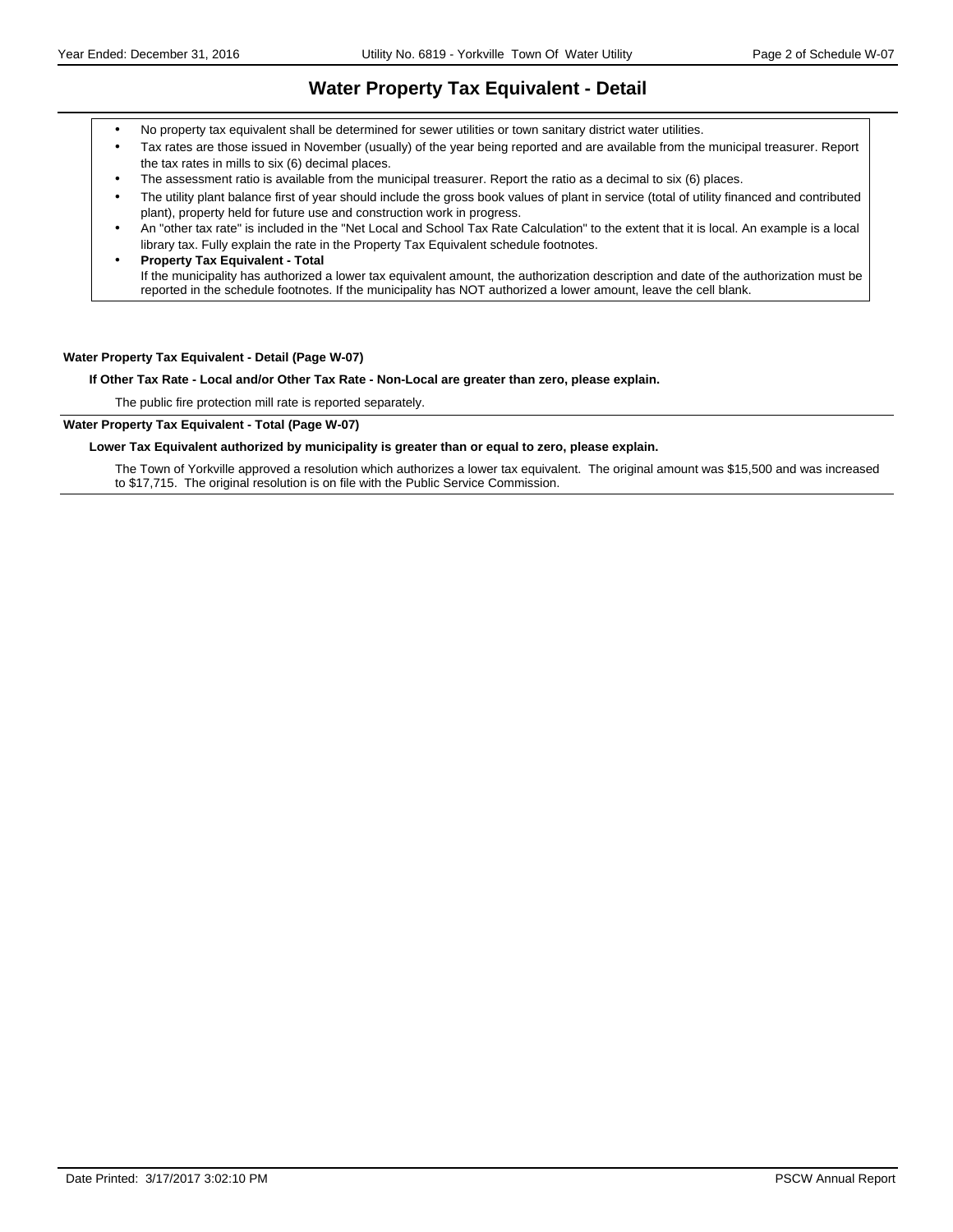# Water Property Tax Equivalent - Detail

- No property tax equivalent shall be determined for sewer utilities or town sanitary district water utilities.
- Tax rates are those issued in November (usually) of the year being reported and are available from the municipal treasurer. Report the tax rates in mills to six (6) decimal places.
- The assessment ratio is available from the municipal treasurer. Report the ratio as a decimal to six (6) places.
- The utility plant balance first of year should include the gross book values of plant in service (total of utility financed and contributed plant), property held for future use and construction work in progress.
- An "other tax rate" is included in the "Net Local and School Tax Rate Calculation" to the extent that it is local. An example is a local library tax. Fully explain the rate in the Property Tax Equivalent schedule footnotes.
- **Property Tax Equivalent - Total**
  If the municipality has authorized a lower tax equivalent amount, the authorization description and date of the authorization must be reported in the schedule footnotes. If the municipality has NOT authorized a lower amount, leave the cell blank.

**Water Property Tax Equivalent - Detail (Page W-07)**

**If Other Tax Rate - Local and/or Other Tax Rate - Non-Local are greater than zero, please explain.**

The public fire protection mill rate is reported separately.

**Water Property Tax Equivalent - Total (Page W-07)**

**Lower Tax Equivalent authorized by municipality is greater than or equal to zero, please explain.**

The Town of Yorkville approved a resolution which authorizes a lower tax equivalent. The original amount was $15,500 and was increased to $17,715. The original resolution is on file with the Public Service Commission.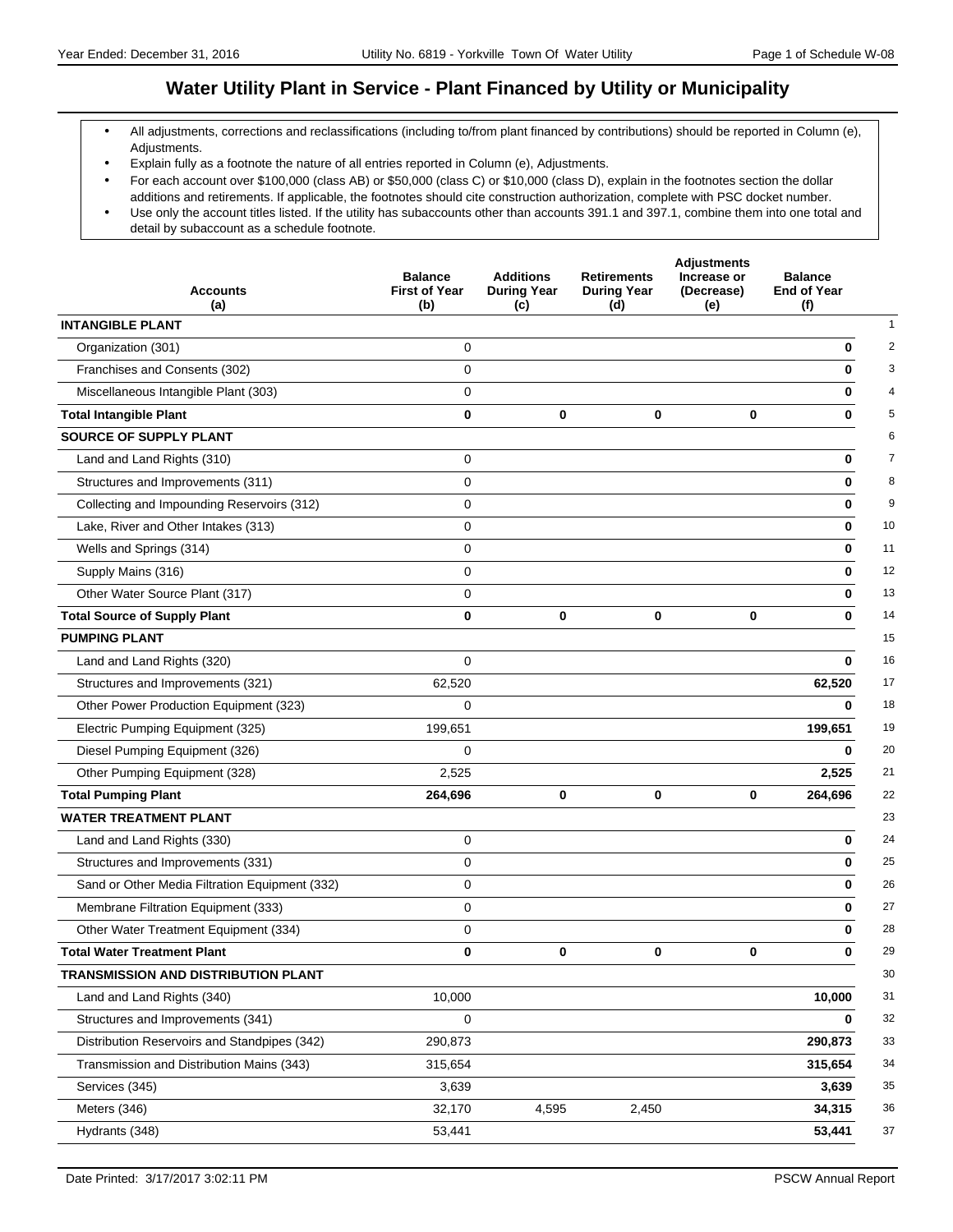# Water Utility Plant in Service - Plant Financed by Utility or Municipality

- All adjustments, corrections and reclassifications (including to/from plant financed by contributions) should be reported in Column (e), Adjustments.
- Explain fully as a footnote the nature of all entries reported in Column (e), Adjustments.
- For each account over $100,000 (class AB) or $50,000 (class C) or $10,000 (class D), explain in the footnotes section the dollar additions and retirements. If applicable, the footnotes should cite construction authorization, complete with PSC docket number.
- Use only the account titles listed. If the utility has subaccounts other than accounts 391.1 and 397.1, combine them into one total and detail by subaccount as a schedule footnote.

| Accounts (a) | Balance First of Year (b) | Additions During Year (c) | Retirements During Year (d) | Adjustments Increase or (Decrease) (e) | Balance End of Year (f) | |
|---|---|---|---|---|---|---|
| **INTANGIBLE PLANT** | | | | | | 1 |
| Organization (301) | 0 | | | | **0** | 2 |
| Franchises and Consents (302) | 0 | | | | **0** | 3 |
| Miscellaneous Intangible Plant (303) | 0 | | | | **0** | 4 |
| **Total Intangible Plant** | **0** | **0** | **0** | **0** | **0** | 5 |
| **SOURCE OF SUPPLY PLANT** | | | | | | 6 |
| Land and Land Rights (310) | 0 | | | | **0** | 7 |
| Structures and Improvements (311) | 0 | | | | **0** | 8 |
| Collecting and Impounding Reservoirs (312) | 0 | | | | **0** | 9 |
| Lake, River and Other Intakes (313) | 0 | | | | **0** | 10 |
| Wells and Springs (314) | 0 | | | | **0** | 11 |
| Supply Mains (316) | 0 | | | | **0** | 12 |
| Other Water Source Plant (317) | 0 | | | | **0** | 13 |
| **Total Source of Supply Plant** | **0** | **0** | **0** | **0** | **0** | 14 |
| **PUMPING PLANT** | | | | | | 15 |
| Land and Land Rights (320) | 0 | | | | **0** | 16 |
| Structures and Improvements (321) | 62,520 | | | | **62,520** | 17 |
| Other Power Production Equipment (323) | 0 | | | | **0** | 18 |
| Electric Pumping Equipment (325) | 199,651 | | | | **199,651** | 19 |
| Diesel Pumping Equipment (326) | 0 | | | | **0** | 20 |
| Other Pumping Equipment (328) | 2,525 | | | | **2,525** | 21 |
| **Total Pumping Plant** | **264,696** | **0** | **0** | **0** | **264,696** | 22 |
| **WATER TREATMENT PLANT** | | | | | | 23 |
| Land and Land Rights (330) | 0 | | | | **0** | 24 |
| Structures and Improvements (331) | 0 | | | | **0** | 25 |
| Sand or Other Media Filtration Equipment (332) | 0 | | | | **0** | 26 |
| Membrane Filtration Equipment (333) | 0 | | | | **0** | 27 |
| Other Water Treatment Equipment (334) | 0 | | | | **0** | 28 |
| **Total Water Treatment Plant** | **0** | **0** | **0** | **0** | **0** | 29 |
| **TRANSMISSION AND DISTRIBUTION PLANT** | | | | | | 30 |
| Land and Land Rights (340) | 10,000 | | | | **10,000** | 31 |
| Structures and Improvements (341) | 0 | | | | **0** | 32 |
| Distribution Reservoirs and Standpipes (342) | 290,873 | | | | **290,873** | 33 |
| Transmission and Distribution Mains (343) | 315,654 | | | | **315,654** | 34 |
| Services (345) | 3,639 | | | | **3,639** | 35 |
| Meters (346) | 32,170 | 4,595 | 2,450 | | **34,315** | 36 |
| Hydrants (348) | 53,441 | | | | **53,441** | 37 |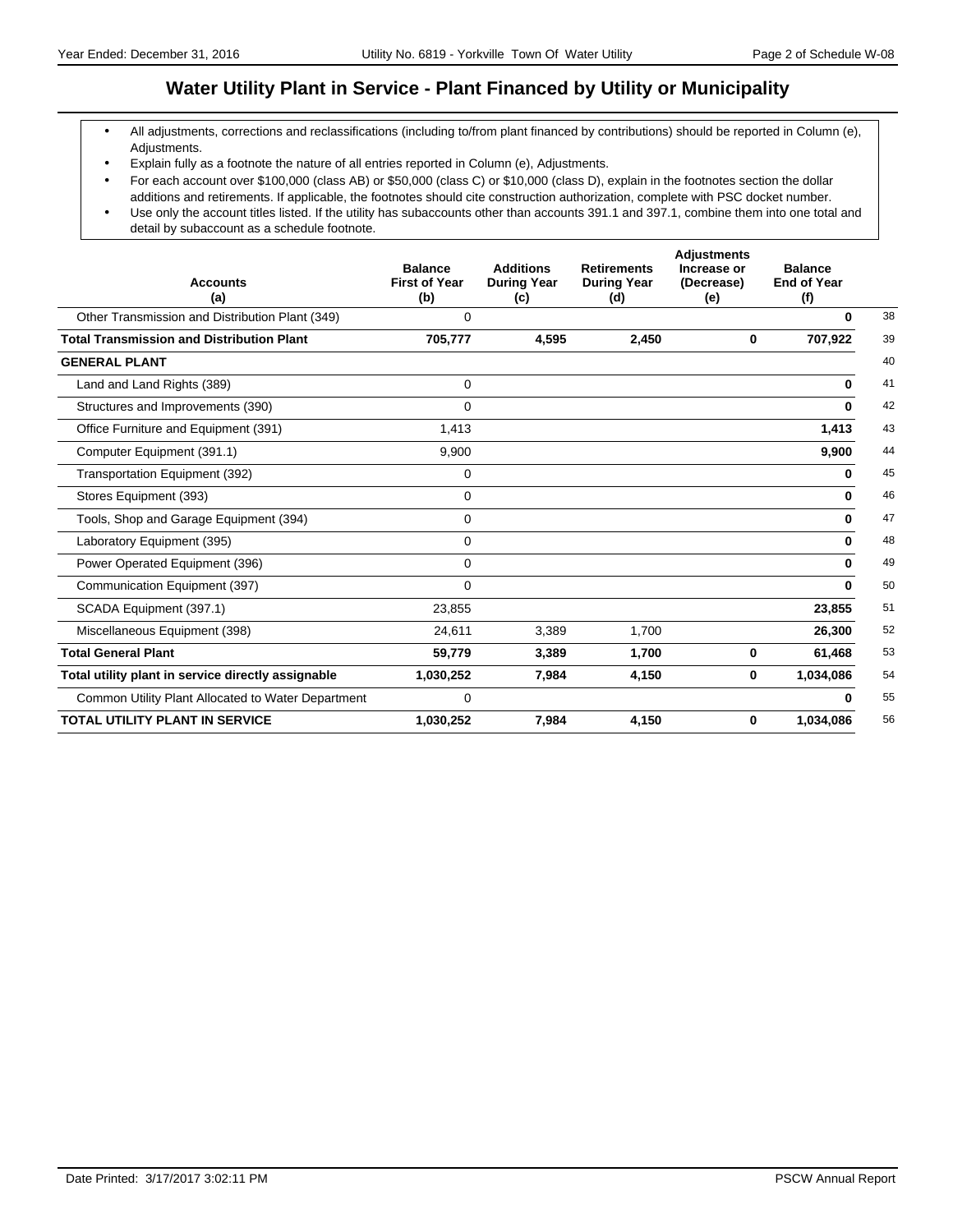# Water Utility Plant in Service - Plant Financed by Utility or Municipality

- All adjustments, corrections and reclassifications (including to/from plant financed by contributions) should be reported in Column (e), Adjustments.
- Explain fully as a footnote the nature of all entries reported in Column (e), Adjustments.
- For each account over $100,000 (class AB) or $50,000 (class C) or $10,000 (class D), explain in the footnotes section the dollar additions and retirements. If applicable, the footnotes should cite construction authorization, complete with PSC docket number.
- Use only the account titles listed. If the utility has subaccounts other than accounts 391.1 and 397.1, combine them into one total and detail by subaccount as a schedule footnote.

| Accounts (a) | Balance First of Year (b) | Additions During Year (c) | Retirements During Year (d) | Adjustments Increase or (Decrease) (e) | Balance End of Year (f) | |
|---|---|---|---|---|---|---|
| Other Transmission and Distribution Plant (349) | 0 | | | | **0** | 38 |
| **Total Transmission and Distribution Plant** | **705,777** | **4,595** | **2,450** | **0** | **707,922** | 39 |
| **GENERAL PLANT** | | | | | | 40 |
| Land and Land Rights (389) | 0 | | | | **0** | 41 |
| Structures and Improvements (390) | 0 | | | | **0** | 42 |
| Office Furniture and Equipment (391) | 1,413 | | | | **1,413** | 43 |
| Computer Equipment (391.1) | 9,900 | | | | **9,900** | 44 |
| Transportation Equipment (392) | 0 | | | | **0** | 45 |
| Stores Equipment (393) | 0 | | | | **0** | 46 |
| Tools, Shop and Garage Equipment (394) | 0 | | | | **0** | 47 |
| Laboratory Equipment (395) | 0 | | | | **0** | 48 |
| Power Operated Equipment (396) | 0 | | | | **0** | 49 |
| Communication Equipment (397) | 0 | | | | **0** | 50 |
| SCADA Equipment (397.1) | 23,855 | | | | **23,855** | 51 |
| Miscellaneous Equipment (398) | 24,611 | 3,389 | 1,700 | | **26,300** | 52 |
| **Total General Plant** | **59,779** | **3,389** | **1,700** | **0** | **61,468** | 53 |
| **Total utility plant in service directly assignable** | **1,030,252** | **7,984** | **4,150** | **0** | **1,034,086** | 54 |
| Common Utility Plant Allocated to Water Department | 0 | | | | **0** | 55 |
| **TOTAL UTILITY PLANT IN SERVICE** | **1,030,252** | **7,984** | **4,150** | **0** | **1,034,086** | 56 |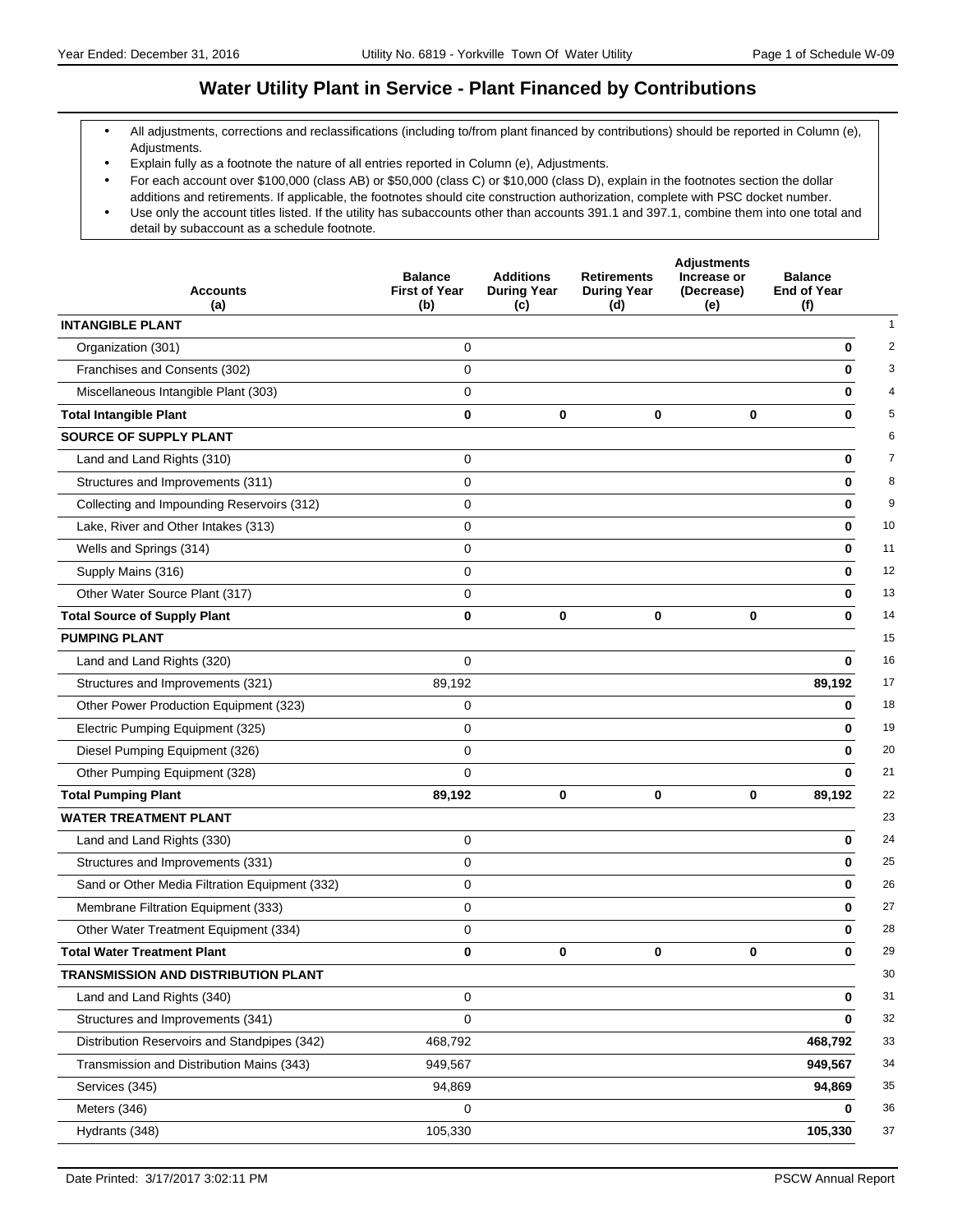# Water Utility Plant in Service - Plant Financed by Contributions

- All adjustments, corrections and reclassifications (including to/from plant financed by contributions) should be reported in Column (e), Adjustments.
- Explain fully as a footnote the nature of all entries reported in Column (e), Adjustments.
- For each account over $100,000 (class AB) or $50,000 (class C) or $10,000 (class D), explain in the footnotes section the dollar additions and retirements. If applicable, the footnotes should cite construction authorization, complete with PSC docket number.
- Use only the account titles listed. If the utility has subaccounts other than accounts 391.1 and 397.1, combine them into one total and detail by subaccount as a schedule footnote.

| Accounts (a) | Balance First of Year (b) | Additions During Year (c) | Retirements During Year (d) | Adjustments Increase or (Decrease) (e) | Balance End of Year (f) | |
|---|---|---|---|---|---|---|
| **INTANGIBLE PLANT** | | | | | | 1 |
| Organization (301) | 0 | | | | **0** | 2 |
| Franchises and Consents (302) | 0 | | | | **0** | 3 |
| Miscellaneous Intangible Plant (303) | 0 | | | | **0** | 4 |
| **Total Intangible Plant** | **0** | **0** | **0** | **0** | **0** | 5 |
| **SOURCE OF SUPPLY PLANT** | | | | | | 6 |
| Land and Land Rights (310) | 0 | | | | **0** | 7 |
| Structures and Improvements (311) | 0 | | | | **0** | 8 |
| Collecting and Impounding Reservoirs (312) | 0 | | | | **0** | 9 |
| Lake, River and Other Intakes (313) | 0 | | | | **0** | 10 |
| Wells and Springs (314) | 0 | | | | **0** | 11 |
| Supply Mains (316) | 0 | | | | **0** | 12 |
| Other Water Source Plant (317) | 0 | | | | **0** | 13 |
| **Total Source of Supply Plant** | **0** | **0** | **0** | **0** | **0** | 14 |
| **PUMPING PLANT** | | | | | | 15 |
| Land and Land Rights (320) | 0 | | | | **0** | 16 |
| Structures and Improvements (321) | 89,192 | | | | **89,192** | 17 |
| Other Power Production Equipment (323) | 0 | | | | **0** | 18 |
| Electric Pumping Equipment (325) | 0 | | | | **0** | 19 |
| Diesel Pumping Equipment (326) | 0 | | | | **0** | 20 |
| Other Pumping Equipment (328) | 0 | | | | **0** | 21 |
| **Total Pumping Plant** | **89,192** | **0** | **0** | **0** | **89,192** | 22 |
| **WATER TREATMENT PLANT** | | | | | | 23 |
| Land and Land Rights (330) | 0 | | | | **0** | 24 |
| Structures and Improvements (331) | 0 | | | | **0** | 25 |
| Sand or Other Media Filtration Equipment (332) | 0 | | | | **0** | 26 |
| Membrane Filtration Equipment (333) | 0 | | | | **0** | 27 |
| Other Water Treatment Equipment (334) | 0 | | | | **0** | 28 |
| **Total Water Treatment Plant** | **0** | **0** | **0** | **0** | **0** | 29 |
| **TRANSMISSION AND DISTRIBUTION PLANT** | | | | | | 30 |
| Land and Land Rights (340) | 0 | | | | **0** | 31 |
| Structures and Improvements (341) | 0 | | | | **0** | 32 |
| Distribution Reservoirs and Standpipes (342) | 468,792 | | | | **468,792** | 33 |
| Transmission and Distribution Mains (343) | 949,567 | | | | **949,567** | 34 |
| Services (345) | 94,869 | | | | **94,869** | 35 |
| Meters (346) | 0 | | | | **0** | 36 |
| Hydrants (348) | 105,330 | | | | **105,330** | 37 |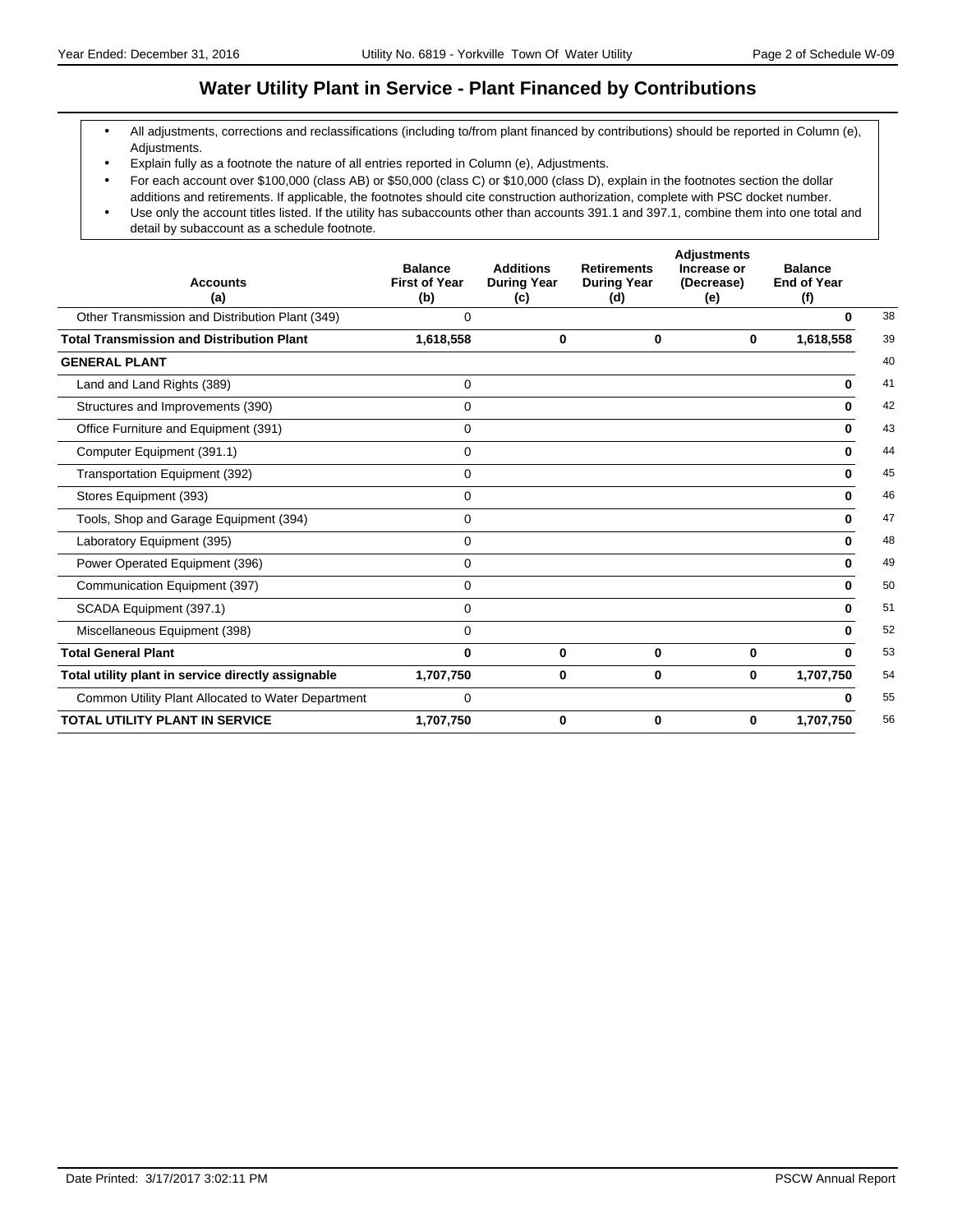## Water Utility Plant in Service - Plant Financed by Contributions

- All adjustments, corrections and reclassifications (including to/from plant financed by contributions) should be reported in Column (e), Adjustments.
- Explain fully as a footnote the nature of all entries reported in Column (e), Adjustments.
- For each account over $100,000 (class AB) or $50,000 (class C) or $10,000 (class D), explain in the footnotes section the dollar additions and retirements. If applicable, the footnotes should cite construction authorization, complete with PSC docket number.
- Use only the account titles listed. If the utility has subaccounts other than accounts 391.1 and 397.1, combine them into one total and detail by subaccount as a schedule footnote.

| Accounts (a) | Balance First of Year (b) | Additions During Year (c) | Retirements During Year (d) | Adjustments Increase or (Decrease) (e) | Balance End of Year (f) | |
|---|---|---|---|---|---|---|
| Other Transmission and Distribution Plant (349) | 0 | | | | **0** | 38 |
| **Total Transmission and Distribution Plant** | **1,618,558** | **0** | **0** | **0** | **1,618,558** | 39 |
| **GENERAL PLANT** | | | | | | 40 |
| Land and Land Rights (389) | 0 | | | | **0** | 41 |
| Structures and Improvements (390) | 0 | | | | **0** | 42 |
| Office Furniture and Equipment (391) | 0 | | | | **0** | 43 |
| Computer Equipment (391.1) | 0 | | | | **0** | 44 |
| Transportation Equipment (392) | 0 | | | | **0** | 45 |
| Stores Equipment (393) | 0 | | | | **0** | 46 |
| Tools, Shop and Garage Equipment (394) | 0 | | | | **0** | 47 |
| Laboratory Equipment (395) | 0 | | | | **0** | 48 |
| Power Operated Equipment (396) | 0 | | | | **0** | 49 |
| Communication Equipment (397) | 0 | | | | **0** | 50 |
| SCADA Equipment (397.1) | 0 | | | | **0** | 51 |
| Miscellaneous Equipment (398) | 0 | | | | **0** | 52 |
| **Total General Plant** | **0** | **0** | **0** | **0** | **0** | 53 |
| **Total utility plant in service directly assignable** | **1,707,750** | **0** | **0** | **0** | **1,707,750** | 54 |
| Common Utility Plant Allocated to Water Department | 0 | | | | **0** | 55 |
| **TOTAL UTILITY PLANT IN SERVICE** | **1,707,750** | **0** | **0** | **0** | **1,707,750** | 56 |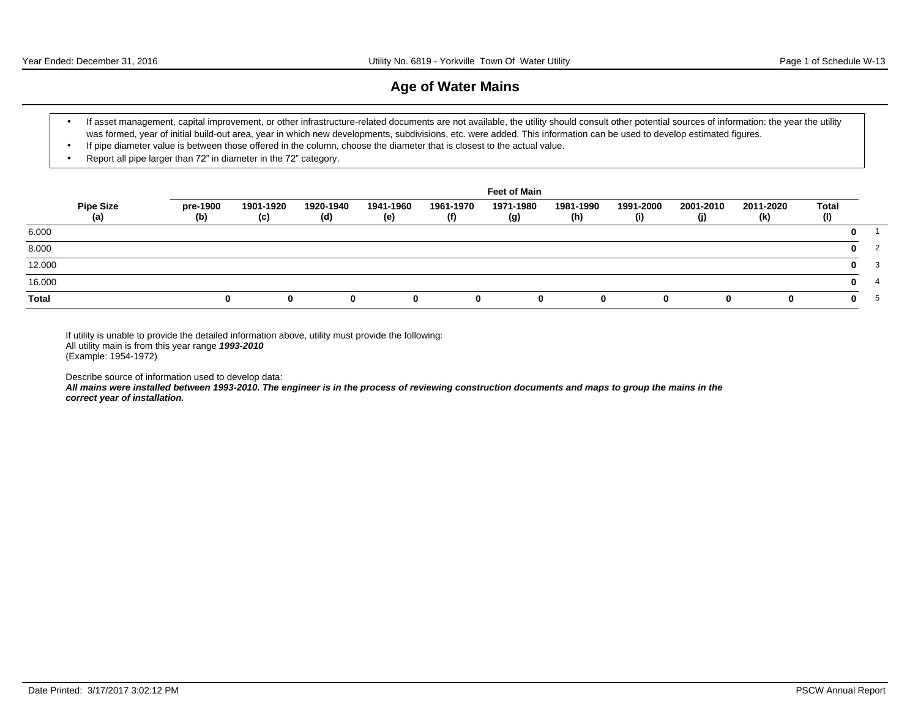# Age of Water Mains

- If asset management, capital improvement, or other infrastructure-related documents are not available, the utility should consult other potential sources of information: the year the utility was formed, year of initial build-out area, year in which new developments, subdivisions, etc. were added. This information can be used to develop estimated figures.
- If pipe diameter value is between those offered in the column, choose the diameter that is closest to the actual value.
- Report all pipe larger than 72" in diameter in the 72" category.

| | Feet of Main | | | | | | | | | | | |
|---|---|---|---|---|---|---|---|---|---|---|---|---|
| **Pipe Size (a)** | **pre-1900 (b)** | **1901-1920 (c)** | **1920-1940 (d)** | **1941-1960 (e)** | **1961-1970 (f)** | **1971-1980 (g)** | **1981-1990 (h)** | **1991-2000 (i)** | **2001-2010 (j)** | **2011-2020 (k)** | **Total (l)** | |
| 6.000 | | | | | | | | | | | **0** | 1 |
| 8.000 | | | | | | | | | | | **0** | 2 |
| 12.000 | | | | | | | | | | | **0** | 3 |
| 16.000 | | | | | | | | | | | **0** | 4 |
| **Total** | **0** | **0** | **0** | **0** | **0** | **0** | **0** | **0** | **0** | **0** | **0** | 5 |

If utility is unable to provide the detailed information above, utility must provide the following:
All utility main is from this year range ***1993-2010***
(Example: 1954-1972)

Describe source of information used to develop data:
***All mains were installed between 1993-2010. The engineer is in the process of reviewing construction documents and maps to group the mains in the correct year of installation.***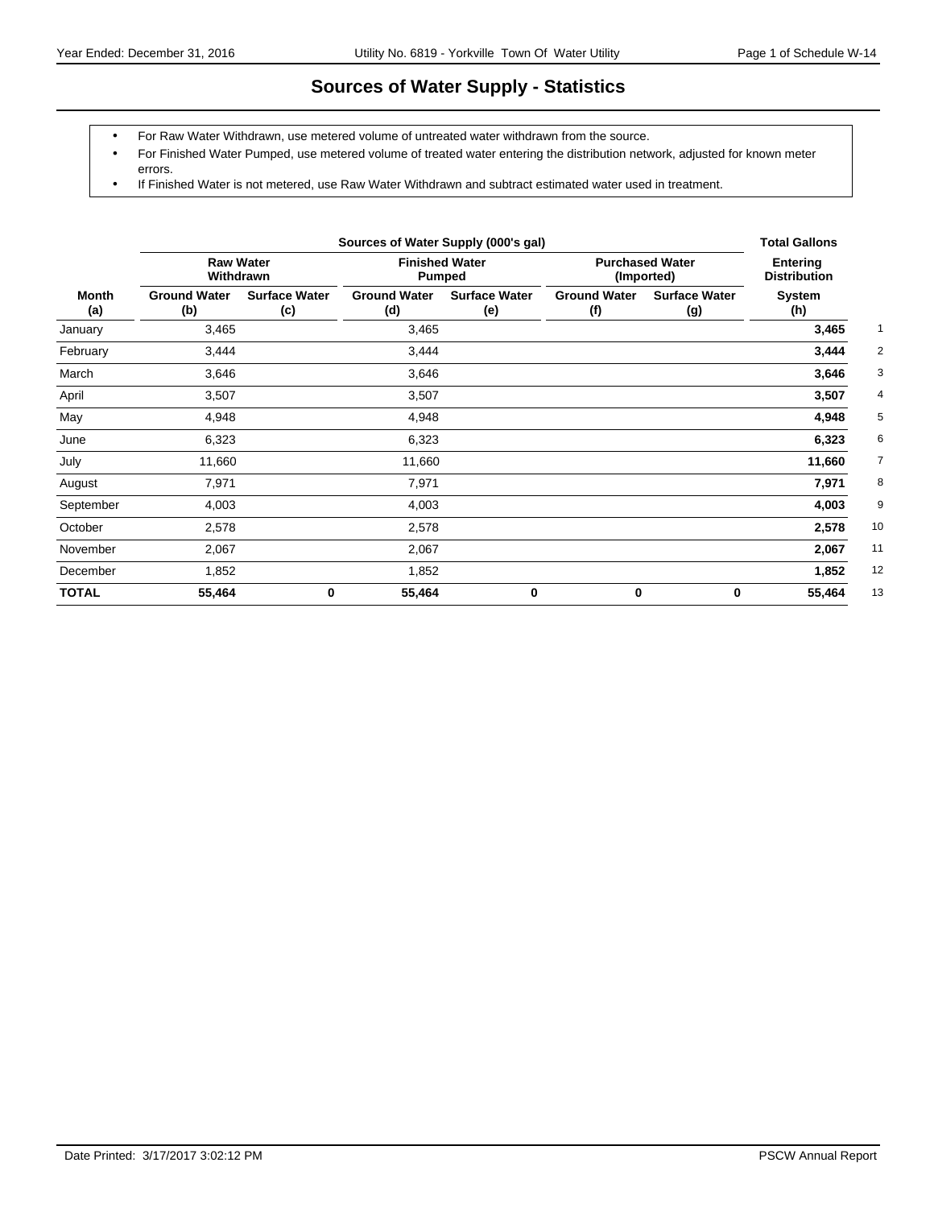# Sources of Water Supply - Statistics

- For Raw Water Withdrawn, use metered volume of untreated water withdrawn from the source.
- For Finished Water Pumped, use metered volume of treated water entering the distribution network, adjusted for known meter errors.
- If Finished Water is not metered, use Raw Water Withdrawn and subtract estimated water used in treatment.

| | Sources of Water Supply (000's gal) | | | | | | Total Gallons | |
|---|---|---|---|---|---|---|---|---|
| | Raw Water Withdrawn | | Finished Water Pumped | | Purchased Water (Imported) | | Entering Distribution | |
| Month (a) | Ground Water (b) | Surface Water (c) | Ground Water (d) | Surface Water (e) | Ground Water (f) | Surface Water (g) | System (h) | |
| January | 3,465 | | 3,465 | | | | **3,465** | 1 |
| February | 3,444 | | 3,444 | | | | **3,444** | 2 |
| March | 3,646 | | 3,646 | | | | **3,646** | 3 |
| April | 3,507 | | 3,507 | | | | **3,507** | 4 |
| May | 4,948 | | 4,948 | | | | **4,948** | 5 |
| June | 6,323 | | 6,323 | | | | **6,323** | 6 |
| July | 11,660 | | 11,660 | | | | **11,660** | 7 |
| August | 7,971 | | 7,971 | | | | **7,971** | 8 |
| September | 4,003 | | 4,003 | | | | **4,003** | 9 |
| October | 2,578 | | 2,578 | | | | **2,578** | 10 |
| November | 2,067 | | 2,067 | | | | **2,067** | 11 |
| December | 1,852 | | 1,852 | | | | **1,852** | 12 |
| **TOTAL** | **55,464** | **0** | **55,464** | **0** | **0** | **0** | **55,464** | 13 |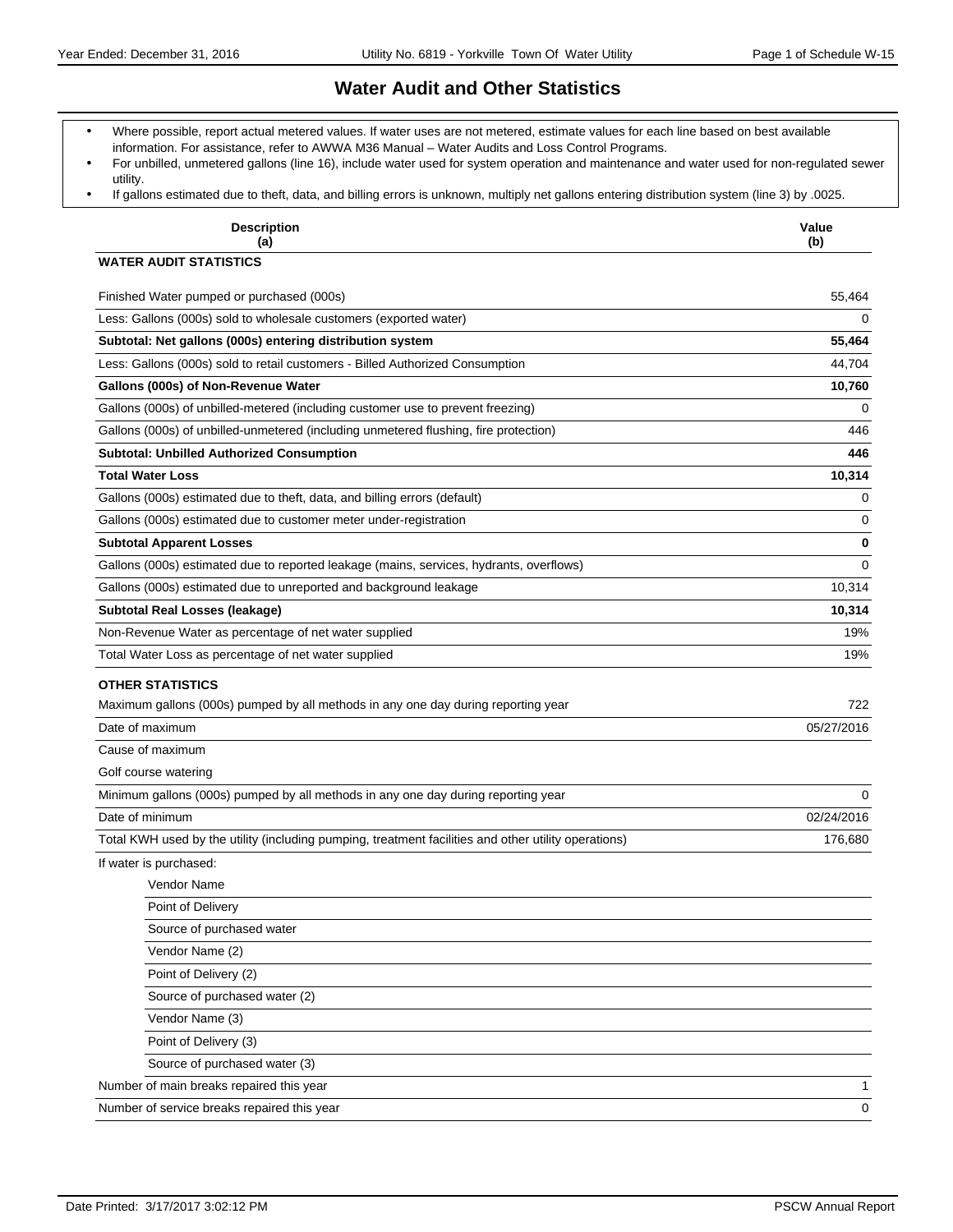# Water Audit and Other Statistics

- Where possible, report actual metered values. If water uses are not metered, estimate values for each line based on best available information. For assistance, refer to AWWA M36 Manual – Water Audits and Loss Control Programs.
- For unbilled, unmetered gallons (line 16), include water used for system operation and maintenance and water used for non-regulated sewer utility.
- If gallons estimated due to theft, data, and billing errors is unknown, multiply net gallons entering distribution system (line 3) by .0025.

| Description<br>(a) | Value<br>(b) |
|---|---|
| **WATER AUDIT STATISTICS** | |
| Finished Water pumped or purchased (000s) | 55,464 |
| Less: Gallons (000s) sold to wholesale customers (exported water) | 0 |
| **Subtotal: Net gallons (000s) entering distribution system** | **55,464** |
| Less: Gallons (000s) sold to retail customers - Billed Authorized Consumption | 44,704 |
| **Gallons (000s) of Non-Revenue Water** | **10,760** |
| Gallons (000s) of unbilled-metered (including customer use to prevent freezing) | 0 |
| Gallons (000s) of unbilled-unmetered (including unmetered flushing, fire protection) | 446 |
| **Subtotal: Unbilled Authorized Consumption** | **446** |
| **Total Water Loss** | **10,314** |
| Gallons (000s) estimated due to theft, data, and billing errors (default) | 0 |
| Gallons (000s) estimated due to customer meter under-registration | 0 |
| **Subtotal Apparent Losses** | **0** |
| Gallons (000s) estimated due to reported leakage (mains, services, hydrants, overflows) | 0 |
| Gallons (000s) estimated due to unreported and background leakage | 10,314 |
| **Subtotal Real Losses (leakage)** | **10,314** |
| Non-Revenue Water as percentage of net water supplied | 19% |
| Total Water Loss as percentage of net water supplied | 19% |
| **OTHER STATISTICS** | |
| Maximum gallons (000s) pumped by all methods in any one day during reporting year | 722 |
| Date of maximum | 05/27/2016 |
| Cause of maximum | |
| Golf course watering | |
| Minimum gallons (000s) pumped by all methods in any one day during reporting year | 0 |
| Date of minimum | 02/24/2016 |
| Total KWH used by the utility (including pumping, treatment facilities and other utility operations) | 176,680 |
| If water is purchased: | |
| Vendor Name | |
| Point of Delivery | |
| Source of purchased water | |
| Vendor Name (2) | |
| Point of Delivery (2) | |
| Source of purchased water (2) | |
| Vendor Name (3) | |
| Point of Delivery (3) | |
| Source of purchased water (3) | |
| Number of main breaks repaired this year | 1 |
| Number of service breaks repaired this year | 0 |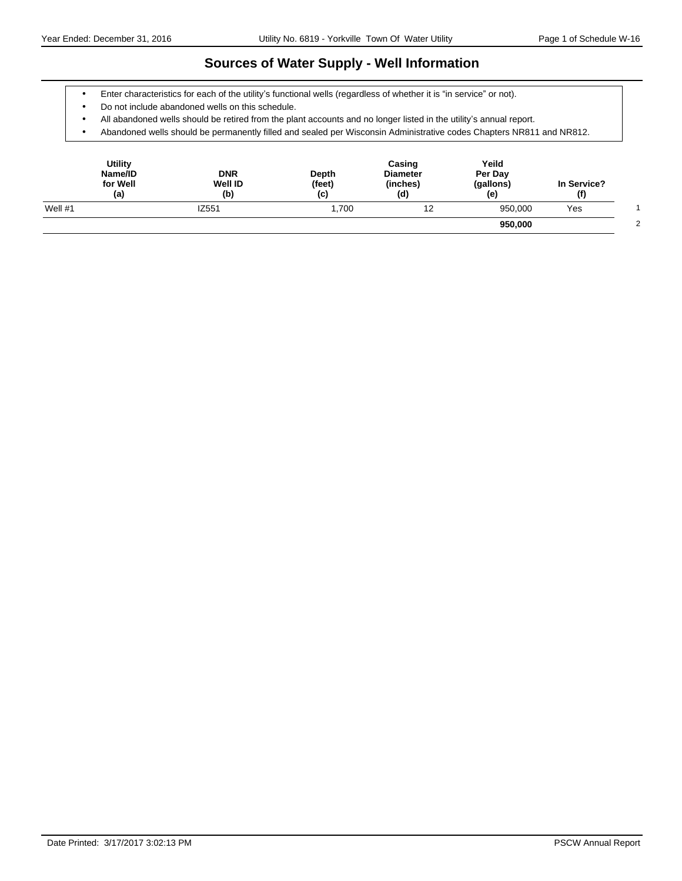# Sources of Water Supply - Well Information

- Enter characteristics for each of the utility's functional wells (regardless of whether it is "in service" or not).
- Do not include abandoned wells on this schedule.
- All abandoned wells should be retired from the plant accounts and no longer listed in the utility's annual report.
- Abandoned wells should be permanently filled and sealed per Wisconsin Administrative codes Chapters NR811 and NR812.

| Utility Name/ID for Well (a) | DNR Well ID (b) | Depth (feet) (c) | Casing Diameter (inches) (d) | Yeild Per Day (gallons) (e) | In Service? (f) | |
|---|---|---|---|---|---|---|
| Well #1 | IZ551 | 1,700 | 12 | 950,000 | Yes | 1 |
| | | | | **950,000** | | 2 |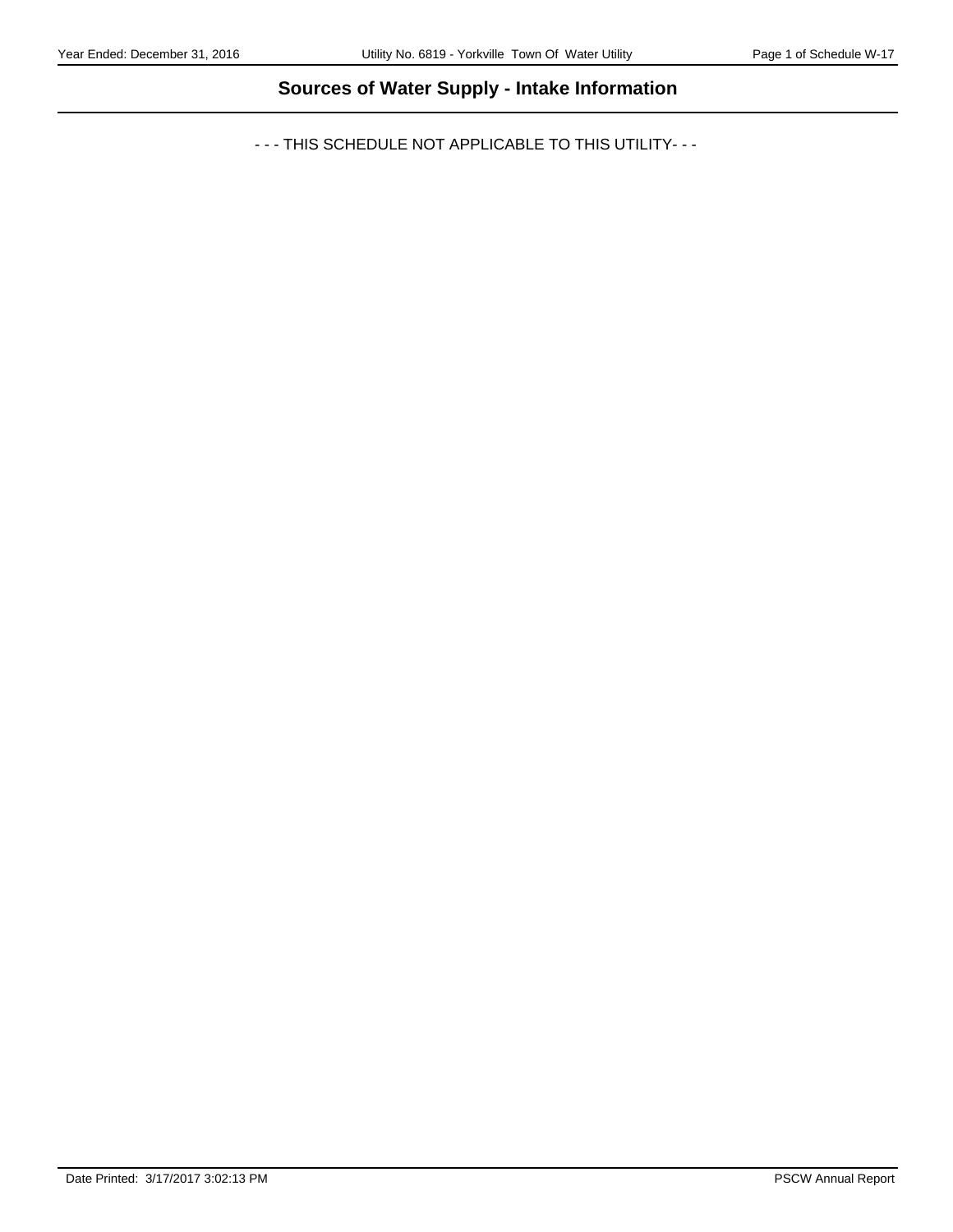## Sources of Water Supply - Intake Information

- - - THIS SCHEDULE NOT APPLICABLE TO THIS UTILITY- - -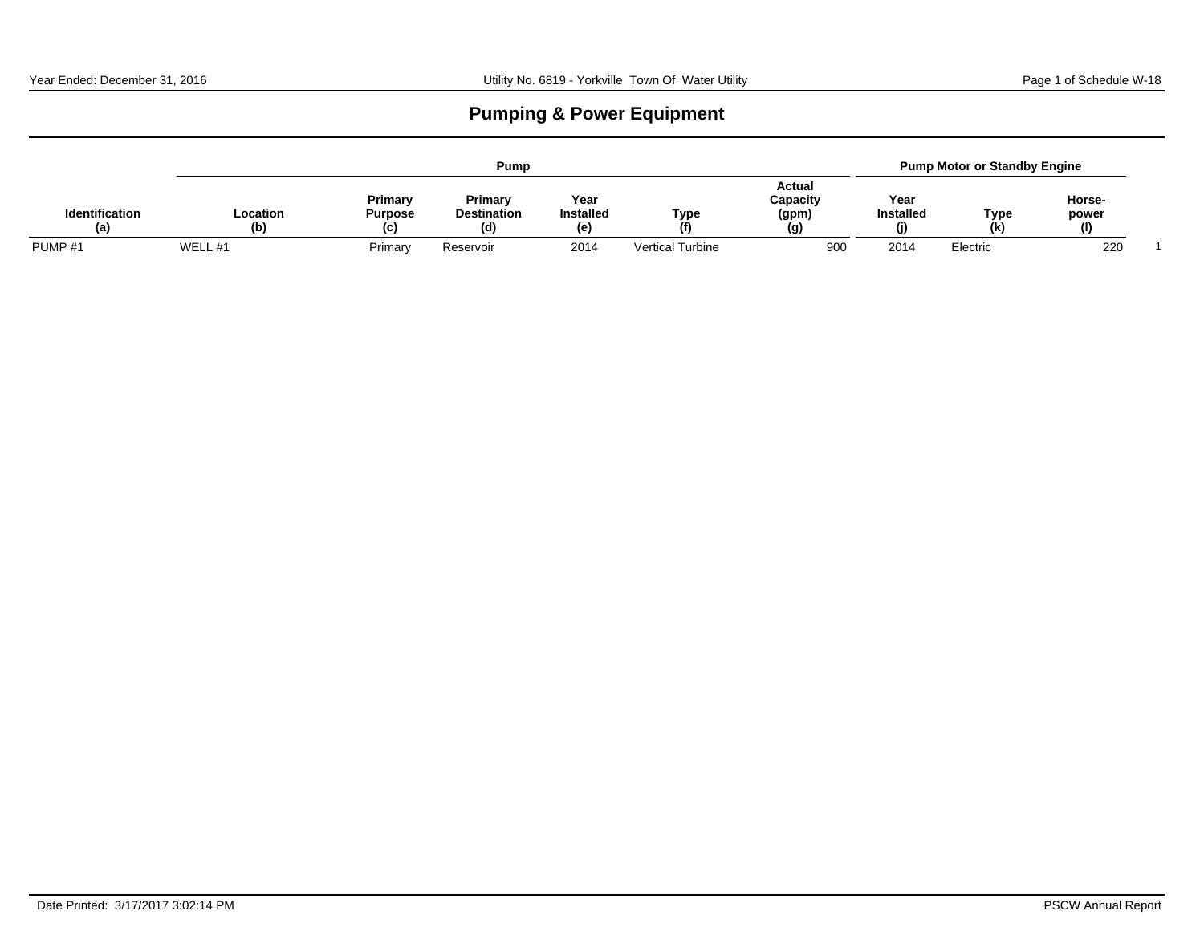# Pumping & Power Equipment

| | Pump | | | | | | Pump Motor or Standby Engine | | | |
|---|---|---|---|---|---|---|---|---|---|---|
| Identification (a) | Location (b) | Primary Purpose (c) | Primary Destination (d) | Year Installed (e) | Type (f) | Actual Capacity (gpm) (g) | Year Installed (j) | Type (k) | Horse-power (l) | |
| PUMP #1 | WELL #1 | Primary | Reservoir | 2014 | Vertical Turbine | 900 | 2014 | Electric | 220 | 1 |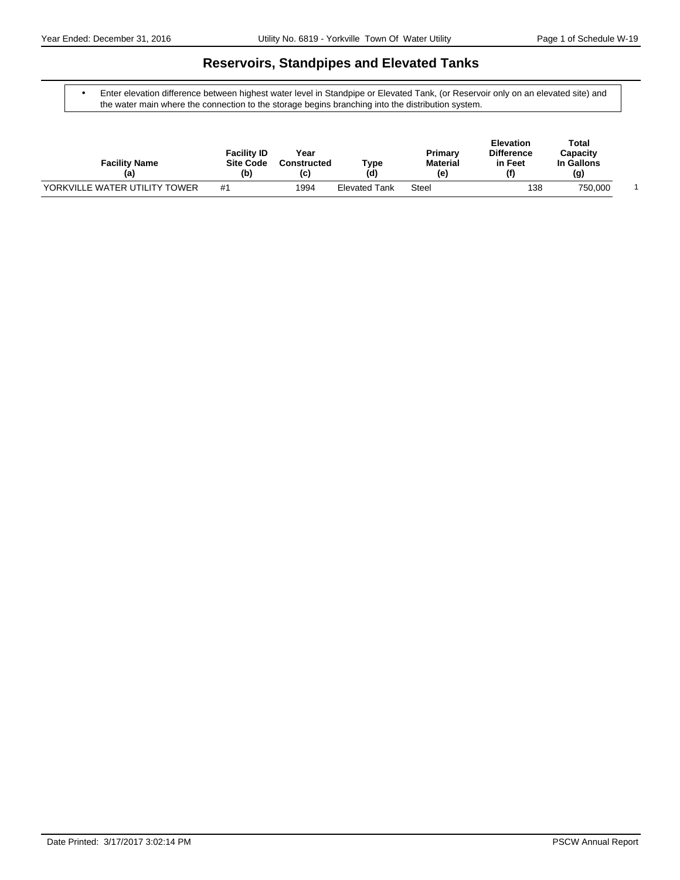# Reservoirs, Standpipes and Elevated Tanks

- Enter elevation difference between highest water level in Standpipe or Elevated Tank, (or Reservoir only on an elevated site) and the water main where the connection to the storage begins branching into the distribution system.

| Facility Name (a) | Facility ID Site Code (b) | Year Constructed (c) | Type (d) | Primary Material (e) | Elevation Difference in Feet (f) | Total Capacity In Gallons (g) | |
|---|---|---|---|---|---|---|---|
| YORKVILLE WATER UTILITY TOWER | #1 | 1994 | Elevated Tank | Steel | 138 | 750,000 | 1 |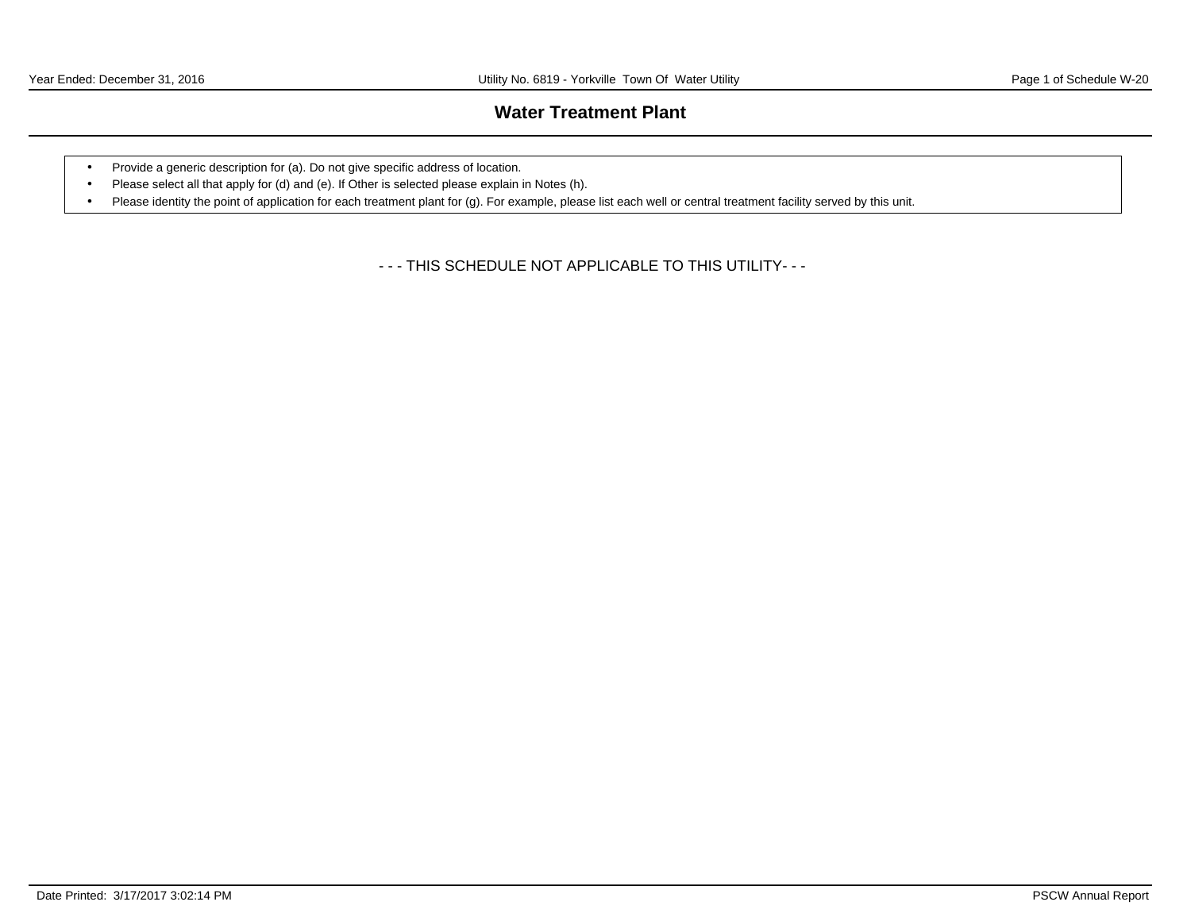# Water Treatment Plant

- Provide a generic description for (a). Do not give specific address of location.
- Please select all that apply for (d) and (e). If Other is selected please explain in Notes (h).
- Please identity the point of application for each treatment plant for (g). For example, please list each well or central treatment facility served by this unit.

- - - THIS SCHEDULE NOT APPLICABLE TO THIS UTILITY- - -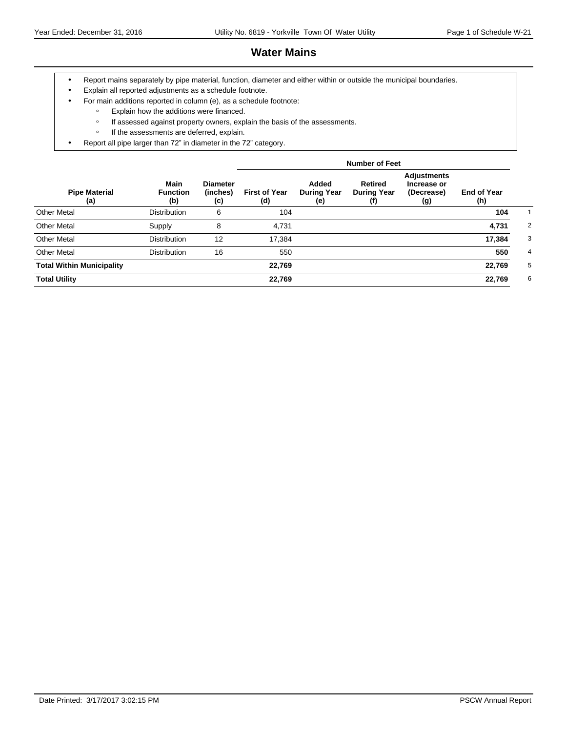# Water Mains

- Report mains separately by pipe material, function, diameter and either within or outside the municipal boundaries.
- Explain all reported adjustments as a schedule footnote.
- For main additions reported in column (e), as a schedule footnote:
  - Explain how the additions were financed.
  - If assessed against property owners, explain the basis of the assessments.
  - If the assessments are deferred, explain.
- Report all pipe larger than 72" in diameter in the 72" category.

| | | | Number of Feet | | | | | |
|---|---|---|---|---|---|---|---|---|
| **Pipe Material (a)** | **Main Function (b)** | **Diameter (inches) (c)** | **First of Year (d)** | **Added During Year (e)** | **Retired During Year (f)** | **Adjustments Increase or (Decrease) (g)** | **End of Year (h)** | |
| Other Metal | Distribution | 6 | 104 | | | | **104** | 1 |
| Other Metal | Supply | 8 | 4,731 | | | | **4,731** | 2 |
| Other Metal | Distribution | 12 | 17,384 | | | | **17,384** | 3 |
| Other Metal | Distribution | 16 | 550 | | | | **550** | 4 |
| **Total Within Municipality** | | | **22,769** | | | | **22,769** | 5 |
| **Total Utility** | | | **22,769** | | | | **22,769** | 6 |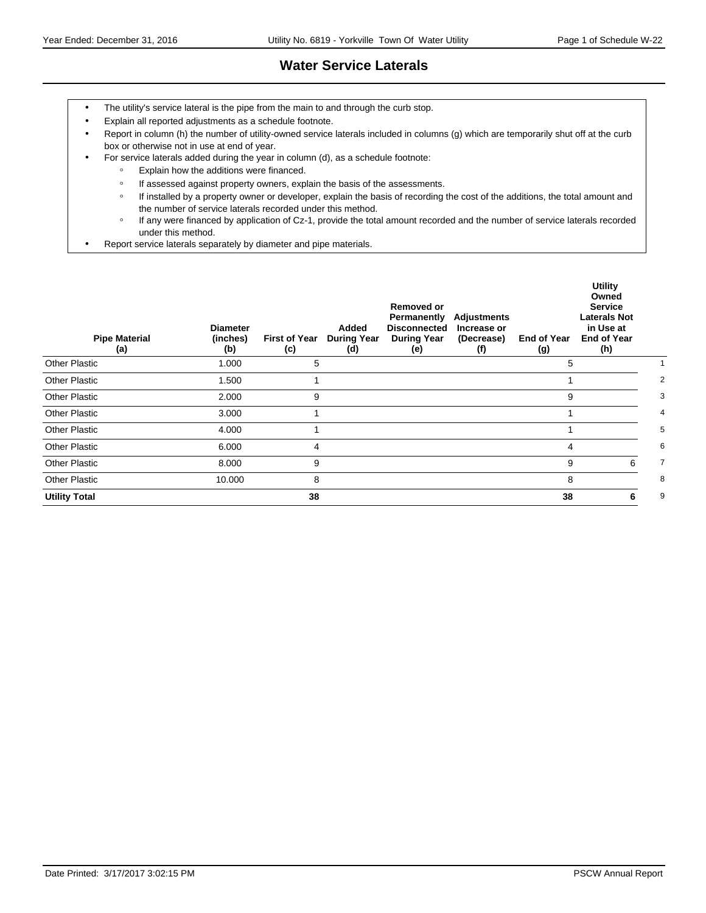# Water Service Laterals

- The utility's service lateral is the pipe from the main to and through the curb stop.
- Explain all reported adjustments as a schedule footnote.
- Report in column (h) the number of utility-owned service laterals included in columns (g) which are temporarily shut off at the curb box or otherwise not in use at end of year.
- For service laterals added during the year in column (d), as a schedule footnote:
  - Explain how the additions were financed.
  - If assessed against property owners, explain the basis of the assessments.
  - If installed by a property owner or developer, explain the basis of recording the cost of the additions, the total amount and the number of service laterals recorded under this method.
  - If any were financed by application of Cz-1, provide the total amount recorded and the number of service laterals recorded under this method.
- Report service laterals separately by diameter and pipe materials.

| Pipe Material (a) | Diameter (inches) (b) | First of Year (c) | Added During Year (d) | Removed or Permanently Disconnected During Year (e) | Adjustments Increase or (Decrease) (f) | End of Year (g) | Utility Owned Service Laterals Not in Use at End of Year (h) | |
|---|---|---|---|---|---|---|---|---|
| Other Plastic | 1.000 | 5 | | | | 5 | | 1 |
| Other Plastic | 1.500 | 1 | | | | 1 | | 2 |
| Other Plastic | 2.000 | 9 | | | | 9 | | 3 |
| Other Plastic | 3.000 | 1 | | | | 1 | | 4 |
| Other Plastic | 4.000 | 1 | | | | 1 | | 5 |
| Other Plastic | 6.000 | 4 | | | | 4 | | 6 |
| Other Plastic | 8.000 | 9 | | | | 9 | 6 | 7 |
| Other Plastic | 10.000 | 8 | | | | 8 | | 8 |
| **Utility Total** | | **38** | | | | **38** | **6** | 9 |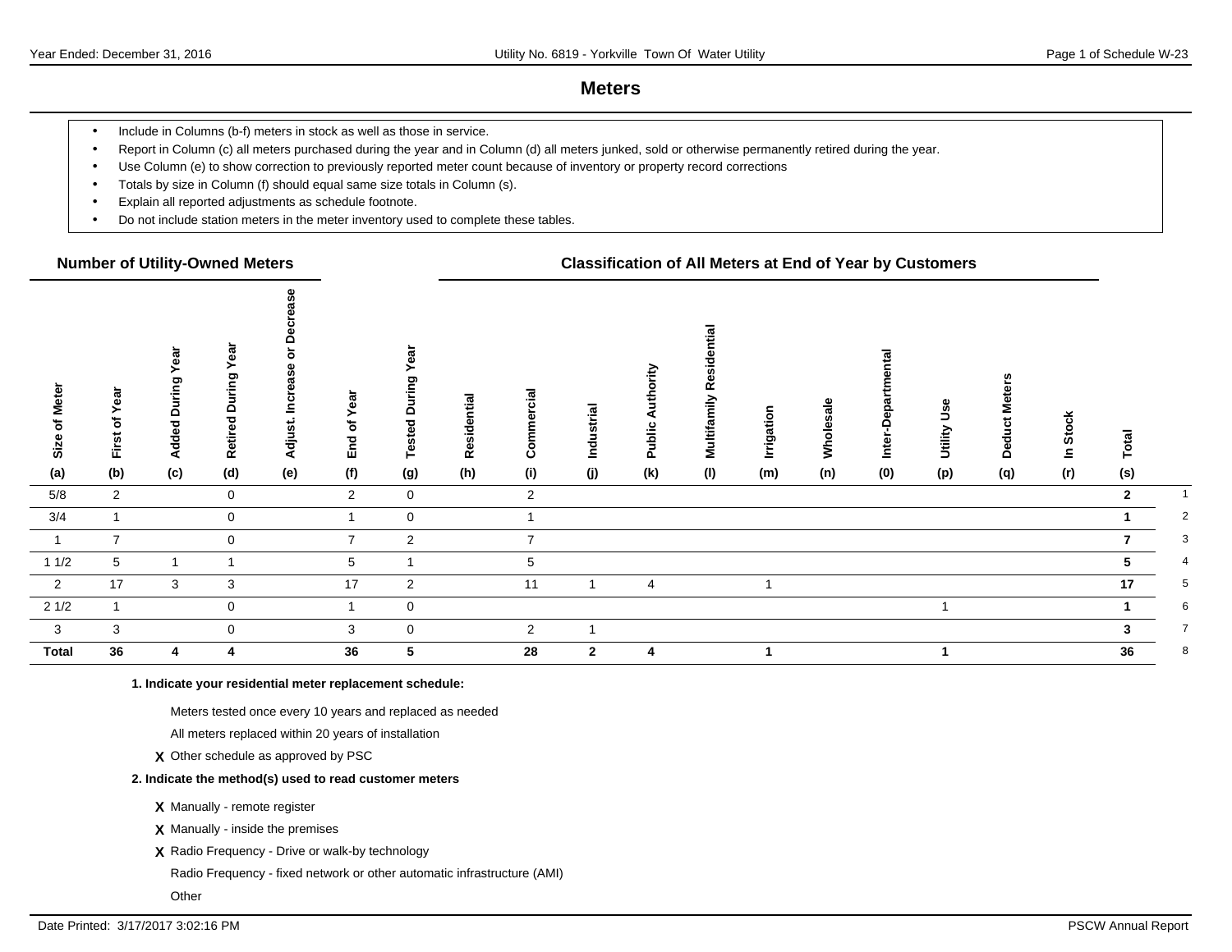# Meters

- Include in Columns (b-f) meters in stock as well as those in service.
- Report in Column (c) all meters purchased during the year and in Column (d) all meters junked, sold or otherwise permanently retired during the year.
- Use Column (e) to show correction to previously reported meter count because of inventory or property record corrections
- Totals by size in Column (f) should equal same size totals in Column (s).
- Explain all reported adjustments as schedule footnote.
- Do not include station meters in the meter inventory used to complete these tables.

| Number of Utility-Owned Meters | | | | | | | Classification of All Meters at End of Year by Customers | | | | | | | | | | | | |
|---|---|---|---|---|---|---|---|---|---|---|---|---|---|---|---|---|---|---|---|
| Size of Meter (a) | First of Year (b) | Added During Year (c) | Retired During Year (d) | Adjust. Increase or Decrease (e) | End of Year (f) | Tested During Year (g) | Residential (h) | Commercial (i) | Industrial (j) | Public Authority (k) | Multifamily Residential (l) | Irrigation (m) | Wholesale (n) | Inter-Departmental (0) | Utility Use (p) | Deduct Meters (q) | In Stock (r) | Total (s) | |
| 5/8 | 2 | | 0 | | 2 | 0 | | 2 | | | | | | | | | | **2** | 1 |
| 3/4 | 1 | | 0 | | 1 | 0 | | 1 | | | | | | | | | | **1** | 2 |
| 1 | 7 | | 0 | | 7 | 2 | | 7 | | | | | | | | | | **7** | 3 |
| 1 1/2 | 5 | 1 | 1 | | 5 | 1 | | 5 | | | | | | | | | | **5** | 4 |
| 2 | 17 | 3 | 3 | | 17 | 2 | | 11 | 1 | 4 | | 1 | | | | | | **17** | 5 |
| 2 1/2 | 1 | | 0 | | 1 | 0 | | | | | | | | | 1 | | | **1** | 6 |
| 3 | 3 | | 0 | | 3 | 0 | | 2 | 1 | | | | | | | | | **3** | 7 |
| **Total** | **36** | **4** | **4** | | **36** | **5** | | **28** | **2** | **4** | | **1** | | | **1** | | | **36** | 8 |

**1. Indicate your residential meter replacement schedule:**

Meters tested once every 10 years and replaced as needed

All meters replaced within 20 years of installation

**X** Other schedule as approved by PSC

**2. Indicate the method(s) used to read customer meters**

**X** Manually - remote register

**X** Manually - inside the premises

**X** Radio Frequency - Drive or walk-by technology

Radio Frequency - fixed network or other automatic infrastructure (AMI)

Other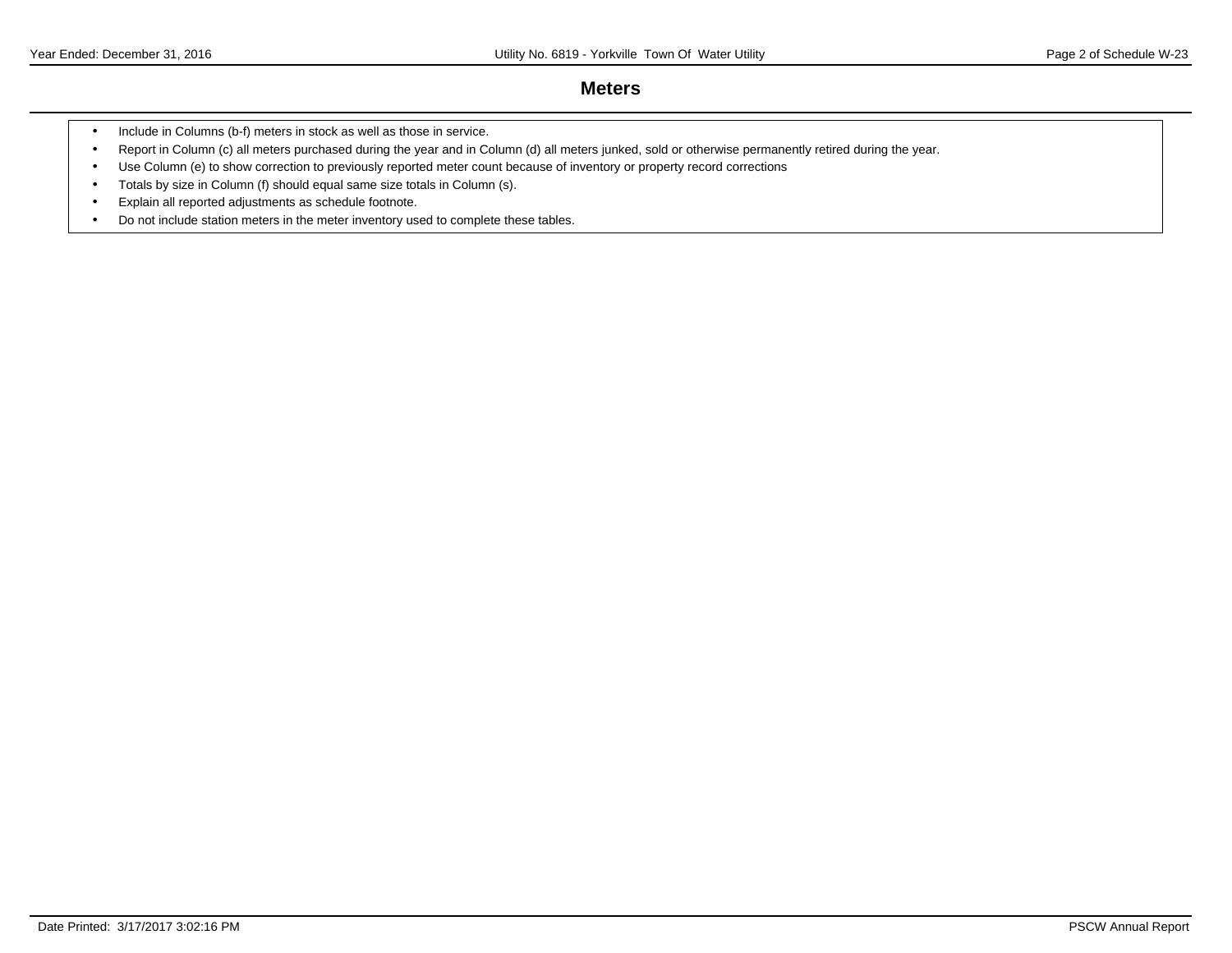## Meters

- Include in Columns (b-f) meters in stock as well as those in service.
- Report in Column (c) all meters purchased during the year and in Column (d) all meters junked, sold or otherwise permanently retired during the year.
- Use Column (e) to show correction to previously reported meter count because of inventory or property record corrections
- Totals by size in Column (f) should equal same size totals in Column (s).
- Explain all reported adjustments as schedule footnote.
- Do not include station meters in the meter inventory used to complete these tables.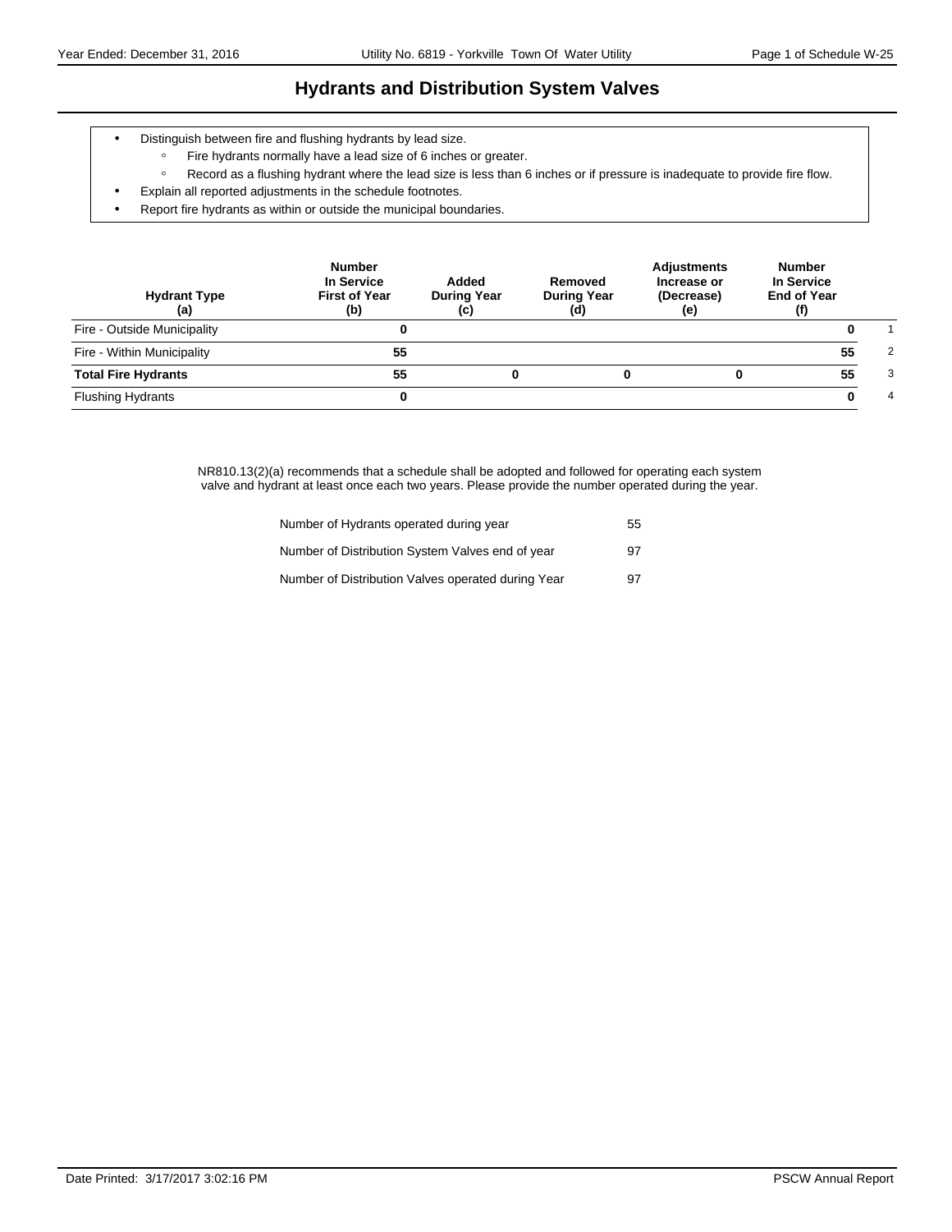# Hydrants and Distribution System Valves

- Distinguish between fire and flushing hydrants by lead size.
  - Fire hydrants normally have a lead size of 6 inches or greater.
  - Record as a flushing hydrant where the lead size is less than 6 inches or if pressure is inadequate to provide fire flow.
- Explain all reported adjustments in the schedule footnotes.
- Report fire hydrants as within or outside the municipal boundaries.

| Hydrant Type (a) | Number In Service First of Year (b) | Added During Year (c) | Removed During Year (d) | Adjustments Increase or (Decrease) (e) | Number In Service End of Year (f) | |
|---|---|---|---|---|---|---|
| Fire - Outside Municipality | 0 | | | | 0 | 1 |
| Fire - Within Municipality | 55 | | | | 55 | 2 |
| **Total Fire Hydrants** | **55** | **0** | **0** | **0** | **55** | 3 |
| Flushing Hydrants | 0 | | | | 0 | 4 |

NR810.13(2)(a) recommends that a schedule shall be adopted and followed for operating each system valve and hydrant at least once each two years. Please provide the number operated during the year.

| | |
|---|---|
| Number of Hydrants operated during year | 55 |
| Number of Distribution System Valves end of year | 97 |
| Number of Distribution Valves operated during Year | 97 |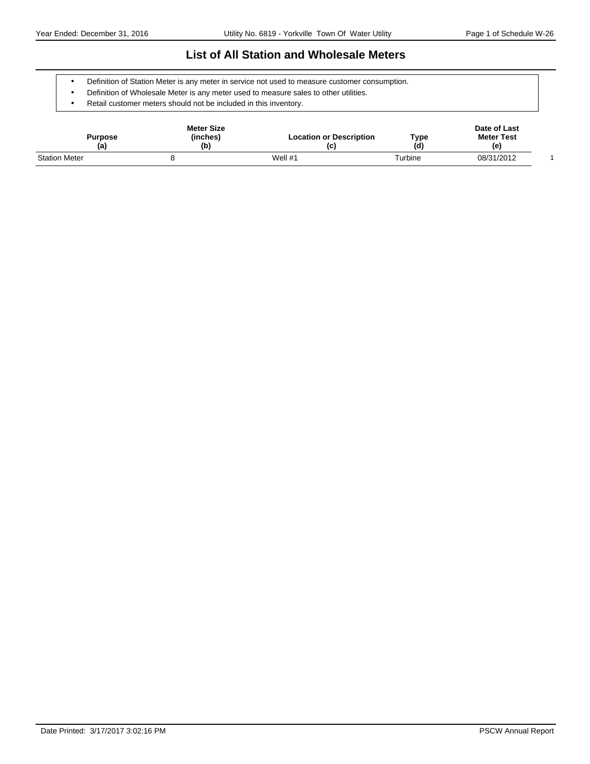# List of All Station and Wholesale Meters

- Definition of Station Meter is any meter in service not used to measure customer consumption.
- Definition of Wholesale Meter is any meter used to measure sales to other utilities.
- Retail customer meters should not be included in this inventory.

| Purpose (a) | Meter Size (inches) (b) | Location or Description (c) | Type (d) | Date of Last Meter Test (e) | |
|---|---|---|---|---|---|
| Station Meter | 8 | Well #1 | Turbine | 08/31/2012 | 1 |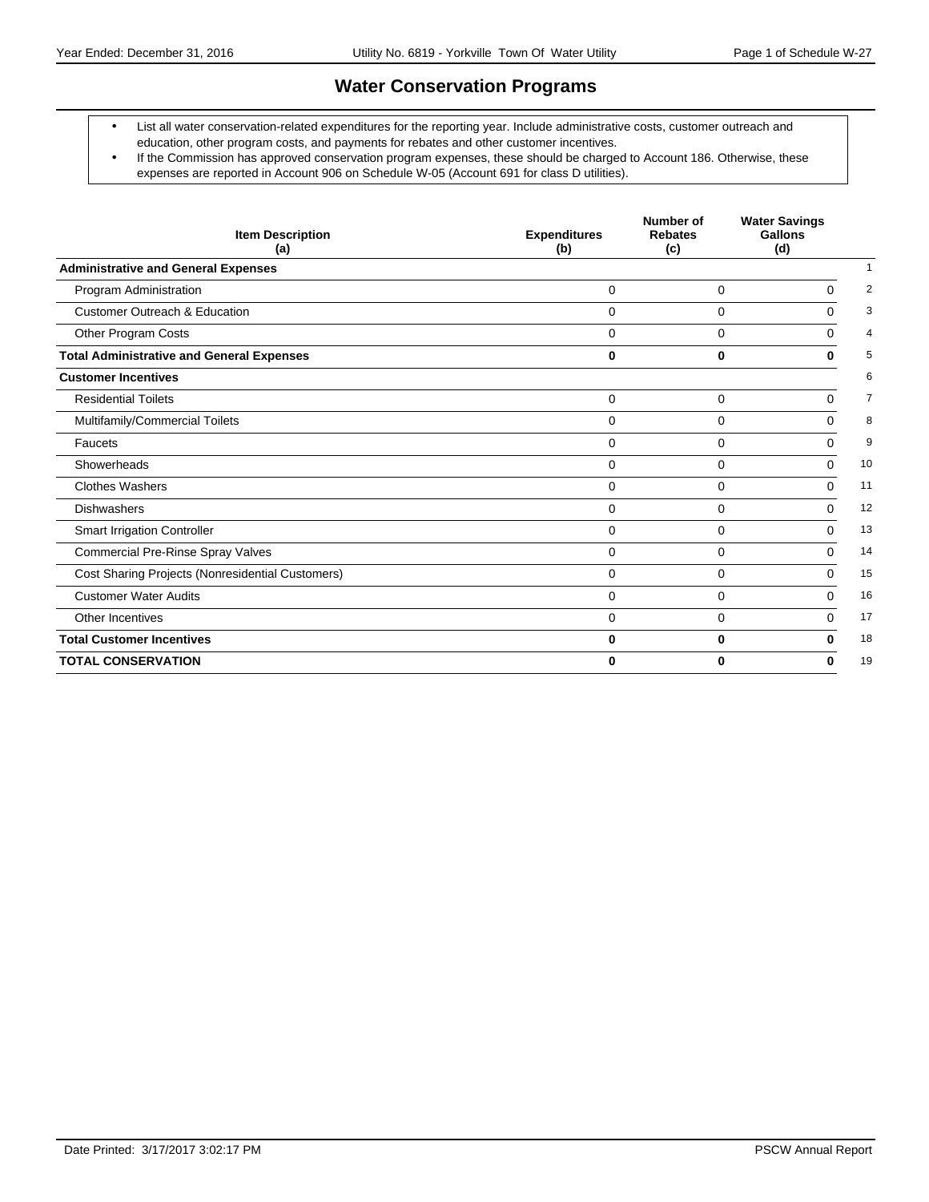# Water Conservation Programs

- List all water conservation-related expenditures for the reporting year. Include administrative costs, customer outreach and education, other program costs, and payments for rebates and other customer incentives.
- If the Commission has approved conservation program expenses, these should be charged to Account 186. Otherwise, these expenses are reported in Account 906 on Schedule W-05 (Account 691 for class D utilities).

| Item Description (a) | Expenditures (b) | Number of Rebates (c) | Water Savings Gallons (d) | |
|---|---|---|---|---|
| **Administrative and General Expenses** | | | | 1 |
| Program Administration | 0 | 0 | 0 | 2 |
| Customer Outreach & Education | 0 | 0 | 0 | 3 |
| Other Program Costs | 0 | 0 | 0 | 4 |
| **Total Administrative and General Expenses** | **0** | **0** | **0** | 5 |
| **Customer Incentives** | | | | 6 |
| Residential Toilets | 0 | 0 | 0 | 7 |
| Multifamily/Commercial Toilets | 0 | 0 | 0 | 8 |
| Faucets | 0 | 0 | 0 | 9 |
| Showerheads | 0 | 0 | 0 | 10 |
| Clothes Washers | 0 | 0 | 0 | 11 |
| Dishwashers | 0 | 0 | 0 | 12 |
| Smart Irrigation Controller | 0 | 0 | 0 | 13 |
| Commercial Pre-Rinse Spray Valves | 0 | 0 | 0 | 14 |
| Cost Sharing Projects (Nonresidential Customers) | 0 | 0 | 0 | 15 |
| Customer Water Audits | 0 | 0 | 0 | 16 |
| Other Incentives | 0 | 0 | 0 | 17 |
| **Total Customer Incentives** | **0** | **0** | **0** | 18 |
| **TOTAL CONSERVATION** | **0** | **0** | **0** | 19 |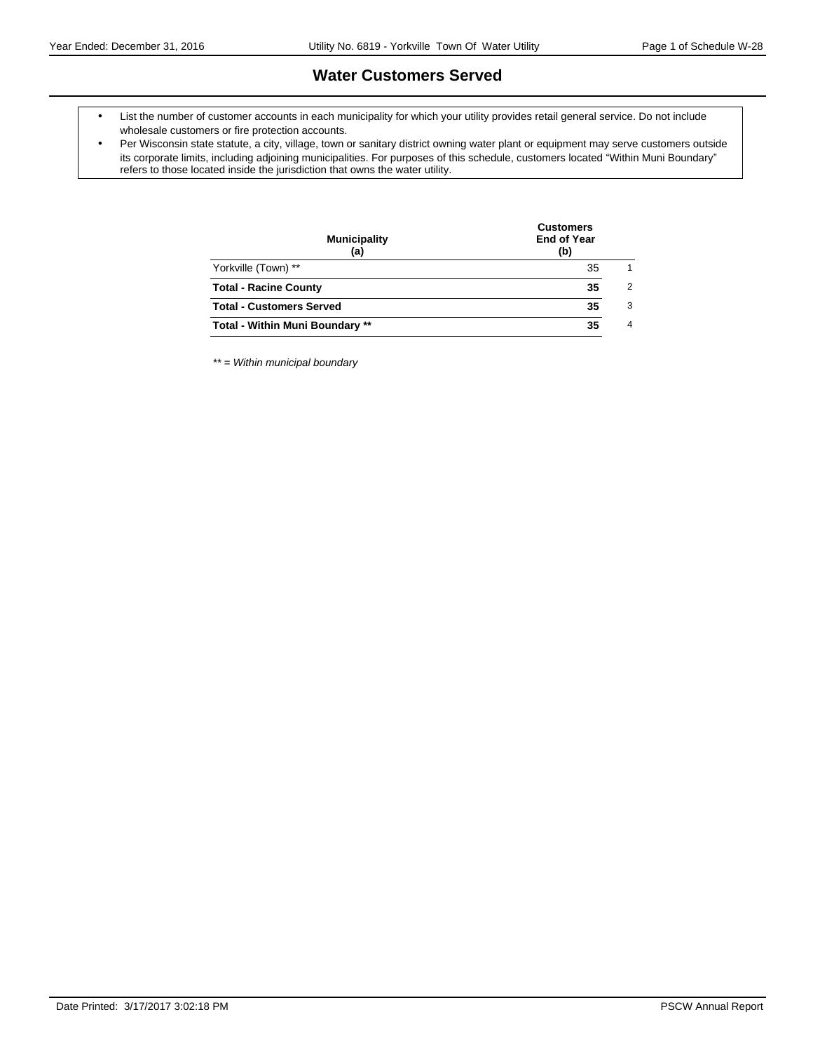# Water Customers Served

- List the number of customer accounts in each municipality for which your utility provides retail general service. Do not include wholesale customers or fire protection accounts.
- Per Wisconsin state statute, a city, village, town or sanitary district owning water plant or equipment may serve customers outside its corporate limits, including adjoining municipalities. For purposes of this schedule, customers located "Within Muni Boundary" refers to those located inside the jurisdiction that owns the water utility.

| Municipality (a) | Customers End of Year (b) | |
|---|---|---|
| Yorkville (Town) ** | 35 | 1 |
| **Total - Racine County** | **35** | 2 |
| **Total - Customers Served** | **35** | 3 |
| **Total - Within Muni Boundary **** | **35** | 4 |

*** = Within municipal boundary*